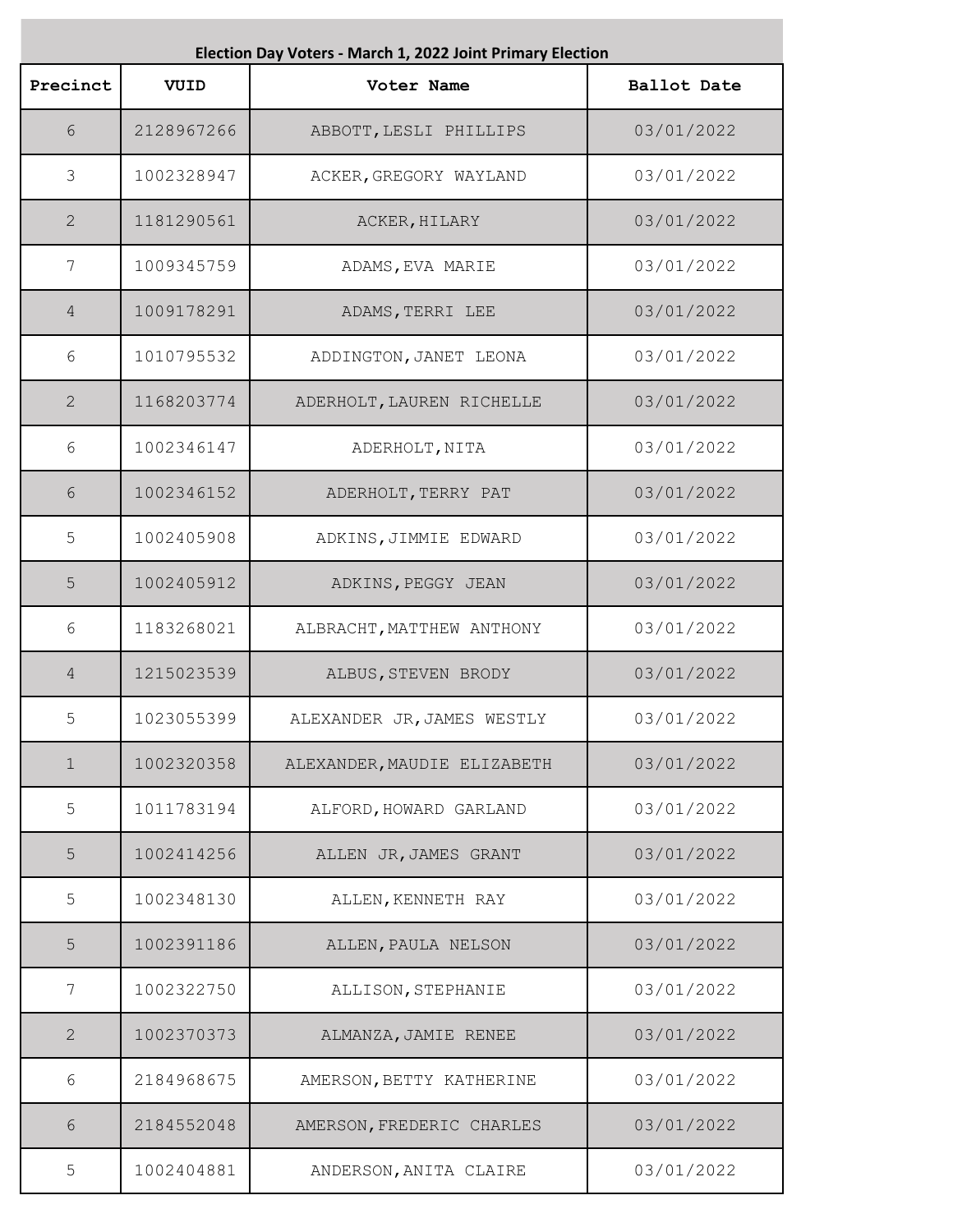## Election Day Voters - March 1, 2022 Joint Primary Election

| Precinct | VUID | Voter Name | Ballot Date |
|---|---|---|---|
| 6 | 2128967266 | ABBOTT,LESLI PHILLIPS | 03/01/2022 |
| 3 | 1002328947 | ACKER,GREGORY WAYLAND | 03/01/2022 |
| 2 | 1181290561 | ACKER,HILARY | 03/01/2022 |
| 7 | 1009345759 | ADAMS,EVA MARIE | 03/01/2022 |
| 4 | 1009178291 | ADAMS,TERRI LEE | 03/01/2022 |
| 6 | 1010795532 | ADDINGTON,JANET LEONA | 03/01/2022 |
| 2 | 1168203774 | ADERHOLT,LAUREN RICHELLE | 03/01/2022 |
| 6 | 1002346147 | ADERHOLT,NITA | 03/01/2022 |
| 6 | 1002346152 | ADERHOLT,TERRY PAT | 03/01/2022 |
| 5 | 1002405908 | ADKINS,JIMMIE EDWARD | 03/01/2022 |
| 5 | 1002405912 | ADKINS,PEGGY JEAN | 03/01/2022 |
| 6 | 1183268021 | ALBRACHT,MATTHEW ANTHONY | 03/01/2022 |
| 4 | 1215023539 | ALBUS,STEVEN BRODY | 03/01/2022 |
| 5 | 1023055399 | ALEXANDER JR,JAMES WESTLY | 03/01/2022 |
| 1 | 1002320358 | ALEXANDER,MAUDIE ELIZABETH | 03/01/2022 |
| 5 | 1011783194 | ALFORD,HOWARD GARLAND | 03/01/2022 |
| 5 | 1002414256 | ALLEN JR,JAMES GRANT | 03/01/2022 |
| 5 | 1002348130 | ALLEN,KENNETH RAY | 03/01/2022 |
| 5 | 1002391186 | ALLEN,PAULA NELSON | 03/01/2022 |
| 7 | 1002322750 | ALLISON,STEPHANIE | 03/01/2022 |
| 2 | 1002370373 | ALMANZA,JAMIE RENEE | 03/01/2022 |
| 6 | 2184968675 | AMERSON,BETTY KATHERINE | 03/01/2022 |
| 6 | 2184552048 | AMERSON,FREDERIC CHARLES | 03/01/2022 |
| 5 | 1002404881 | ANDERSON,ANITA CLAIRE | 03/01/2022 |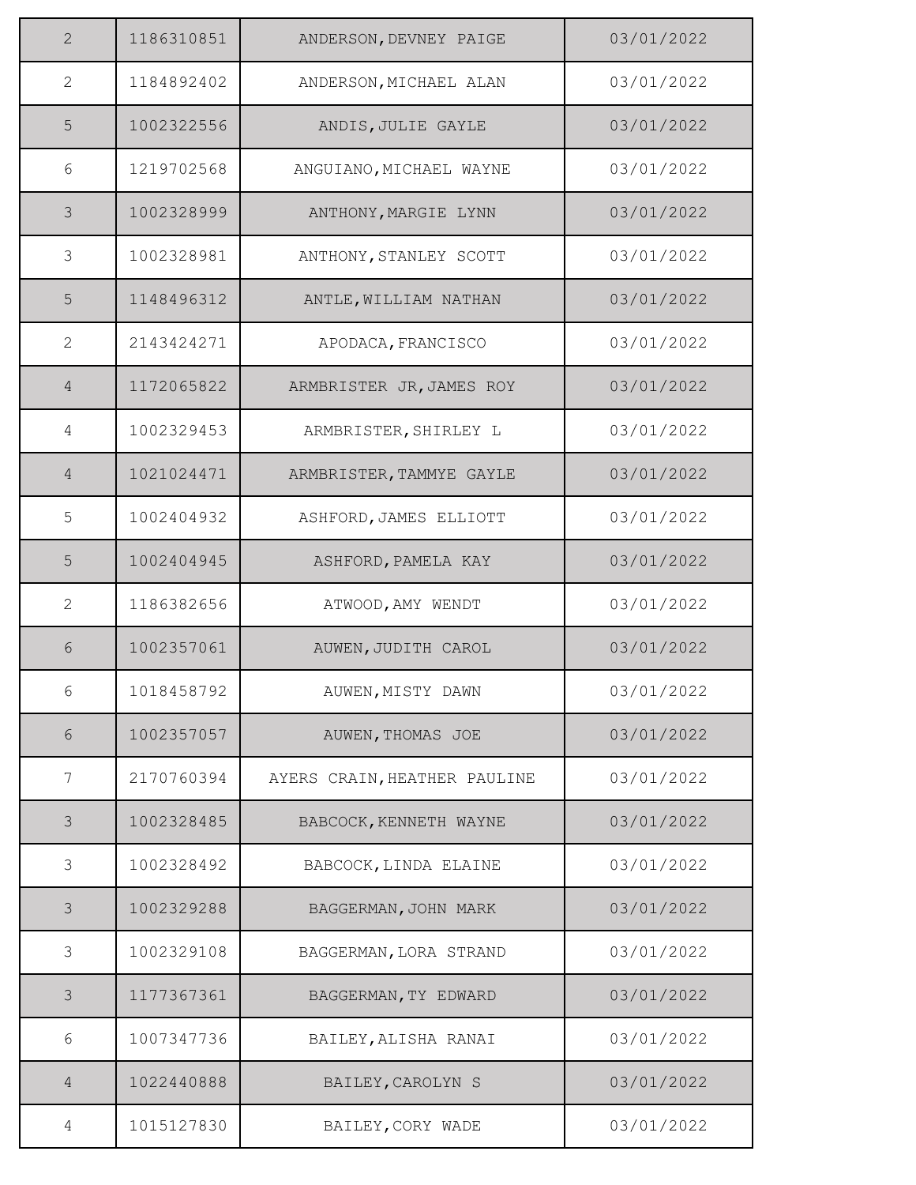| | | | |
|---|---|---|---|
| 2 | 1186310851 | ANDERSON,DEVNEY PAIGE | 03/01/2022 |
| 2 | 1184892402 | ANDERSON,MICHAEL ALAN | 03/01/2022 |
| 5 | 1002322556 | ANDIS,JULIE GAYLE | 03/01/2022 |
| 6 | 1219702568 | ANGUIANO,MICHAEL WAYNE | 03/01/2022 |
| 3 | 1002328999 | ANTHONY,MARGIE LYNN | 03/01/2022 |
| 3 | 1002328981 | ANTHONY,STANLEY SCOTT | 03/01/2022 |
| 5 | 1148496312 | ANTLE,WILLIAM NATHAN | 03/01/2022 |
| 2 | 2143424271 | APODACA,FRANCISCO | 03/01/2022 |
| 4 | 1172065822 | ARMBRISTER JR,JAMES ROY | 03/01/2022 |
| 4 | 1002329453 | ARMBRISTER,SHIRLEY L | 03/01/2022 |
| 4 | 1021024471 | ARMBRISTER,TAMMYE GAYLE | 03/01/2022 |
| 5 | 1002404932 | ASHFORD,JAMES ELLIOTT | 03/01/2022 |
| 5 | 1002404945 | ASHFORD,PAMELA KAY | 03/01/2022 |
| 2 | 1186382656 | ATWOOD,AMY WENDT | 03/01/2022 |
| 6 | 1002357061 | AUWEN,JUDITH CAROL | 03/01/2022 |
| 6 | 1018458792 | AUWEN,MISTY DAWN | 03/01/2022 |
| 6 | 1002357057 | AUWEN,THOMAS JOE | 03/01/2022 |
| 7 | 2170760394 | AYERS CRAIN,HEATHER PAULINE | 03/01/2022 |
| 3 | 1002328485 | BABCOCK,KENNETH WAYNE | 03/01/2022 |
| 3 | 1002328492 | BABCOCK,LINDA ELAINE | 03/01/2022 |
| 3 | 1002329288 | BAGGERMAN,JOHN MARK | 03/01/2022 |
| 3 | 1002329108 | BAGGERMAN,LORA STRAND | 03/01/2022 |
| 3 | 1177367361 | BAGGERMAN,TY EDWARD | 03/01/2022 |
| 6 | 1007347736 | BAILEY,ALISHA RANAI | 03/01/2022 |
| 4 | 1022440888 | BAILEY,CAROLYN S | 03/01/2022 |
| 4 | 1015127830 | BAILEY,CORY WADE | 03/01/2022 |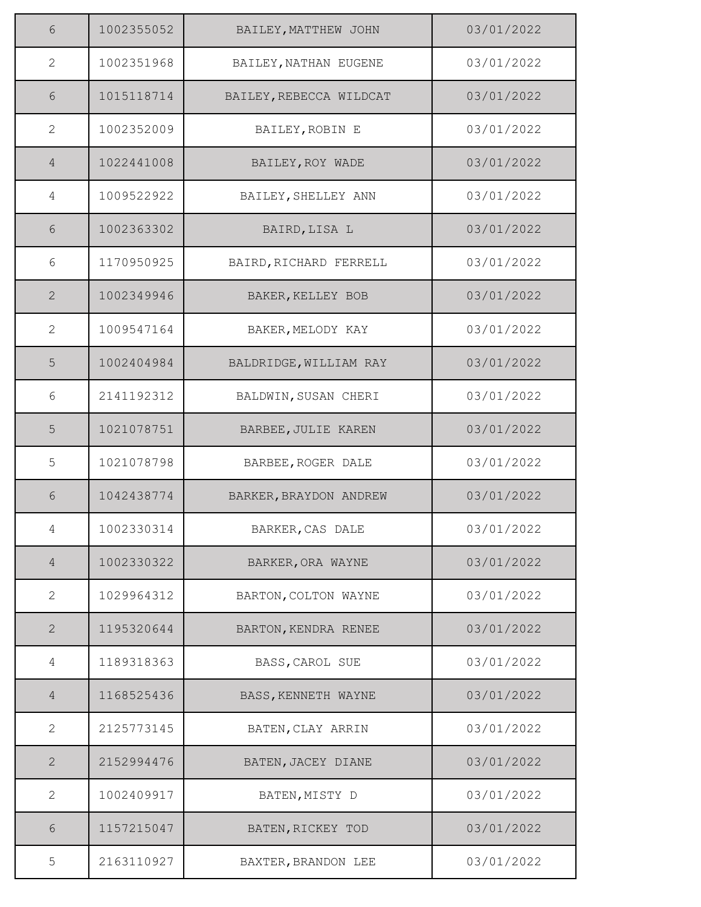| | | | |
|---|---|---|---|
| 6 | 1002355052 | BAILEY,MATTHEW JOHN | 03/01/2022 |
| 2 | 1002351968 | BAILEY,NATHAN EUGENE | 03/01/2022 |
| 6 | 1015118714 | BAILEY,REBECCA WILDCAT | 03/01/2022 |
| 2 | 1002352009 | BAILEY,ROBIN E | 03/01/2022 |
| 4 | 1022441008 | BAILEY,ROY WADE | 03/01/2022 |
| 4 | 1009522922 | BAILEY,SHELLEY ANN | 03/01/2022 |
| 6 | 1002363302 | BAIRD,LISA L | 03/01/2022 |
| 6 | 1170950925 | BAIRD,RICHARD FERRELL | 03/01/2022 |
| 2 | 1002349946 | BAKER,KELLEY BOB | 03/01/2022 |
| 2 | 1009547164 | BAKER,MELODY KAY | 03/01/2022 |
| 5 | 1002404984 | BALDRIDGE,WILLIAM RAY | 03/01/2022 |
| 6 | 2141192312 | BALDWIN,SUSAN CHERI | 03/01/2022 |
| 5 | 1021078751 | BARBEE,JULIE KAREN | 03/01/2022 |
| 5 | 1021078798 | BARBEE,ROGER DALE | 03/01/2022 |
| 6 | 1042438774 | BARKER,BRAYDON ANDREW | 03/01/2022 |
| 4 | 1002330314 | BARKER,CAS DALE | 03/01/2022 |
| 4 | 1002330322 | BARKER,ORA WAYNE | 03/01/2022 |
| 2 | 1029964312 | BARTON,COLTON WAYNE | 03/01/2022 |
| 2 | 1195320644 | BARTON,KENDRA RENEE | 03/01/2022 |
| 4 | 1189318363 | BASS,CAROL SUE | 03/01/2022 |
| 4 | 1168525436 | BASS,KENNETH WAYNE | 03/01/2022 |
| 2 | 2125773145 | BATEN,CLAY ARRIN | 03/01/2022 |
| 2 | 2152994476 | BATEN,JACEY DIANE | 03/01/2022 |
| 2 | 1002409917 | BATEN,MISTY D | 03/01/2022 |
| 6 | 1157215047 | BATEN,RICKEY TOD | 03/01/2022 |
| 5 | 2163110927 | BAXTER,BRANDON LEE | 03/01/2022 |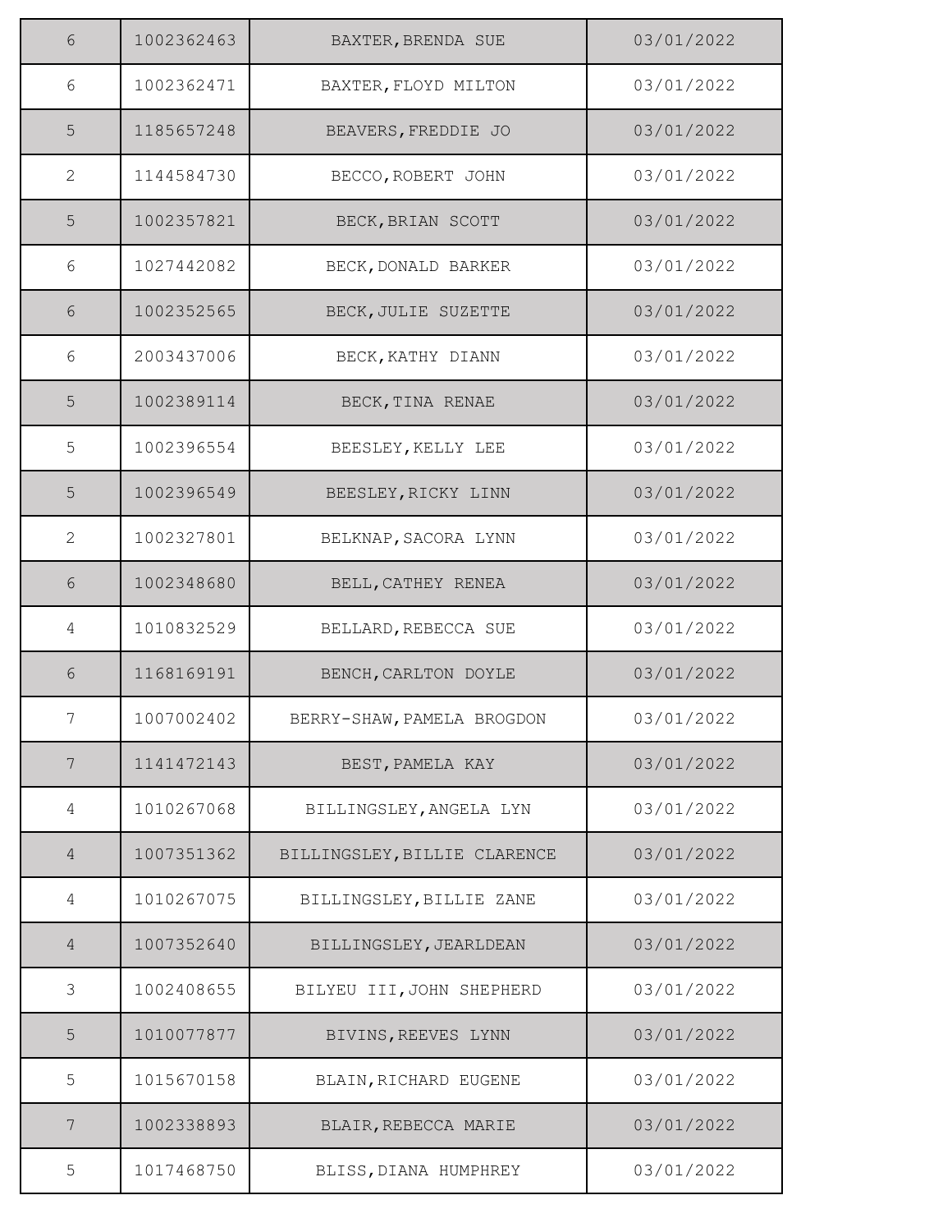| | | | |
|---|---|---|---|
| 6 | 1002362463 | BAXTER,BRENDA SUE | 03/01/2022 |
| 6 | 1002362471 | BAXTER,FLOYD MILTON | 03/01/2022 |
| 5 | 1185657248 | BEAVERS,FREDDIE JO | 03/01/2022 |
| 2 | 1144584730 | BECCO,ROBERT JOHN | 03/01/2022 |
| 5 | 1002357821 | BECK,BRIAN SCOTT | 03/01/2022 |
| 6 | 1027442082 | BECK,DONALD BARKER | 03/01/2022 |
| 6 | 1002352565 | BECK,JULIE SUZETTE | 03/01/2022 |
| 6 | 2003437006 | BECK,KATHY DIANN | 03/01/2022 |
| 5 | 1002389114 | BECK,TINA RENAE | 03/01/2022 |
| 5 | 1002396554 | BEESLEY,KELLY LEE | 03/01/2022 |
| 5 | 1002396549 | BEESLEY,RICKY LINN | 03/01/2022 |
| 2 | 1002327801 | BELKNAP,SACORA LYNN | 03/01/2022 |
| 6 | 1002348680 | BELL,CATHEY RENEA | 03/01/2022 |
| 4 | 1010832529 | BELLARD,REBECCA SUE | 03/01/2022 |
| 6 | 1168169191 | BENCH,CARLTON DOYLE | 03/01/2022 |
| 7 | 1007002402 | BERRY-SHAW,PAMELA BROGDON | 03/01/2022 |
| 7 | 1141472143 | BEST,PAMELA KAY | 03/01/2022 |
| 4 | 1010267068 | BILLINGSLEY,ANGELA LYN | 03/01/2022 |
| 4 | 1007351362 | BILLINGSLEY,BILLIE CLARENCE | 03/01/2022 |
| 4 | 1010267075 | BILLINGSLEY,BILLIE ZANE | 03/01/2022 |
| 4 | 1007352640 | BILLINGSLEY,JEARLDEAN | 03/01/2022 |
| 3 | 1002408655 | BILYEU III,JOHN SHEPHERD | 03/01/2022 |
| 5 | 1010077877 | BIVINS,REEVES LYNN | 03/01/2022 |
| 5 | 1015670158 | BLAIN,RICHARD EUGENE | 03/01/2022 |
| 7 | 1002338893 | BLAIR,REBECCA MARIE | 03/01/2022 |
| 5 | 1017468750 | BLISS,DIANA HUMPHREY | 03/01/2022 |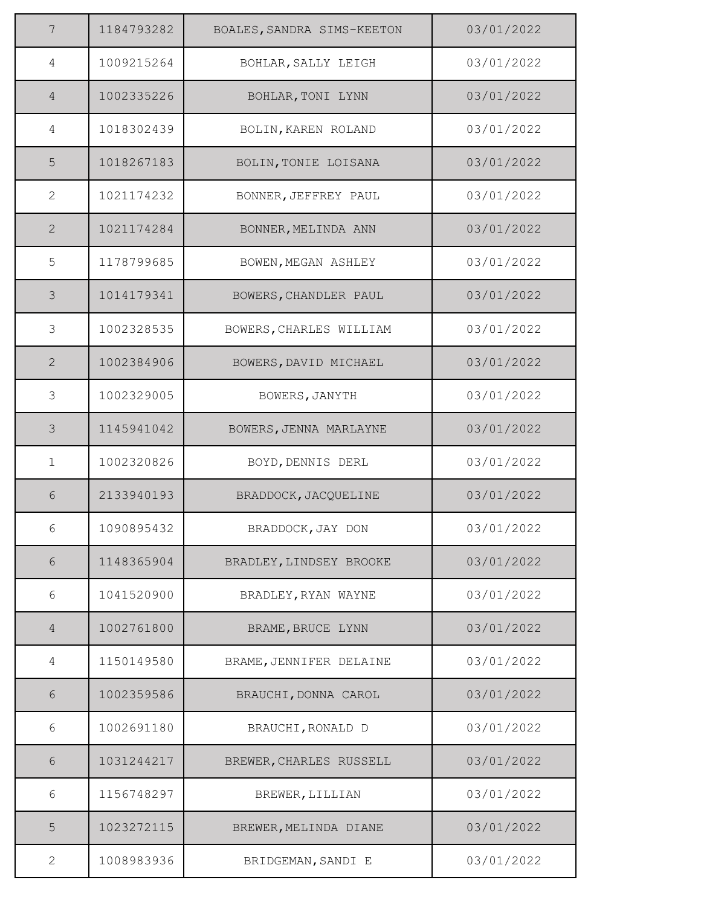| | | | |
|---|---|---|---|
| 7 | 1184793282 | BOALES,SANDRA SIMS-KEETON | 03/01/2022 |
| 4 | 1009215264 | BOHLAR,SALLY LEIGH | 03/01/2022 |
| 4 | 1002335226 | BOHLAR,TONI LYNN | 03/01/2022 |
| 4 | 1018302439 | BOLIN,KAREN ROLAND | 03/01/2022 |
| 5 | 1018267183 | BOLIN,TONIE LOISANA | 03/01/2022 |
| 2 | 1021174232 | BONNER,JEFFREY PAUL | 03/01/2022 |
| 2 | 1021174284 | BONNER,MELINDA ANN | 03/01/2022 |
| 5 | 1178799685 | BOWEN,MEGAN ASHLEY | 03/01/2022 |
| 3 | 1014179341 | BOWERS,CHANDLER PAUL | 03/01/2022 |
| 3 | 1002328535 | BOWERS,CHARLES WILLIAM | 03/01/2022 |
| 2 | 1002384906 | BOWERS,DAVID MICHAEL | 03/01/2022 |
| 3 | 1002329005 | BOWERS,JANYTH | 03/01/2022 |
| 3 | 1145941042 | BOWERS,JENNA MARLAYNE | 03/01/2022 |
| 1 | 1002320826 | BOYD,DENNIS DERL | 03/01/2022 |
| 6 | 2133940193 | BRADDOCK,JACQUELINE | 03/01/2022 |
| 6 | 1090895432 | BRADDOCK,JAY DON | 03/01/2022 |
| 6 | 1148365904 | BRADLEY,LINDSEY BROOKE | 03/01/2022 |
| 6 | 1041520900 | BRADLEY,RYAN WAYNE | 03/01/2022 |
| 4 | 1002761800 | BRAME,BRUCE LYNN | 03/01/2022 |
| 4 | 1150149580 | BRAME,JENNIFER DELAINE | 03/01/2022 |
| 6 | 1002359586 | BRAUCHI,DONNA CAROL | 03/01/2022 |
| 6 | 1002691180 | BRAUCHI,RONALD D | 03/01/2022 |
| 6 | 1031244217 | BREWER,CHARLES RUSSELL | 03/01/2022 |
| 6 | 1156748297 | BREWER,LILLIAN | 03/01/2022 |
| 5 | 1023272115 | BREWER,MELINDA DIANE | 03/01/2022 |
| 2 | 1008983936 | BRIDGEMAN,SANDI E | 03/01/2022 |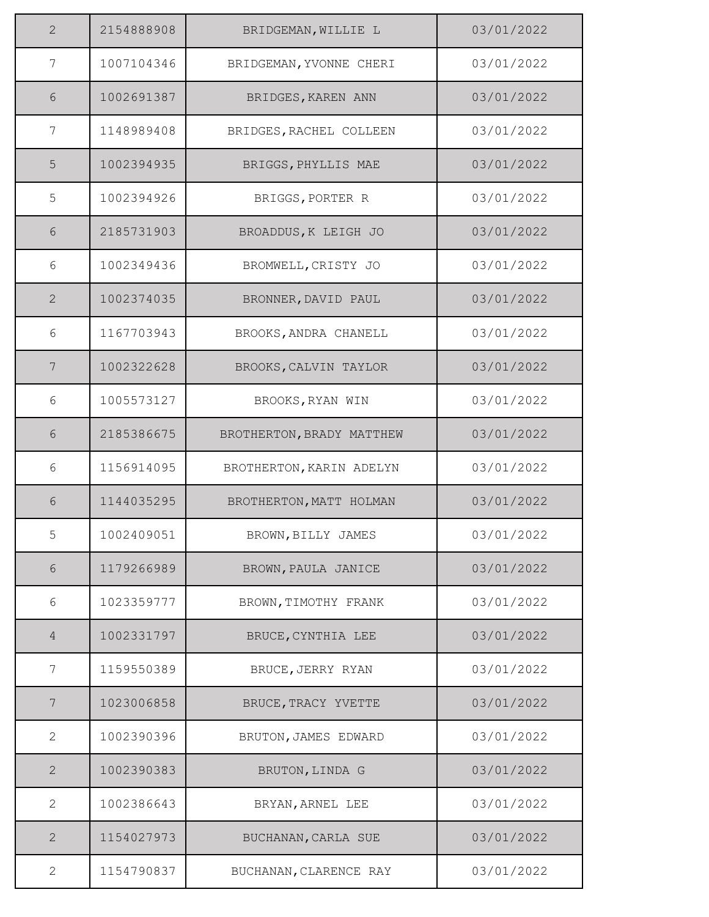| | | | |
|---|---|---|---|
| 2 | 2154888908 | BRIDGEMAN,WILLIE L | 03/01/2022 |
| 7 | 1007104346 | BRIDGEMAN,YVONNE CHERI | 03/01/2022 |
| 6 | 1002691387 | BRIDGES,KAREN ANN | 03/01/2022 |
| 7 | 1148989408 | BRIDGES,RACHEL COLLEEN | 03/01/2022 |
| 5 | 1002394935 | BRIGGS,PHYLLIS MAE | 03/01/2022 |
| 5 | 1002394926 | BRIGGS,PORTER R | 03/01/2022 |
| 6 | 2185731903 | BROADDUS,K LEIGH JO | 03/01/2022 |
| 6 | 1002349436 | BROMWELL,CRISTY JO | 03/01/2022 |
| 2 | 1002374035 | BRONNER,DAVID PAUL | 03/01/2022 |
| 6 | 1167703943 | BROOKS,ANDRA CHANELL | 03/01/2022 |
| 7 | 1002322628 | BROOKS,CALVIN TAYLOR | 03/01/2022 |
| 6 | 1005573127 | BROOKS,RYAN WIN | 03/01/2022 |
| 6 | 2185386675 | BROTHERTON,BRADY MATTHEW | 03/01/2022 |
| 6 | 1156914095 | BROTHERTON,KARIN ADELYN | 03/01/2022 |
| 6 | 1144035295 | BROTHERTON,MATT HOLMAN | 03/01/2022 |
| 5 | 1002409051 | BROWN,BILLY JAMES | 03/01/2022 |
| 6 | 1179266989 | BROWN,PAULA JANICE | 03/01/2022 |
| 6 | 1023359777 | BROWN,TIMOTHY FRANK | 03/01/2022 |
| 4 | 1002331797 | BRUCE,CYNTHIA LEE | 03/01/2022 |
| 7 | 1159550389 | BRUCE,JERRY RYAN | 03/01/2022 |
| 7 | 1023006858 | BRUCE,TRACY YVETTE | 03/01/2022 |
| 2 | 1002390396 | BRUTON,JAMES EDWARD | 03/01/2022 |
| 2 | 1002390383 | BRUTON,LINDA G | 03/01/2022 |
| 2 | 1002386643 | BRYAN,ARNEL LEE | 03/01/2022 |
| 2 | 1154027973 | BUCHANAN,CARLA SUE | 03/01/2022 |
| 2 | 1154790837 | BUCHANAN,CLARENCE RAY | 03/01/2022 |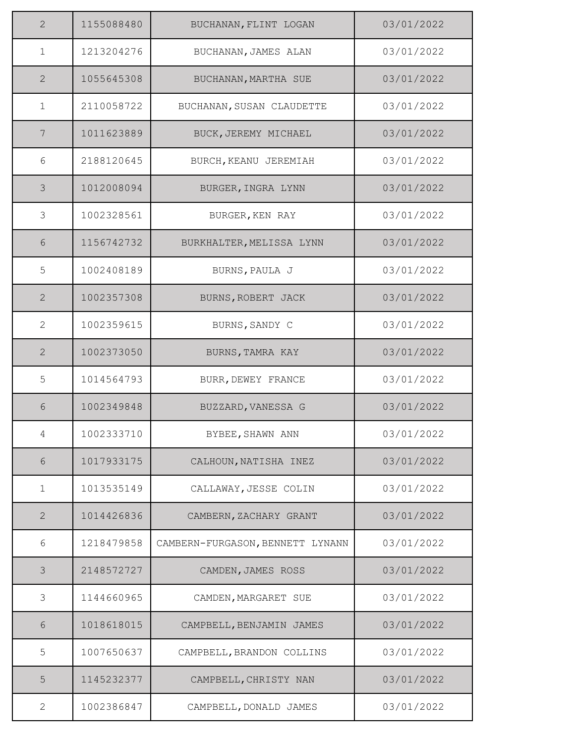| | | | |
|---|---|---|---|
| 2 | 1155088480 | BUCHANAN,FLINT LOGAN | 03/01/2022 |
| 1 | 1213204276 | BUCHANAN,JAMES ALAN | 03/01/2022 |
| 2 | 1055645308 | BUCHANAN,MARTHA SUE | 03/01/2022 |
| 1 | 2110058722 | BUCHANAN,SUSAN CLAUDETTE | 03/01/2022 |
| 7 | 1011623889 | BUCK,JEREMY MICHAEL | 03/01/2022 |
| 6 | 2188120645 | BURCH,KEANU JEREMIAH | 03/01/2022 |
| 3 | 1012008094 | BURGER,INGRA LYNN | 03/01/2022 |
| 3 | 1002328561 | BURGER,KEN RAY | 03/01/2022 |
| 6 | 1156742732 | BURKHALTER,MELISSA LYNN | 03/01/2022 |
| 5 | 1002408189 | BURNS,PAULA J | 03/01/2022 |
| 2 | 1002357308 | BURNS,ROBERT JACK | 03/01/2022 |
| 2 | 1002359615 | BURNS,SANDY C | 03/01/2022 |
| 2 | 1002373050 | BURNS,TAMRA KAY | 03/01/2022 |
| 5 | 1014564793 | BURR,DEWEY FRANCE | 03/01/2022 |
| 6 | 1002349848 | BUZZARD,VANESSA G | 03/01/2022 |
| 4 | 1002333710 | BYBEE,SHAWN ANN | 03/01/2022 |
| 6 | 1017933175 | CALHOUN,NATISHA INEZ | 03/01/2022 |
| 1 | 1013535149 | CALLAWAY,JESSE COLIN | 03/01/2022 |
| 2 | 1014426836 | CAMBERN,ZACHARY GRANT | 03/01/2022 |
| 6 | 1218479858 | CAMBERN-FURGASON,BENNETT LYNANN | 03/01/2022 |
| 3 | 2148572727 | CAMDEN,JAMES ROSS | 03/01/2022 |
| 3 | 1144660965 | CAMDEN,MARGARET SUE | 03/01/2022 |
| 6 | 1018618015 | CAMPBELL,BENJAMIN JAMES | 03/01/2022 |
| 5 | 1007650637 | CAMPBELL,BRANDON COLLINS | 03/01/2022 |
| 5 | 1145232377 | CAMPBELL,CHRISTY NAN | 03/01/2022 |
| 2 | 1002386847 | CAMPBELL,DONALD JAMES | 03/01/2022 |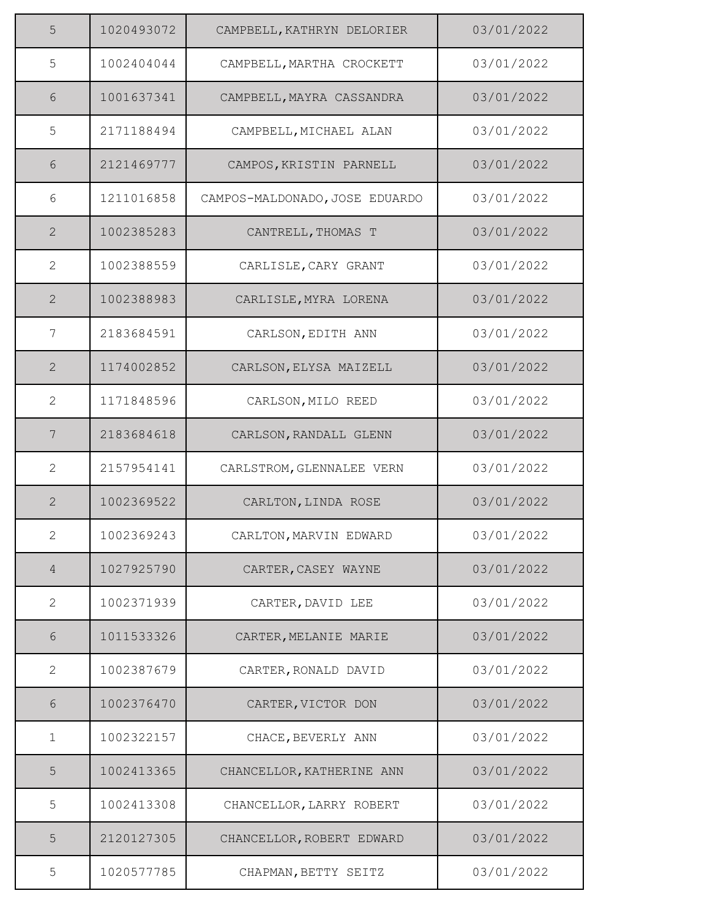| | | | |
|---|---|---|---|
| 5 | 1020493072 | CAMPBELL,KATHRYN DELORIER | 03/01/2022 |
| 5 | 1002404044 | CAMPBELL,MARTHA CROCKETT | 03/01/2022 |
| 6 | 1001637341 | CAMPBELL,MAYRA CASSANDRA | 03/01/2022 |
| 5 | 2171188494 | CAMPBELL,MICHAEL ALAN | 03/01/2022 |
| 6 | 2121469777 | CAMPOS,KRISTIN PARNELL | 03/01/2022 |
| 6 | 1211016858 | CAMPOS-MALDONADO,JOSE EDUARDO | 03/01/2022 |
| 2 | 1002385283 | CANTRELL,THOMAS T | 03/01/2022 |
| 2 | 1002388559 | CARLISLE,CARY GRANT | 03/01/2022 |
| 2 | 1002388983 | CARLISLE,MYRA LORENA | 03/01/2022 |
| 7 | 2183684591 | CARLSON,EDITH ANN | 03/01/2022 |
| 2 | 1174002852 | CARLSON,ELYSA MAIZELL | 03/01/2022 |
| 2 | 1171848596 | CARLSON,MILO REED | 03/01/2022 |
| 7 | 2183684618 | CARLSON,RANDALL GLENN | 03/01/2022 |
| 2 | 2157954141 | CARLSTROM,GLENNALEE VERN | 03/01/2022 |
| 2 | 1002369522 | CARLTON,LINDA ROSE | 03/01/2022 |
| 2 | 1002369243 | CARLTON,MARVIN EDWARD | 03/01/2022 |
| 4 | 1027925790 | CARTER,CASEY WAYNE | 03/01/2022 |
| 2 | 1002371939 | CARTER,DAVID LEE | 03/01/2022 |
| 6 | 1011533326 | CARTER,MELANIE MARIE | 03/01/2022 |
| 2 | 1002387679 | CARTER,RONALD DAVID | 03/01/2022 |
| 6 | 1002376470 | CARTER,VICTOR DON | 03/01/2022 |
| 1 | 1002322157 | CHACE,BEVERLY ANN | 03/01/2022 |
| 5 | 1002413365 | CHANCELLOR,KATHERINE ANN | 03/01/2022 |
| 5 | 1002413308 | CHANCELLOR,LARRY ROBERT | 03/01/2022 |
| 5 | 2120127305 | CHANCELLOR,ROBERT EDWARD | 03/01/2022 |
| 5 | 1020577785 | CHAPMAN,BETTY SEITZ | 03/01/2022 |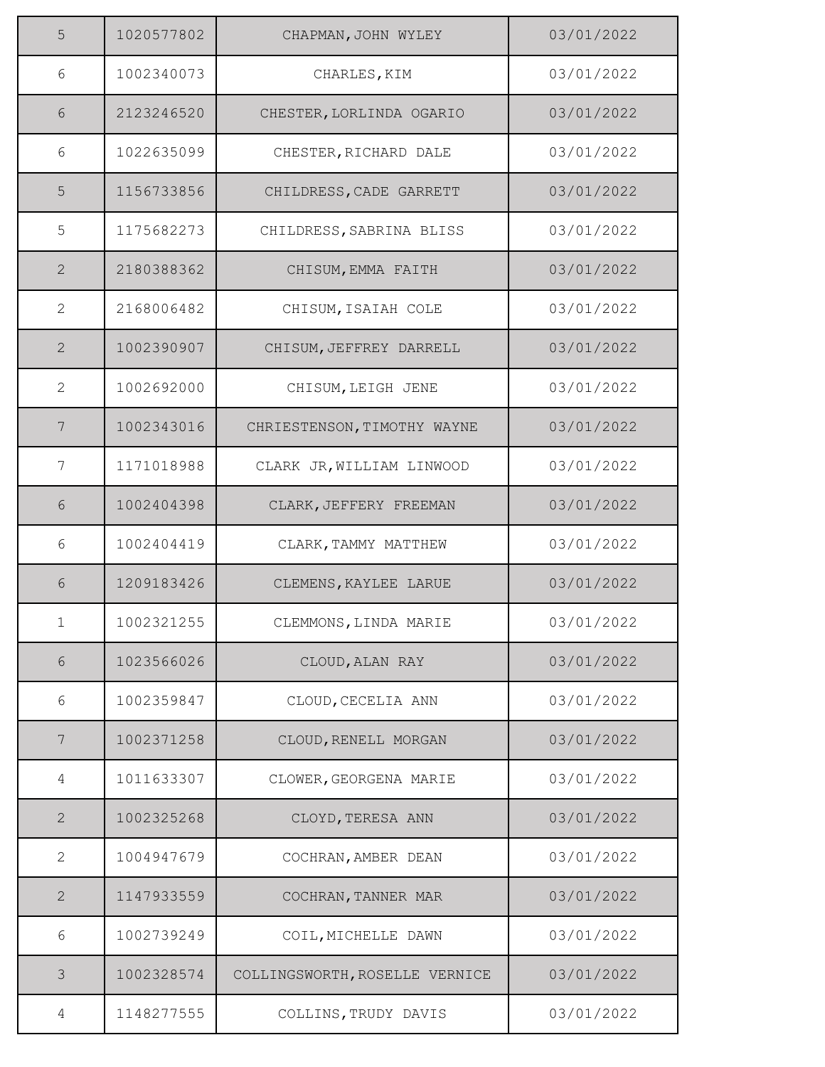| 5 | 1020577802 | CHAPMAN,JOHN WYLEY | 03/01/2022 |
|---|---|---|---|
| 6 | 1002340073 | CHARLES,KIM | 03/01/2022 |
| 6 | 2123246520 | CHESTER,LORLINDA OGARIO | 03/01/2022 |
| 6 | 1022635099 | CHESTER,RICHARD DALE | 03/01/2022 |
| 5 | 1156733856 | CHILDRESS,CADE GARRETT | 03/01/2022 |
| 5 | 1175682273 | CHILDRESS,SABRINA BLISS | 03/01/2022 |
| 2 | 2180388362 | CHISUM,EMMA FAITH | 03/01/2022 |
| 2 | 2168006482 | CHISUM,ISAIAH COLE | 03/01/2022 |
| 2 | 1002390907 | CHISUM,JEFFREY DARRELL | 03/01/2022 |
| 2 | 1002692000 | CHISUM,LEIGH JENE | 03/01/2022 |
| 7 | 1002343016 | CHRIESTENSON,TIMOTHY WAYNE | 03/01/2022 |
| 7 | 1171018988 | CLARK JR,WILLIAM LINWOOD | 03/01/2022 |
| 6 | 1002404398 | CLARK,JEFFERY FREEMAN | 03/01/2022 |
| 6 | 1002404419 | CLARK,TAMMY MATTHEW | 03/01/2022 |
| 6 | 1209183426 | CLEMENS,KAYLEE LARUE | 03/01/2022 |
| 1 | 1002321255 | CLEMMONS,LINDA MARIE | 03/01/2022 |
| 6 | 1023566026 | CLOUD,ALAN RAY | 03/01/2022 |
| 6 | 1002359847 | CLOUD,CECELIA ANN | 03/01/2022 |
| 7 | 1002371258 | CLOUD,RENELL MORGAN | 03/01/2022 |
| 4 | 1011633307 | CLOWER,GEORGENA MARIE | 03/01/2022 |
| 2 | 1002325268 | CLOYD,TERESA ANN | 03/01/2022 |
| 2 | 1004947679 | COCHRAN,AMBER DEAN | 03/01/2022 |
| 2 | 1147933559 | COCHRAN,TANNER MAR | 03/01/2022 |
| 6 | 1002739249 | COIL,MICHELLE DAWN | 03/01/2022 |
| 3 | 1002328574 | COLLINGSWORTH,ROSELLE VERNICE | 03/01/2022 |
| 4 | 1148277555 | COLLINS,TRUDY DAVIS | 03/01/2022 |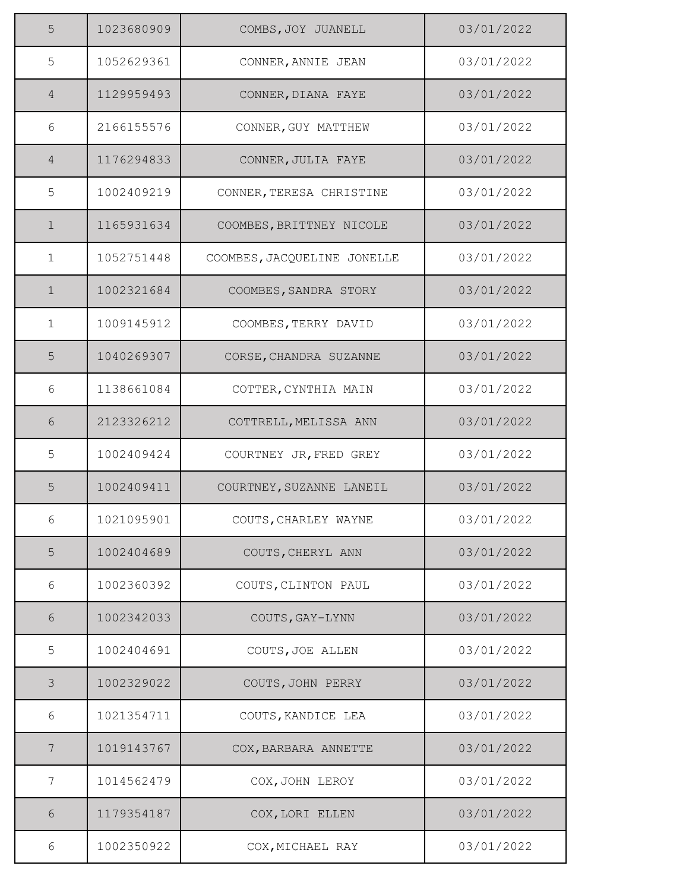| | | | |
|---|---|---|---|
| 5 | 1023680909 | COMBS,JOY JUANELL | 03/01/2022 |
| 5 | 1052629361 | CONNER,ANNIE JEAN | 03/01/2022 |
| 4 | 1129959493 | CONNER,DIANA FAYE | 03/01/2022 |
| 6 | 2166155576 | CONNER,GUY MATTHEW | 03/01/2022 |
| 4 | 1176294833 | CONNER,JULIA FAYE | 03/01/2022 |
| 5 | 1002409219 | CONNER,TERESA CHRISTINE | 03/01/2022 |
| 1 | 1165931634 | COOMBES,BRITTNEY NICOLE | 03/01/2022 |
| 1 | 1052751448 | COOMBES,JACQUELINE JONELLE | 03/01/2022 |
| 1 | 1002321684 | COOMBES,SANDRA STORY | 03/01/2022 |
| 1 | 1009145912 | COOMBES,TERRY DAVID | 03/01/2022 |
| 5 | 1040269307 | CORSE,CHANDRA SUZANNE | 03/01/2022 |
| 6 | 1138661084 | COTTER,CYNTHIA MAIN | 03/01/2022 |
| 6 | 2123326212 | COTTRELL,MELISSA ANN | 03/01/2022 |
| 5 | 1002409424 | COURTNEY JR,FRED GREY | 03/01/2022 |
| 5 | 1002409411 | COURTNEY,SUZANNE LANEIL | 03/01/2022 |
| 6 | 1021095901 | COUTS,CHARLEY WAYNE | 03/01/2022 |
| 5 | 1002404689 | COUTS,CHERYL ANN | 03/01/2022 |
| 6 | 1002360392 | COUTS,CLINTON PAUL | 03/01/2022 |
| 6 | 1002342033 | COUTS,GAY-LYNN | 03/01/2022 |
| 5 | 1002404691 | COUTS,JOE ALLEN | 03/01/2022 |
| 3 | 1002329022 | COUTS,JOHN PERRY | 03/01/2022 |
| 6 | 1021354711 | COUTS,KANDICE LEA | 03/01/2022 |
| 7 | 1019143767 | COX,BARBARA ANNETTE | 03/01/2022 |
| 7 | 1014562479 | COX,JOHN LEROY | 03/01/2022 |
| 6 | 1179354187 | COX,LORI ELLEN | 03/01/2022 |
| 6 | 1002350922 | COX,MICHAEL RAY | 03/01/2022 |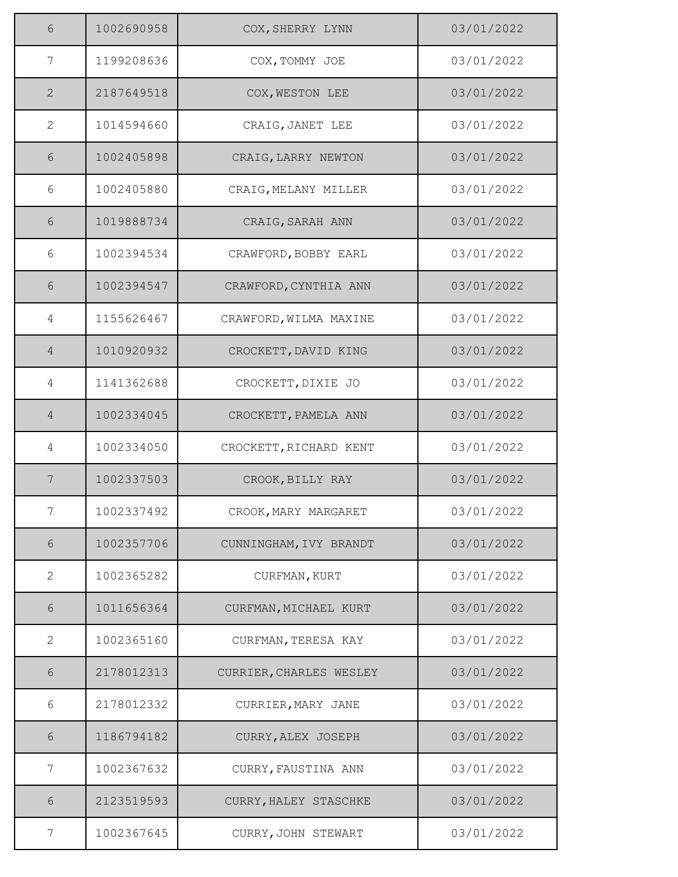| | | | |
|---|---|---|---|
| 6 | 1002690958 | COX,SHERRY LYNN | 03/01/2022 |
| 7 | 1199208636 | COX,TOMMY JOE | 03/01/2022 |
| 2 | 2187649518 | COX,WESTON LEE | 03/01/2022 |
| 2 | 1014594660 | CRAIG,JANET LEE | 03/01/2022 |
| 6 | 1002405898 | CRAIG,LARRY NEWTON | 03/01/2022 |
| 6 | 1002405880 | CRAIG,MELANY MILLER | 03/01/2022 |
| 6 | 1019888734 | CRAIG,SARAH ANN | 03/01/2022 |
| 6 | 1002394534 | CRAWFORD,BOBBY EARL | 03/01/2022 |
| 6 | 1002394547 | CRAWFORD,CYNTHIA ANN | 03/01/2022 |
| 4 | 1155626467 | CRAWFORD,WILMA MAXINE | 03/01/2022 |
| 4 | 1010920932 | CROCKETT,DAVID KING | 03/01/2022 |
| 4 | 1141362688 | CROCKETT,DIXIE JO | 03/01/2022 |
| 4 | 1002334045 | CROCKETT,PAMELA ANN | 03/01/2022 |
| 4 | 1002334050 | CROCKETT,RICHARD KENT | 03/01/2022 |
| 7 | 1002337503 | CROOK,BILLY RAY | 03/01/2022 |
| 7 | 1002337492 | CROOK,MARY MARGARET | 03/01/2022 |
| 6 | 1002357706 | CUNNINGHAM,IVY BRANDT | 03/01/2022 |
| 2 | 1002365282 | CURFMAN,KURT | 03/01/2022 |
| 6 | 1011656364 | CURFMAN,MICHAEL KURT | 03/01/2022 |
| 2 | 1002365160 | CURFMAN,TERESA KAY | 03/01/2022 |
| 6 | 2178012313 | CURRIER,CHARLES WESLEY | 03/01/2022 |
| 6 | 2178012332 | CURRIER,MARY JANE | 03/01/2022 |
| 6 | 1186794182 | CURRY,ALEX JOSEPH | 03/01/2022 |
| 7 | 1002367632 | CURRY,FAUSTINA ANN | 03/01/2022 |
| 6 | 2123519593 | CURRY,HALEY STASCHKE | 03/01/2022 |
| 7 | 1002367645 | CURRY,JOHN STEWART | 03/01/2022 |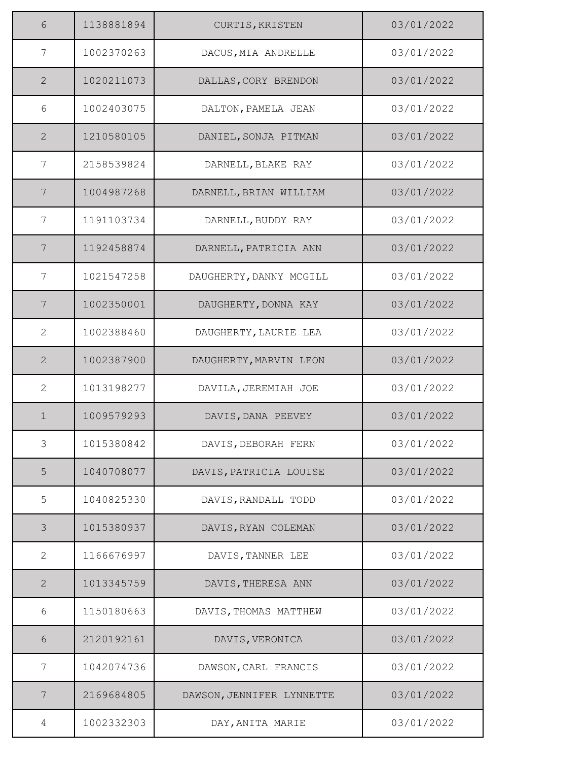| | | | |
|---|---|---|---|
| 6 | 1138881894 | CURTIS,KRISTEN | 03/01/2022 |
| 7 | 1002370263 | DACUS,MIA ANDRELLE | 03/01/2022 |
| 2 | 1020211073 | DALLAS,CORY BRENDON | 03/01/2022 |
| 6 | 1002403075 | DALTON,PAMELA JEAN | 03/01/2022 |
| 2 | 1210580105 | DANIEL,SONJA PITMAN | 03/01/2022 |
| 7 | 2158539824 | DARNELL,BLAKE RAY | 03/01/2022 |
| 7 | 1004987268 | DARNELL,BRIAN WILLIAM | 03/01/2022 |
| 7 | 1191103734 | DARNELL,BUDDY RAY | 03/01/2022 |
| 7 | 1192458874 | DARNELL,PATRICIA ANN | 03/01/2022 |
| 7 | 1021547258 | DAUGHERTY,DANNY MCGILL | 03/01/2022 |
| 7 | 1002350001 | DAUGHERTY,DONNA KAY | 03/01/2022 |
| 2 | 1002388460 | DAUGHERTY,LAURIE LEA | 03/01/2022 |
| 2 | 1002387900 | DAUGHERTY,MARVIN LEON | 03/01/2022 |
| 2 | 1013198277 | DAVILA,JEREMIAH JOE | 03/01/2022 |
| 1 | 1009579293 | DAVIS,DANA PEEVEY | 03/01/2022 |
| 3 | 1015380842 | DAVIS,DEBORAH FERN | 03/01/2022 |
| 5 | 1040708077 | DAVIS,PATRICIA LOUISE | 03/01/2022 |
| 5 | 1040825330 | DAVIS,RANDALL TODD | 03/01/2022 |
| 3 | 1015380937 | DAVIS,RYAN COLEMAN | 03/01/2022 |
| 2 | 1166676997 | DAVIS,TANNER LEE | 03/01/2022 |
| 2 | 1013345759 | DAVIS,THERESA ANN | 03/01/2022 |
| 6 | 1150180663 | DAVIS,THOMAS MATTHEW | 03/01/2022 |
| 6 | 2120192161 | DAVIS,VERONICA | 03/01/2022 |
| 7 | 1042074736 | DAWSON,CARL FRANCIS | 03/01/2022 |
| 7 | 2169684805 | DAWSON,JENNIFER LYNNETTE | 03/01/2022 |
| 4 | 1002332303 | DAY,ANITA MARIE | 03/01/2022 |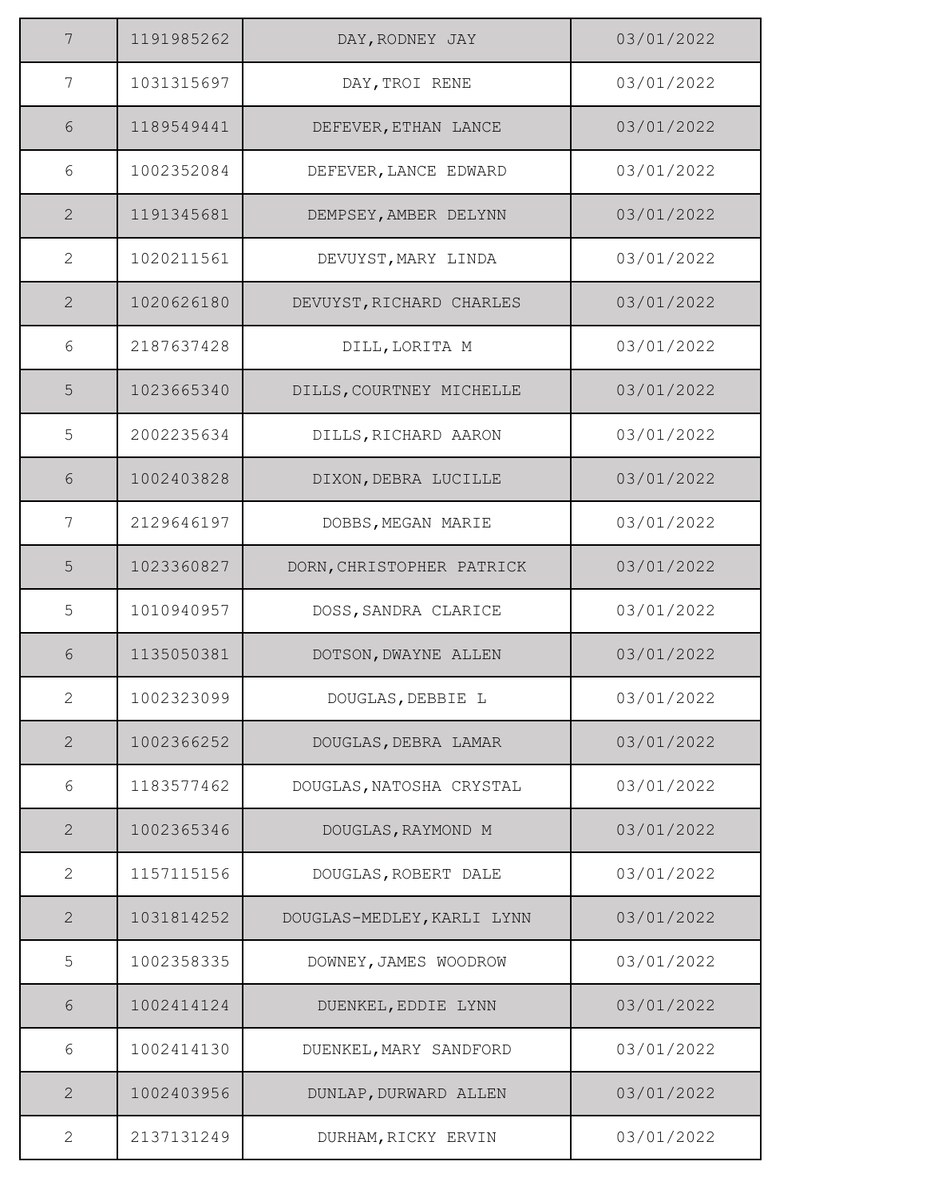| | | | |
|---|---|---|---|
| 7 | 1191985262 | DAY,RODNEY JAY | 03/01/2022 |
| 7 | 1031315697 | DAY,TROI RENE | 03/01/2022 |
| 6 | 1189549441 | DEFEVER,ETHAN LANCE | 03/01/2022 |
| 6 | 1002352084 | DEFEVER,LANCE EDWARD | 03/01/2022 |
| 2 | 1191345681 | DEMPSEY,AMBER DELYNN | 03/01/2022 |
| 2 | 1020211561 | DEVUYST,MARY LINDA | 03/01/2022 |
| 2 | 1020626180 | DEVUYST,RICHARD CHARLES | 03/01/2022 |
| 6 | 2187637428 | DILL,LORITA M | 03/01/2022 |
| 5 | 1023665340 | DILLS,COURTNEY MICHELLE | 03/01/2022 |
| 5 | 2002235634 | DILLS,RICHARD AARON | 03/01/2022 |
| 6 | 1002403828 | DIXON,DEBRA LUCILLE | 03/01/2022 |
| 7 | 2129646197 | DOBBS,MEGAN MARIE | 03/01/2022 |
| 5 | 1023360827 | DORN,CHRISTOPHER PATRICK | 03/01/2022 |
| 5 | 1010940957 | DOSS,SANDRA CLARICE | 03/01/2022 |
| 6 | 1135050381 | DOTSON,DWAYNE ALLEN | 03/01/2022 |
| 2 | 1002323099 | DOUGLAS,DEBBIE L | 03/01/2022 |
| 2 | 1002366252 | DOUGLAS,DEBRA LAMAR | 03/01/2022 |
| 6 | 1183577462 | DOUGLAS,NATOSHA CRYSTAL | 03/01/2022 |
| 2 | 1002365346 | DOUGLAS,RAYMOND M | 03/01/2022 |
| 2 | 1157115156 | DOUGLAS,ROBERT DALE | 03/01/2022 |
| 2 | 1031814252 | DOUGLAS-MEDLEY,KARLI LYNN | 03/01/2022 |
| 5 | 1002358335 | DOWNEY,JAMES WOODROW | 03/01/2022 |
| 6 | 1002414124 | DUENKEL,EDDIE LYNN | 03/01/2022 |
| 6 | 1002414130 | DUENKEL,MARY SANDFORD | 03/01/2022 |
| 2 | 1002403956 | DUNLAP,DURWARD ALLEN | 03/01/2022 |
| 2 | 2137131249 | DURHAM,RICKY ERVIN | 03/01/2022 |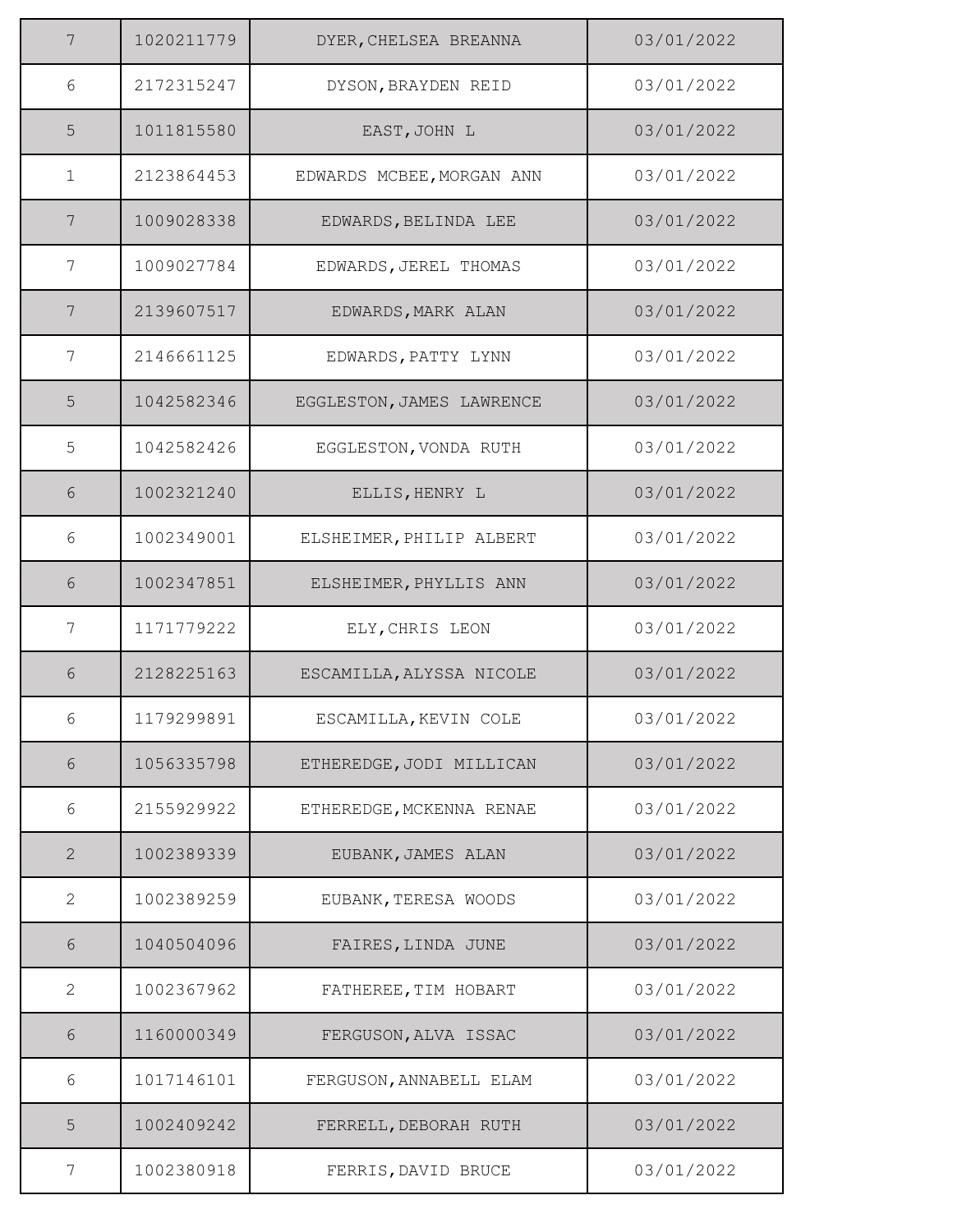| | | | |
|---|---|---|---|
| 7 | 1020211779 | DYER,CHELSEA BREANNA | 03/01/2022 |
| 6 | 2172315247 | DYSON,BRAYDEN REID | 03/01/2022 |
| 5 | 1011815580 | EAST,JOHN L | 03/01/2022 |
| 1 | 2123864453 | EDWARDS MCBEE,MORGAN ANN | 03/01/2022 |
| 7 | 1009028338 | EDWARDS,BELINDA LEE | 03/01/2022 |
| 7 | 1009027784 | EDWARDS,JEREL THOMAS | 03/01/2022 |
| 7 | 2139607517 | EDWARDS,MARK ALAN | 03/01/2022 |
| 7 | 2146661125 | EDWARDS,PATTY LYNN | 03/01/2022 |
| 5 | 1042582346 | EGGLESTON,JAMES LAWRENCE | 03/01/2022 |
| 5 | 1042582426 | EGGLESTON,VONDA RUTH | 03/01/2022 |
| 6 | 1002321240 | ELLIS,HENRY L | 03/01/2022 |
| 6 | 1002349001 | ELSHEIMER,PHILIP ALBERT | 03/01/2022 |
| 6 | 1002347851 | ELSHEIMER,PHYLLIS ANN | 03/01/2022 |
| 7 | 1171779222 | ELY,CHRIS LEON | 03/01/2022 |
| 6 | 2128225163 | ESCAMILLA,ALYSSA NICOLE | 03/01/2022 |
| 6 | 1179299891 | ESCAMILLA,KEVIN COLE | 03/01/2022 |
| 6 | 1056335798 | ETHEREDGE,JODI MILLICAN | 03/01/2022 |
| 6 | 2155929922 | ETHEREDGE,MCKENNA RENAE | 03/01/2022 |
| 2 | 1002389339 | EUBANK,JAMES ALAN | 03/01/2022 |
| 2 | 1002389259 | EUBANK,TERESA WOODS | 03/01/2022 |
| 6 | 1040504096 | FAIRES,LINDA JUNE | 03/01/2022 |
| 2 | 1002367962 | FATHEREE,TIM HOBART | 03/01/2022 |
| 6 | 1160000349 | FERGUSON,ALVA ISSAC | 03/01/2022 |
| 6 | 1017146101 | FERGUSON,ANNABELL ELAM | 03/01/2022 |
| 5 | 1002409242 | FERRELL,DEBORAH RUTH | 03/01/2022 |
| 7 | 1002380918 | FERRIS,DAVID BRUCE | 03/01/2022 |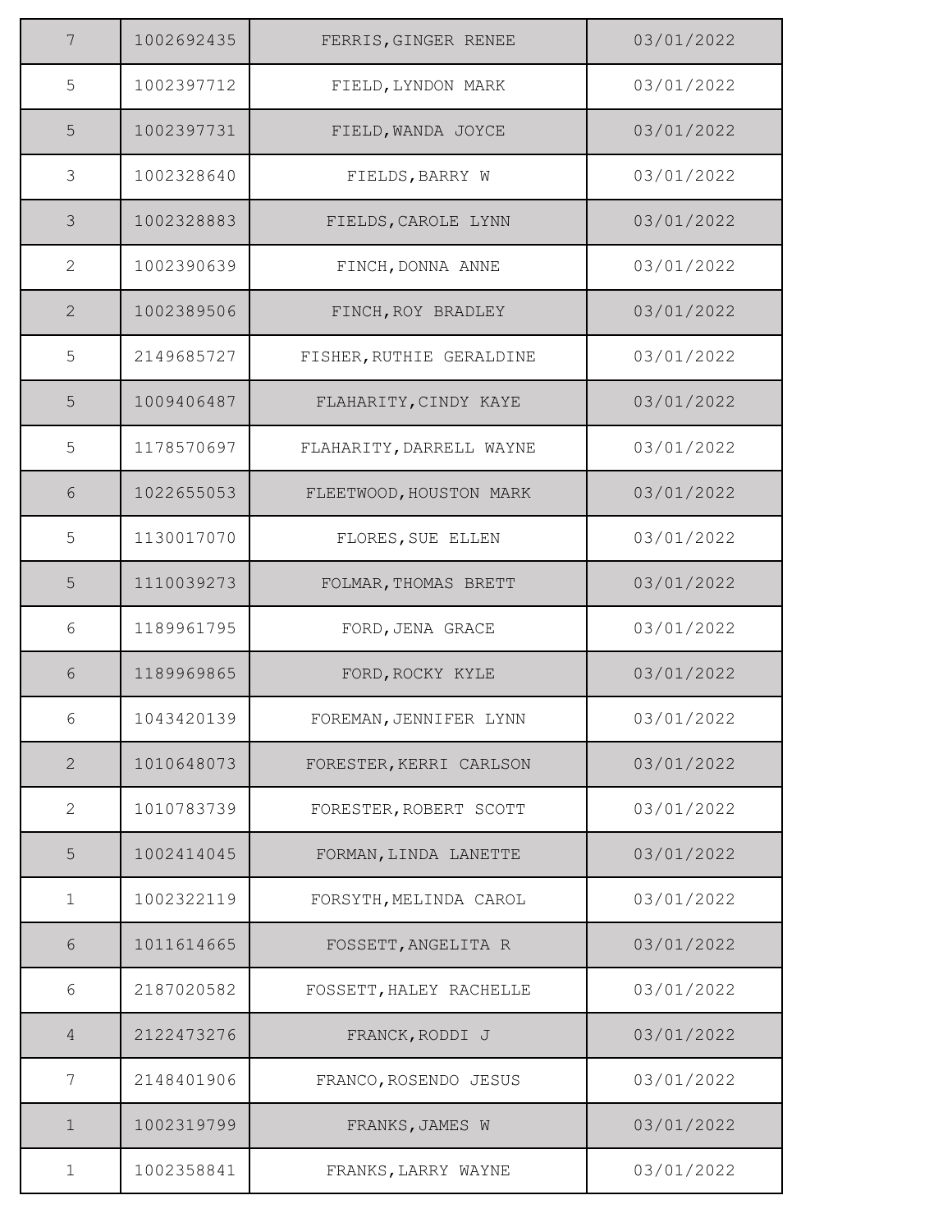| | | | |
|---|---|---|---|
| 7 | 1002692435 | FERRIS,GINGER RENEE | 03/01/2022 |
| 5 | 1002397712 | FIELD,LYNDON MARK | 03/01/2022 |
| 5 | 1002397731 | FIELD,WANDA JOYCE | 03/01/2022 |
| 3 | 1002328640 | FIELDS,BARRY W | 03/01/2022 |
| 3 | 1002328883 | FIELDS,CAROLE LYNN | 03/01/2022 |
| 2 | 1002390639 | FINCH,DONNA ANNE | 03/01/2022 |
| 2 | 1002389506 | FINCH,ROY BRADLEY | 03/01/2022 |
| 5 | 2149685727 | FISHER,RUTHIE GERALDINE | 03/01/2022 |
| 5 | 1009406487 | FLAHARITY,CINDY KAYE | 03/01/2022 |
| 5 | 1178570697 | FLAHARITY,DARRELL WAYNE | 03/01/2022 |
| 6 | 1022655053 | FLEETWOOD,HOUSTON MARK | 03/01/2022 |
| 5 | 1130017070 | FLORES,SUE ELLEN | 03/01/2022 |
| 5 | 1110039273 | FOLMAR,THOMAS BRETT | 03/01/2022 |
| 6 | 1189961795 | FORD,JENA GRACE | 03/01/2022 |
| 6 | 1189969865 | FORD,ROCKY KYLE | 03/01/2022 |
| 6 | 1043420139 | FOREMAN,JENNIFER LYNN | 03/01/2022 |
| 2 | 1010648073 | FORESTER,KERRI CARLSON | 03/01/2022 |
| 2 | 1010783739 | FORESTER,ROBERT SCOTT | 03/01/2022 |
| 5 | 1002414045 | FORMAN,LINDA LANETTE | 03/01/2022 |
| 1 | 1002322119 | FORSYTH,MELINDA CAROL | 03/01/2022 |
| 6 | 1011614665 | FOSSETT,ANGELITA R | 03/01/2022 |
| 6 | 2187020582 | FOSSETT,HALEY RACHELLE | 03/01/2022 |
| 4 | 2122473276 | FRANCK,RODDI J | 03/01/2022 |
| 7 | 2148401906 | FRANCO,ROSENDO JESUS | 03/01/2022 |
| 1 | 1002319799 | FRANKS,JAMES W | 03/01/2022 |
| 1 | 1002358841 | FRANKS,LARRY WAYNE | 03/01/2022 |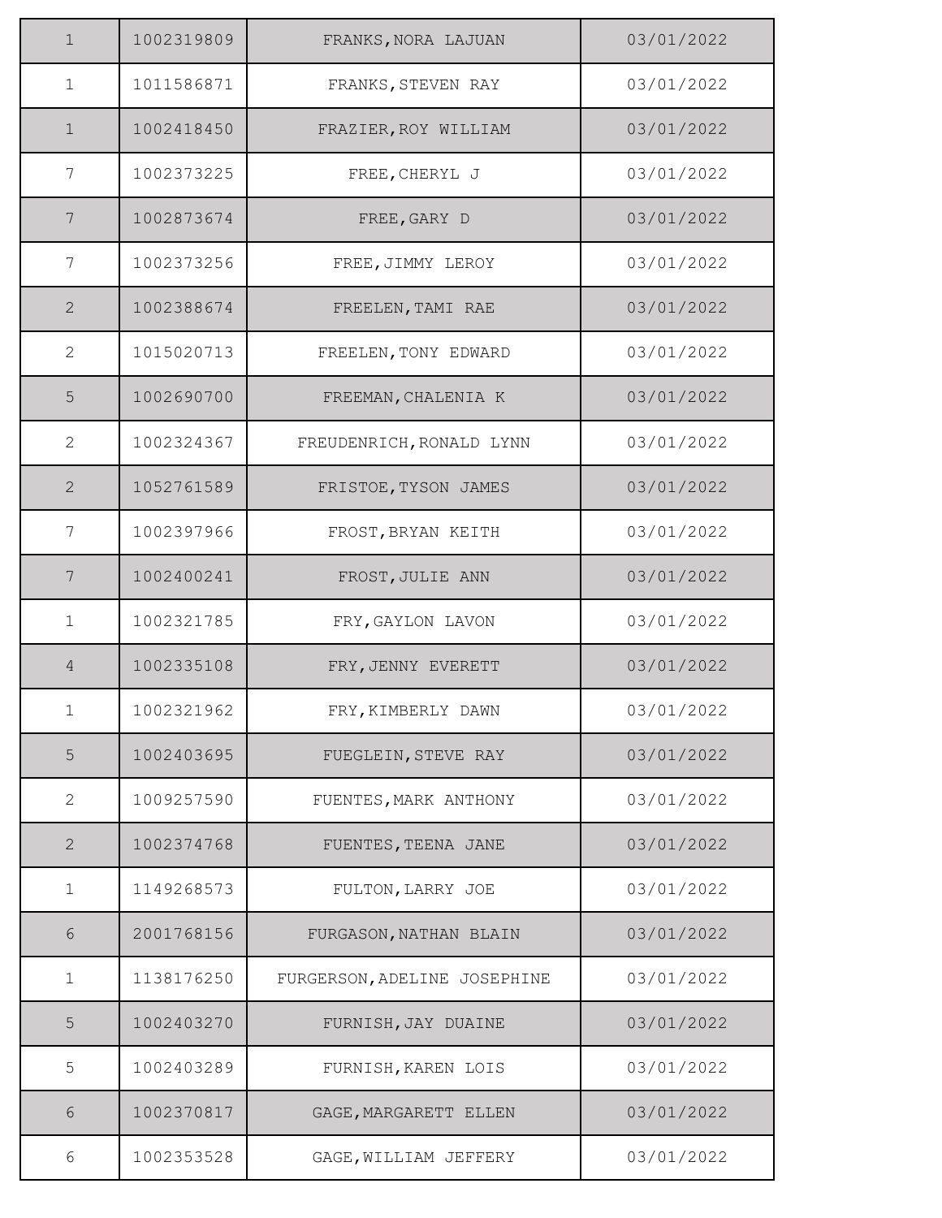| | | | |
|---|---|---|---|
| 1 | 1002319809 | FRANKS,NORA LAJUAN | 03/01/2022 |
| 1 | 1011586871 | FRANKS,STEVEN RAY | 03/01/2022 |
| 1 | 1002418450 | FRAZIER,ROY WILLIAM | 03/01/2022 |
| 7 | 1002373225 | FREE,CHERYL J | 03/01/2022 |
| 7 | 1002873674 | FREE,GARY D | 03/01/2022 |
| 7 | 1002373256 | FREE,JIMMY LEROY | 03/01/2022 |
| 2 | 1002388674 | FREELEN,TAMI RAE | 03/01/2022 |
| 2 | 1015020713 | FREELEN,TONY EDWARD | 03/01/2022 |
| 5 | 1002690700 | FREEMAN,CHALENIA K | 03/01/2022 |
| 2 | 1002324367 | FREUDENRICH,RONALD LYNN | 03/01/2022 |
| 2 | 1052761589 | FRISTOE,TYSON JAMES | 03/01/2022 |
| 7 | 1002397966 | FROST,BRYAN KEITH | 03/01/2022 |
| 7 | 1002400241 | FROST,JULIE ANN | 03/01/2022 |
| 1 | 1002321785 | FRY,GAYLON LAVON | 03/01/2022 |
| 4 | 1002335108 | FRY,JENNY EVERETT | 03/01/2022 |
| 1 | 1002321962 | FRY,KIMBERLY DAWN | 03/01/2022 |
| 5 | 1002403695 | FUEGLEIN,STEVE RAY | 03/01/2022 |
| 2 | 1009257590 | FUENTES,MARK ANTHONY | 03/01/2022 |
| 2 | 1002374768 | FUENTES,TEENA JANE | 03/01/2022 |
| 1 | 1149268573 | FULTON,LARRY JOE | 03/01/2022 |
| 6 | 2001768156 | FURGASON,NATHAN BLAIN | 03/01/2022 |
| 1 | 1138176250 | FURGERSON,ADELINE JOSEPHINE | 03/01/2022 |
| 5 | 1002403270 | FURNISH,JAY DUAINE | 03/01/2022 |
| 5 | 1002403289 | FURNISH,KAREN LOIS | 03/01/2022 |
| 6 | 1002370817 | GAGE,MARGARETT ELLEN | 03/01/2022 |
| 6 | 1002353528 | GAGE,WILLIAM JEFFERY | 03/01/2022 |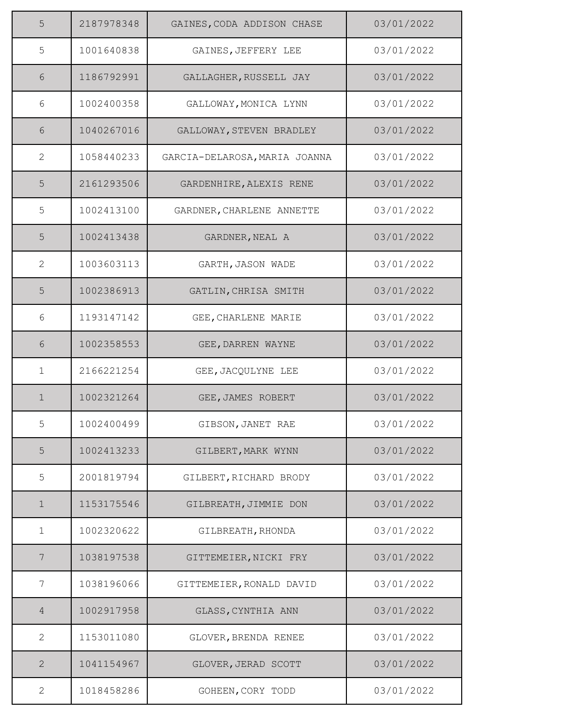| 5 | 2187978348 | GAINES,CODA ADDISON CHASE | 03/01/2022 |
|---|---|---|---|
| 5 | 1001640838 | GAINES,JEFFERY LEE | 03/01/2022 |
| 6 | 1186792991 | GALLAGHER,RUSSELL JAY | 03/01/2022 |
| 6 | 1002400358 | GALLOWAY,MONICA LYNN | 03/01/2022 |
| 6 | 1040267016 | GALLOWAY,STEVEN BRADLEY | 03/01/2022 |
| 2 | 1058440233 | GARCIA-DELAROSA,MARIA JOANNA | 03/01/2022 |
| 5 | 2161293506 | GARDENHIRE,ALEXIS RENE | 03/01/2022 |
| 5 | 1002413100 | GARDNER,CHARLENE ANNETTE | 03/01/2022 |
| 5 | 1002413438 | GARDNER,NEAL A | 03/01/2022 |
| 2 | 1003603113 | GARTH,JASON WADE | 03/01/2022 |
| 5 | 1002386913 | GATLIN,CHRISA SMITH | 03/01/2022 |
| 6 | 1193147142 | GEE,CHARLENE MARIE | 03/01/2022 |
| 6 | 1002358553 | GEE,DARREN WAYNE | 03/01/2022 |
| 1 | 2166221254 | GEE,JACQULYNE LEE | 03/01/2022 |
| 1 | 1002321264 | GEE,JAMES ROBERT | 03/01/2022 |
| 5 | 1002400499 | GIBSON,JANET RAE | 03/01/2022 |
| 5 | 1002413233 | GILBERT,MARK WYNN | 03/01/2022 |
| 5 | 2001819794 | GILBERT,RICHARD BRODY | 03/01/2022 |
| 1 | 1153175546 | GILBREATH,JIMMIE DON | 03/01/2022 |
| 1 | 1002320622 | GILBREATH,RHONDA | 03/01/2022 |
| 7 | 1038197538 | GITTEMEIER,NICKI FRY | 03/01/2022 |
| 7 | 1038196066 | GITTEMEIER,RONALD DAVID | 03/01/2022 |
| 4 | 1002917958 | GLASS,CYNTHIA ANN | 03/01/2022 |
| 2 | 1153011080 | GLOVER,BRENDA RENEE | 03/01/2022 |
| 2 | 1041154967 | GLOVER,JERAD SCOTT | 03/01/2022 |
| 2 | 1018458286 | GOHEEN,CORY TODD | 03/01/2022 |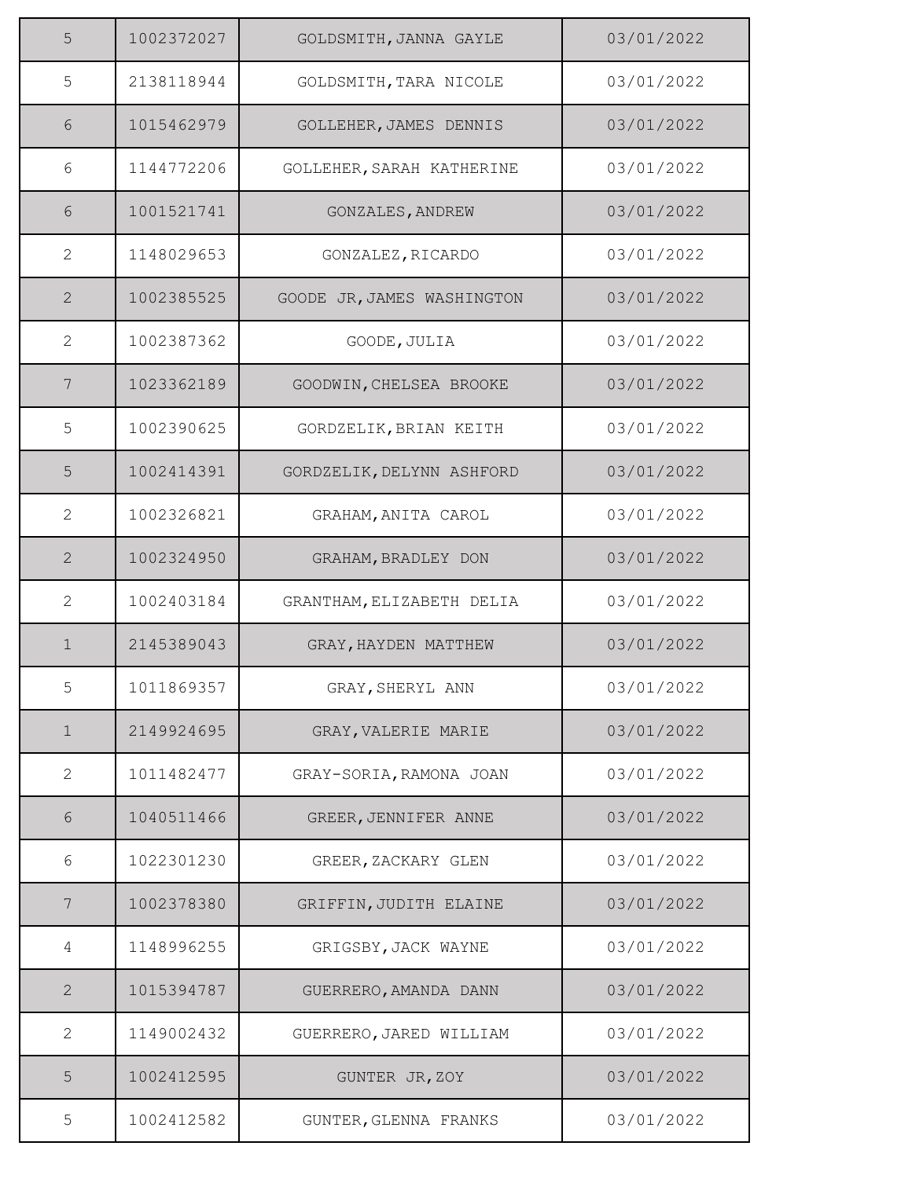| | | | |
|---|---|---|---|
| 5 | 1002372027 | GOLDSMITH,JANNA GAYLE | 03/01/2022 |
| 5 | 2138118944 | GOLDSMITH,TARA NICOLE | 03/01/2022 |
| 6 | 1015462979 | GOLLEHER,JAMES DENNIS | 03/01/2022 |
| 6 | 1144772206 | GOLLEHER,SARAH KATHERINE | 03/01/2022 |
| 6 | 1001521741 | GONZALES,ANDREW | 03/01/2022 |
| 2 | 1148029653 | GONZALEZ,RICARDO | 03/01/2022 |
| 2 | 1002385525 | GOODE JR,JAMES WASHINGTON | 03/01/2022 |
| 2 | 1002387362 | GOODE,JULIA | 03/01/2022 |
| 7 | 1023362189 | GOODWIN,CHELSEA BROOKE | 03/01/2022 |
| 5 | 1002390625 | GORDZELIK,BRIAN KEITH | 03/01/2022 |
| 5 | 1002414391 | GORDZELIK,DELYNN ASHFORD | 03/01/2022 |
| 2 | 1002326821 | GRAHAM,ANITA CAROL | 03/01/2022 |
| 2 | 1002324950 | GRAHAM,BRADLEY DON | 03/01/2022 |
| 2 | 1002403184 | GRANTHAM,ELIZABETH DELIA | 03/01/2022 |
| 1 | 2145389043 | GRAY,HAYDEN MATTHEW | 03/01/2022 |
| 5 | 1011869357 | GRAY,SHERYL ANN | 03/01/2022 |
| 1 | 2149924695 | GRAY,VALERIE MARIE | 03/01/2022 |
| 2 | 1011482477 | GRAY-SORIA,RAMONA JOAN | 03/01/2022 |
| 6 | 1040511466 | GREER,JENNIFER ANNE | 03/01/2022 |
| 6 | 1022301230 | GREER,ZACKARY GLEN | 03/01/2022 |
| 7 | 1002378380 | GRIFFIN,JUDITH ELAINE | 03/01/2022 |
| 4 | 1148996255 | GRIGSBY,JACK WAYNE | 03/01/2022 |
| 2 | 1015394787 | GUERRERO,AMANDA DANN | 03/01/2022 |
| 2 | 1149002432 | GUERRERO,JARED WILLIAM | 03/01/2022 |
| 5 | 1002412595 | GUNTER JR,ZOY | 03/01/2022 |
| 5 | 1002412582 | GUNTER,GLENNA FRANKS | 03/01/2022 |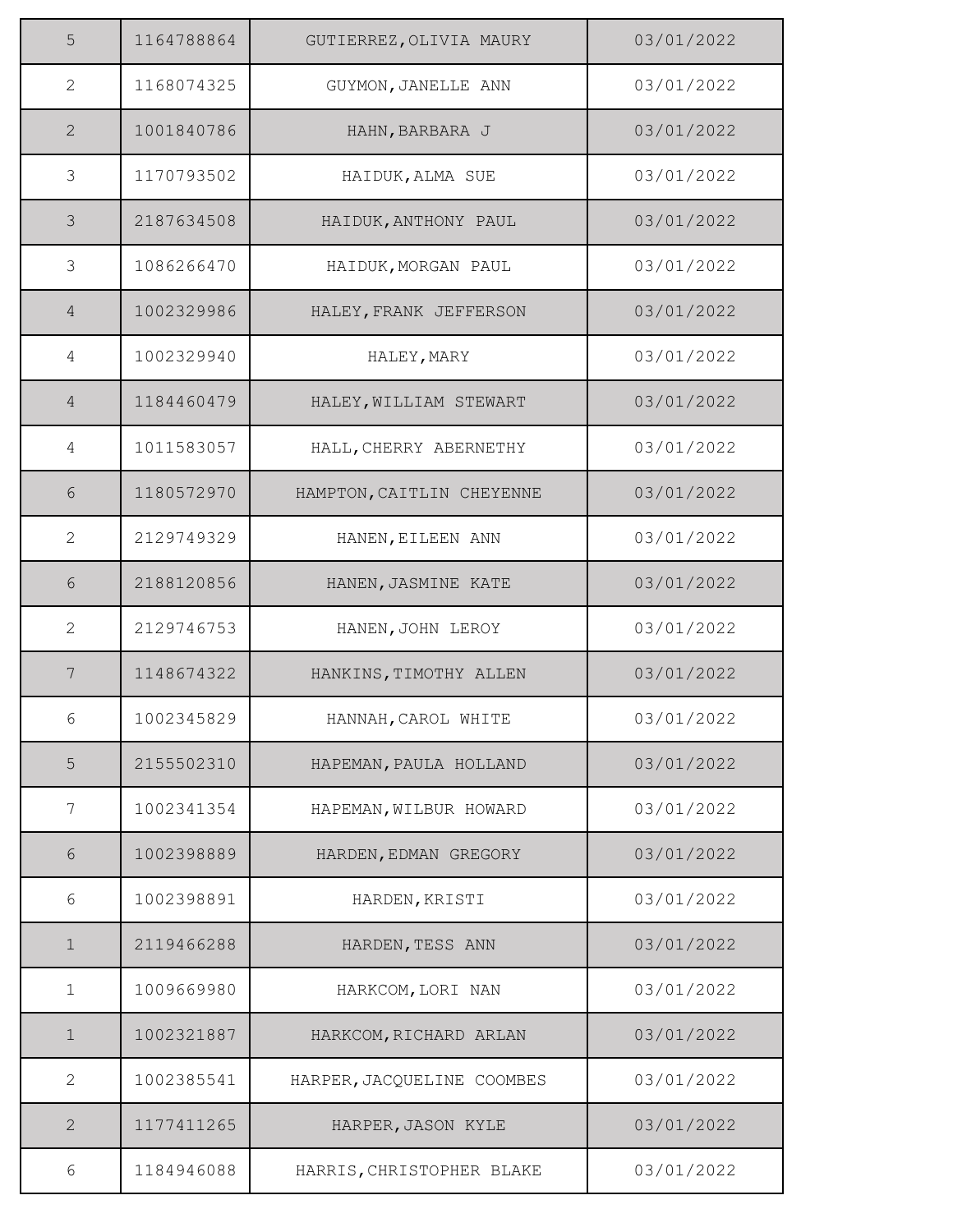| | | | |
|---|---|---|---|
| 5 | 1164788864 | GUTIERREZ,OLIVIA MAURY | 03/01/2022 |
| 2 | 1168074325 | GUYMON,JANELLE ANN | 03/01/2022 |
| 2 | 1001840786 | HAHN,BARBARA J | 03/01/2022 |
| 3 | 1170793502 | HAIDUK,ALMA SUE | 03/01/2022 |
| 3 | 2187634508 | HAIDUK,ANTHONY PAUL | 03/01/2022 |
| 3 | 1086266470 | HAIDUK,MORGAN PAUL | 03/01/2022 |
| 4 | 1002329986 | HALEY,FRANK JEFFERSON | 03/01/2022 |
| 4 | 1002329940 | HALEY,MARY | 03/01/2022 |
| 4 | 1184460479 | HALEY,WILLIAM STEWART | 03/01/2022 |
| 4 | 1011583057 | HALL,CHERRY ABERNETHY | 03/01/2022 |
| 6 | 1180572970 | HAMPTON,CAITLIN CHEYENNE | 03/01/2022 |
| 2 | 2129749329 | HANEN,EILEEN ANN | 03/01/2022 |
| 6 | 2188120856 | HANEN,JASMINE KATE | 03/01/2022 |
| 2 | 2129746753 | HANEN,JOHN LEROY | 03/01/2022 |
| 7 | 1148674322 | HANKINS,TIMOTHY ALLEN | 03/01/2022 |
| 6 | 1002345829 | HANNAH,CAROL WHITE | 03/01/2022 |
| 5 | 2155502310 | HAPEMAN,PAULA HOLLAND | 03/01/2022 |
| 7 | 1002341354 | HAPEMAN,WILBUR HOWARD | 03/01/2022 |
| 6 | 1002398889 | HARDEN,EDMAN GREGORY | 03/01/2022 |
| 6 | 1002398891 | HARDEN,KRISTI | 03/01/2022 |
| 1 | 2119466288 | HARDEN,TESS ANN | 03/01/2022 |
| 1 | 1009669980 | HARKCOM,LORI NAN | 03/01/2022 |
| 1 | 1002321887 | HARKCOM,RICHARD ARLAN | 03/01/2022 |
| 2 | 1002385541 | HARPER,JACQUELINE COOMBES | 03/01/2022 |
| 2 | 1177411265 | HARPER,JASON KYLE | 03/01/2022 |
| 6 | 1184946088 | HARRIS,CHRISTOPHER BLAKE | 03/01/2022 |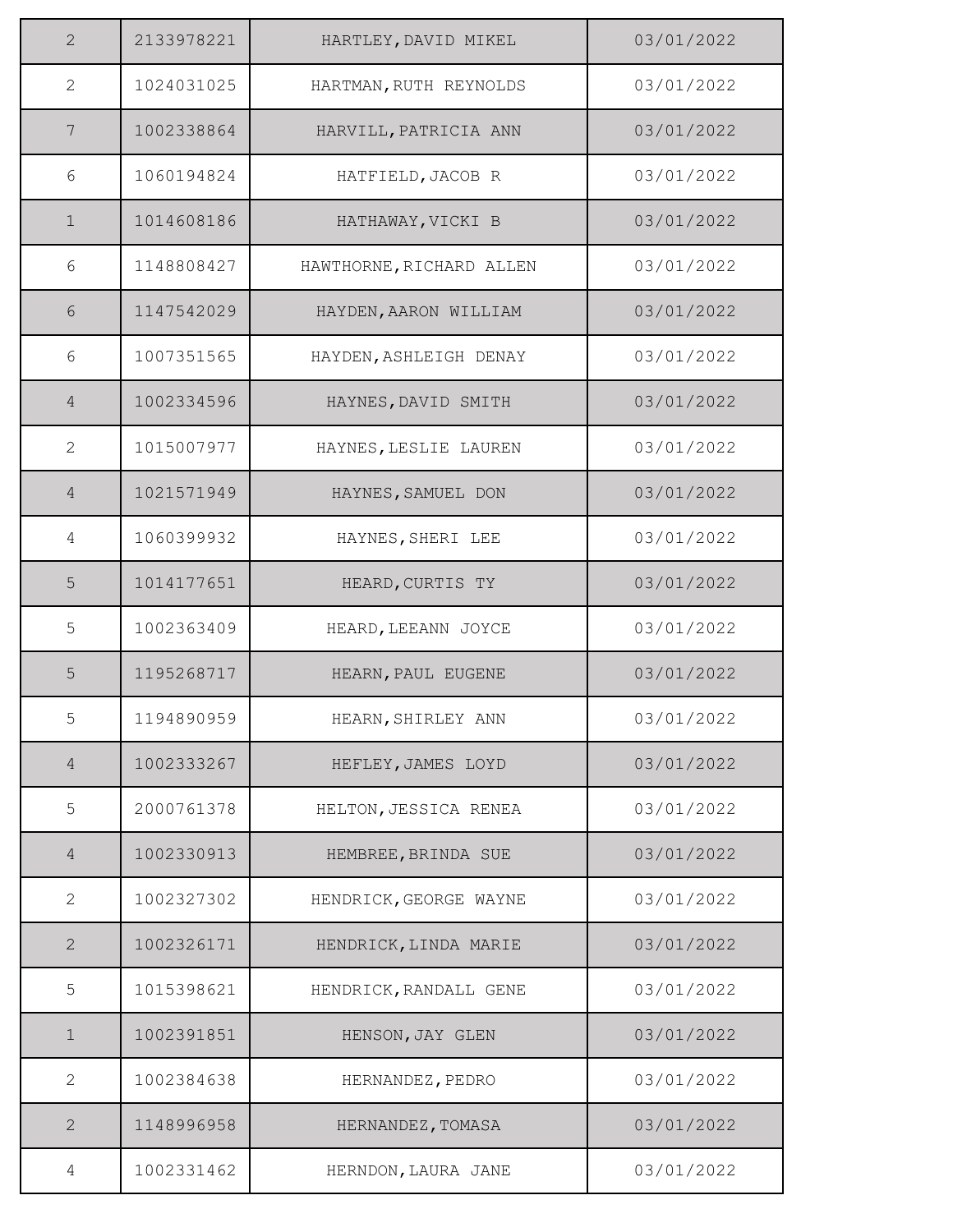| 2 | 2133978221 | HARTLEY,DAVID MIKEL | 03/01/2022 |
|---|---|---|---|
| 2 | 1024031025 | HARTMAN,RUTH REYNOLDS | 03/01/2022 |
| 7 | 1002338864 | HARVILL,PATRICIA ANN | 03/01/2022 |
| 6 | 1060194824 | HATFIELD,JACOB R | 03/01/2022 |
| 1 | 1014608186 | HATHAWAY,VICKI B | 03/01/2022 |
| 6 | 1148808427 | HAWTHORNE,RICHARD ALLEN | 03/01/2022 |
| 6 | 1147542029 | HAYDEN,AARON WILLIAM | 03/01/2022 |
| 6 | 1007351565 | HAYDEN,ASHLEIGH DENAY | 03/01/2022 |
| 4 | 1002334596 | HAYNES,DAVID SMITH | 03/01/2022 |
| 2 | 1015007977 | HAYNES,LESLIE LAUREN | 03/01/2022 |
| 4 | 1021571949 | HAYNES,SAMUEL DON | 03/01/2022 |
| 4 | 1060399932 | HAYNES,SHERI LEE | 03/01/2022 |
| 5 | 1014177651 | HEARD,CURTIS TY | 03/01/2022 |
| 5 | 1002363409 | HEARD,LEEANN JOYCE | 03/01/2022 |
| 5 | 1195268717 | HEARN,PAUL EUGENE | 03/01/2022 |
| 5 | 1194890959 | HEARN,SHIRLEY ANN | 03/01/2022 |
| 4 | 1002333267 | HEFLEY,JAMES LOYD | 03/01/2022 |
| 5 | 2000761378 | HELTON,JESSICA RENEA | 03/01/2022 |
| 4 | 1002330913 | HEMBREE,BRINDA SUE | 03/01/2022 |
| 2 | 1002327302 | HENDRICK,GEORGE WAYNE | 03/01/2022 |
| 2 | 1002326171 | HENDRICK,LINDA MARIE | 03/01/2022 |
| 5 | 1015398621 | HENDRICK,RANDALL GENE | 03/01/2022 |
| 1 | 1002391851 | HENSON,JAY GLEN | 03/01/2022 |
| 2 | 1002384638 | HERNANDEZ,PEDRO | 03/01/2022 |
| 2 | 1148996958 | HERNANDEZ,TOMASA | 03/01/2022 |
| 4 | 1002331462 | HERNDON,LAURA JANE | 03/01/2022 |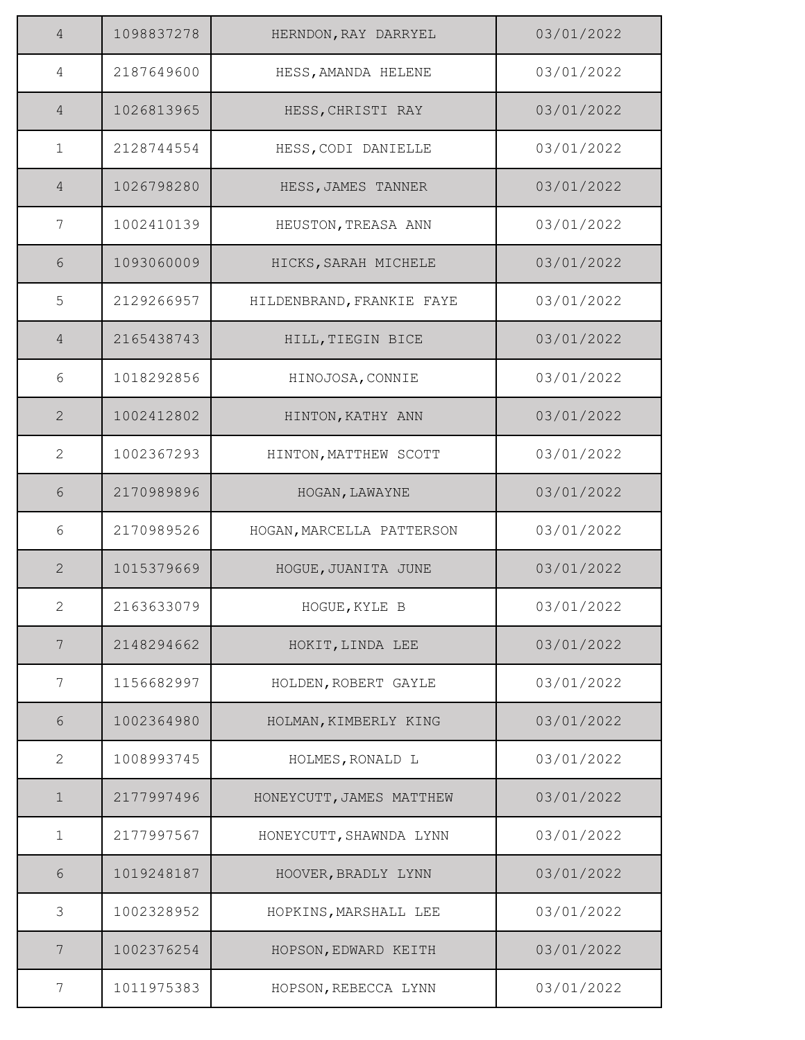| | | | |
|---|---|---|---|
| 4 | 1098837278 | HERNDON,RAY DARRYEL | 03/01/2022 |
| 4 | 2187649600 | HESS,AMANDA HELENE | 03/01/2022 |
| 4 | 1026813965 | HESS,CHRISTI RAY | 03/01/2022 |
| 1 | 2128744554 | HESS,CODI DANIELLE | 03/01/2022 |
| 4 | 1026798280 | HESS,JAMES TANNER | 03/01/2022 |
| 7 | 1002410139 | HEUSTON,TREASA ANN | 03/01/2022 |
| 6 | 1093060009 | HICKS,SARAH MICHELE | 03/01/2022 |
| 5 | 2129266957 | HILDENBRAND,FRANKIE FAYE | 03/01/2022 |
| 4 | 2165438743 | HILL,TIEGIN BICE | 03/01/2022 |
| 6 | 1018292856 | HINOJOSA,CONNIE | 03/01/2022 |
| 2 | 1002412802 | HINTON,KATHY ANN | 03/01/2022 |
| 2 | 1002367293 | HINTON,MATTHEW SCOTT | 03/01/2022 |
| 6 | 2170989896 | HOGAN,LAWAYNE | 03/01/2022 |
| 6 | 2170989526 | HOGAN,MARCELLA PATTERSON | 03/01/2022 |
| 2 | 1015379669 | HOGUE,JUANITA JUNE | 03/01/2022 |
| 2 | 2163633079 | HOGUE,KYLE B | 03/01/2022 |
| 7 | 2148294662 | HOKIT,LINDA LEE | 03/01/2022 |
| 7 | 1156682997 | HOLDEN,ROBERT GAYLE | 03/01/2022 |
| 6 | 1002364980 | HOLMAN,KIMBERLY KING | 03/01/2022 |
| 2 | 1008993745 | HOLMES,RONALD L | 03/01/2022 |
| 1 | 2177997496 | HONEYCUTT,JAMES MATTHEW | 03/01/2022 |
| 1 | 2177997567 | HONEYCUTT,SHAWNDA LYNN | 03/01/2022 |
| 6 | 1019248187 | HOOVER,BRADLY LYNN | 03/01/2022 |
| 3 | 1002328952 | HOPKINS,MARSHALL LEE | 03/01/2022 |
| 7 | 1002376254 | HOPSON,EDWARD KEITH | 03/01/2022 |
| 7 | 1011975383 | HOPSON,REBECCA LYNN | 03/01/2022 |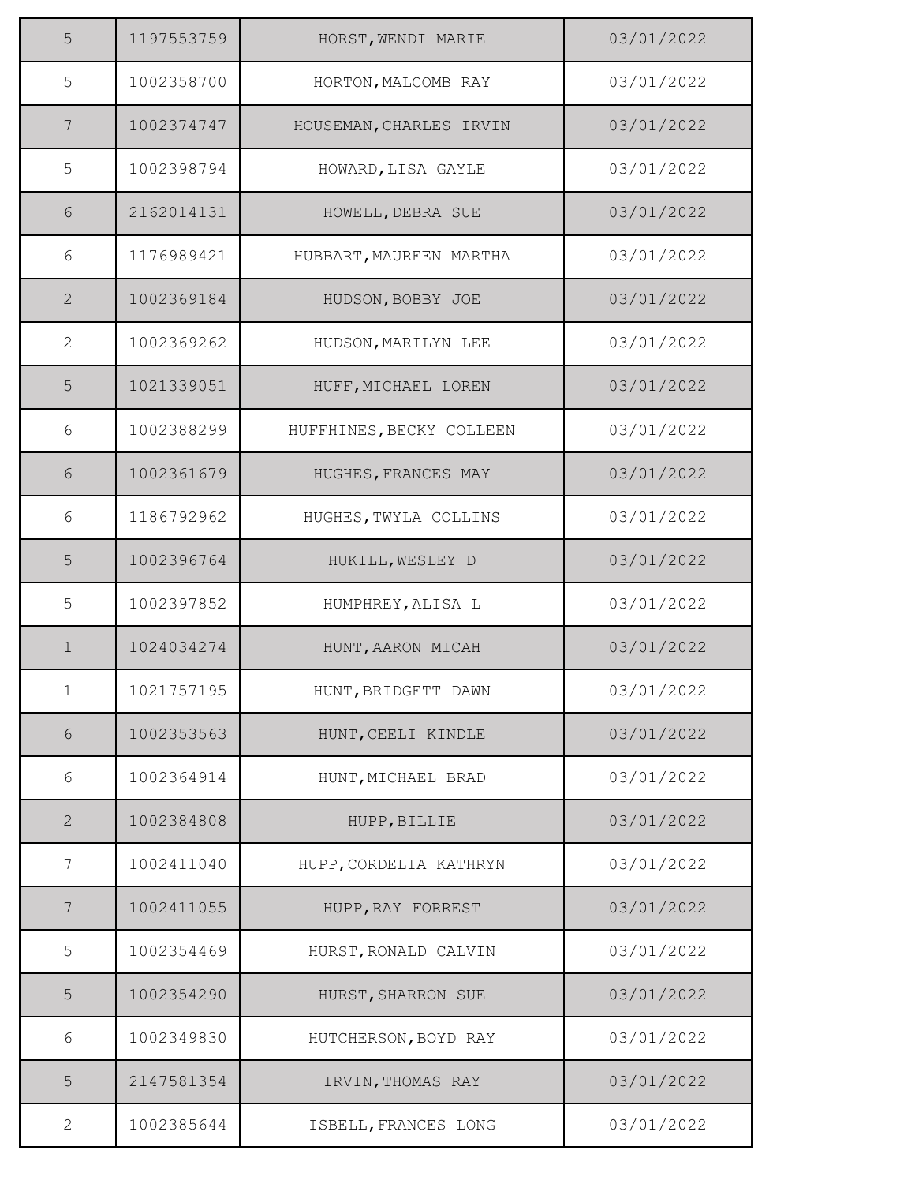| | | | |
|---|---|---|---|
| 5 | 1197553759 | HORST,WENDI MARIE | 03/01/2022 |
| 5 | 1002358700 | HORTON,MALCOMB RAY | 03/01/2022 |
| 7 | 1002374747 | HOUSEMAN,CHARLES IRVIN | 03/01/2022 |
| 5 | 1002398794 | HOWARD,LISA GAYLE | 03/01/2022 |
| 6 | 2162014131 | HOWELL,DEBRA SUE | 03/01/2022 |
| 6 | 1176989421 | HUBBART,MAUREEN MARTHA | 03/01/2022 |
| 2 | 1002369184 | HUDSON,BOBBY JOE | 03/01/2022 |
| 2 | 1002369262 | HUDSON,MARILYN LEE | 03/01/2022 |
| 5 | 1021339051 | HUFF,MICHAEL LOREN | 03/01/2022 |
| 6 | 1002388299 | HUFFHINES,BECKY COLLEEN | 03/01/2022 |
| 6 | 1002361679 | HUGHES,FRANCES MAY | 03/01/2022 |
| 6 | 1186792962 | HUGHES,TWYLA COLLINS | 03/01/2022 |
| 5 | 1002396764 | HUKILL,WESLEY D | 03/01/2022 |
| 5 | 1002397852 | HUMPHREY,ALISA L | 03/01/2022 |
| 1 | 1024034274 | HUNT,AARON MICAH | 03/01/2022 |
| 1 | 1021757195 | HUNT,BRIDGETT DAWN | 03/01/2022 |
| 6 | 1002353563 | HUNT,CEELI KINDLE | 03/01/2022 |
| 6 | 1002364914 | HUNT,MICHAEL BRAD | 03/01/2022 |
| 2 | 1002384808 | HUPP,BILLIE | 03/01/2022 |
| 7 | 1002411040 | HUPP,CORDELIA KATHRYN | 03/01/2022 |
| 7 | 1002411055 | HUPP,RAY FORREST | 03/01/2022 |
| 5 | 1002354469 | HURST,RONALD CALVIN | 03/01/2022 |
| 5 | 1002354290 | HURST,SHARRON SUE | 03/01/2022 |
| 6 | 1002349830 | HUTCHERSON,BOYD RAY | 03/01/2022 |
| 5 | 2147581354 | IRVIN,THOMAS RAY | 03/01/2022 |
| 2 | 1002385644 | ISBELL,FRANCES LONG | 03/01/2022 |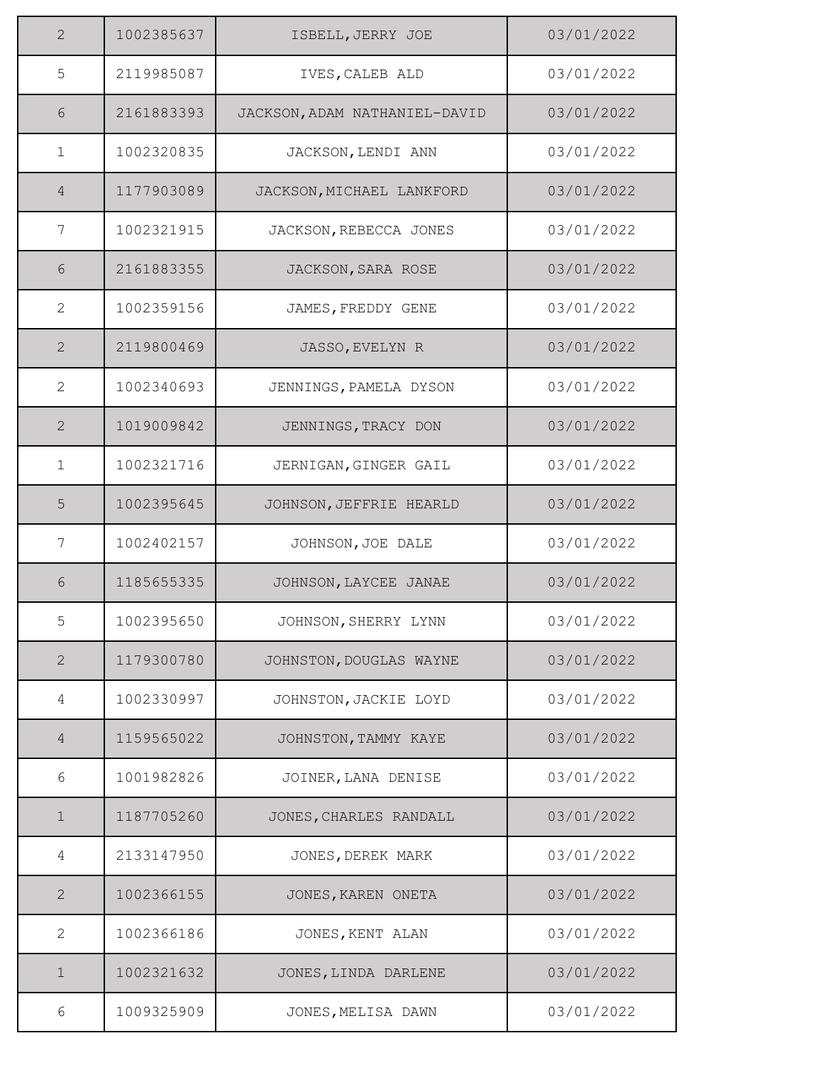| | | | |
|---|---|---|---|
| 2 | 1002385637 | ISBELL,JERRY JOE | 03/01/2022 |
| 5 | 2119985087 | IVES,CALEB ALD | 03/01/2022 |
| 6 | 2161883393 | JACKSON,ADAM NATHANIEL-DAVID | 03/01/2022 |
| 1 | 1002320835 | JACKSON,LENDI ANN | 03/01/2022 |
| 4 | 1177903089 | JACKSON,MICHAEL LANKFORD | 03/01/2022 |
| 7 | 1002321915 | JACKSON,REBECCA JONES | 03/01/2022 |
| 6 | 2161883355 | JACKSON,SARA ROSE | 03/01/2022 |
| 2 | 1002359156 | JAMES,FREDDY GENE | 03/01/2022 |
| 2 | 2119800469 | JASSO,EVELYN R | 03/01/2022 |
| 2 | 1002340693 | JENNINGS,PAMELA DYSON | 03/01/2022 |
| 2 | 1019009842 | JENNINGS,TRACY DON | 03/01/2022 |
| 1 | 1002321716 | JERNIGAN,GINGER GAIL | 03/01/2022 |
| 5 | 1002395645 | JOHNSON,JEFFRIE HEARLD | 03/01/2022 |
| 7 | 1002402157 | JOHNSON,JOE DALE | 03/01/2022 |
| 6 | 1185655335 | JOHNSON,LAYCEE JANAE | 03/01/2022 |
| 5 | 1002395650 | JOHNSON,SHERRY LYNN | 03/01/2022 |
| 2 | 1179300780 | JOHNSTON,DOUGLAS WAYNE | 03/01/2022 |
| 4 | 1002330997 | JOHNSTON,JACKIE LOYD | 03/01/2022 |
| 4 | 1159565022 | JOHNSTON,TAMMY KAYE | 03/01/2022 |
| 6 | 1001982826 | JOINER,LANA DENISE | 03/01/2022 |
| 1 | 1187705260 | JONES,CHARLES RANDALL | 03/01/2022 |
| 4 | 2133147950 | JONES,DEREK MARK | 03/01/2022 |
| 2 | 1002366155 | JONES,KAREN ONETA | 03/01/2022 |
| 2 | 1002366186 | JONES,KENT ALAN | 03/01/2022 |
| 1 | 1002321632 | JONES,LINDA DARLENE | 03/01/2022 |
| 6 | 1009325909 | JONES,MELISA DAWN | 03/01/2022 |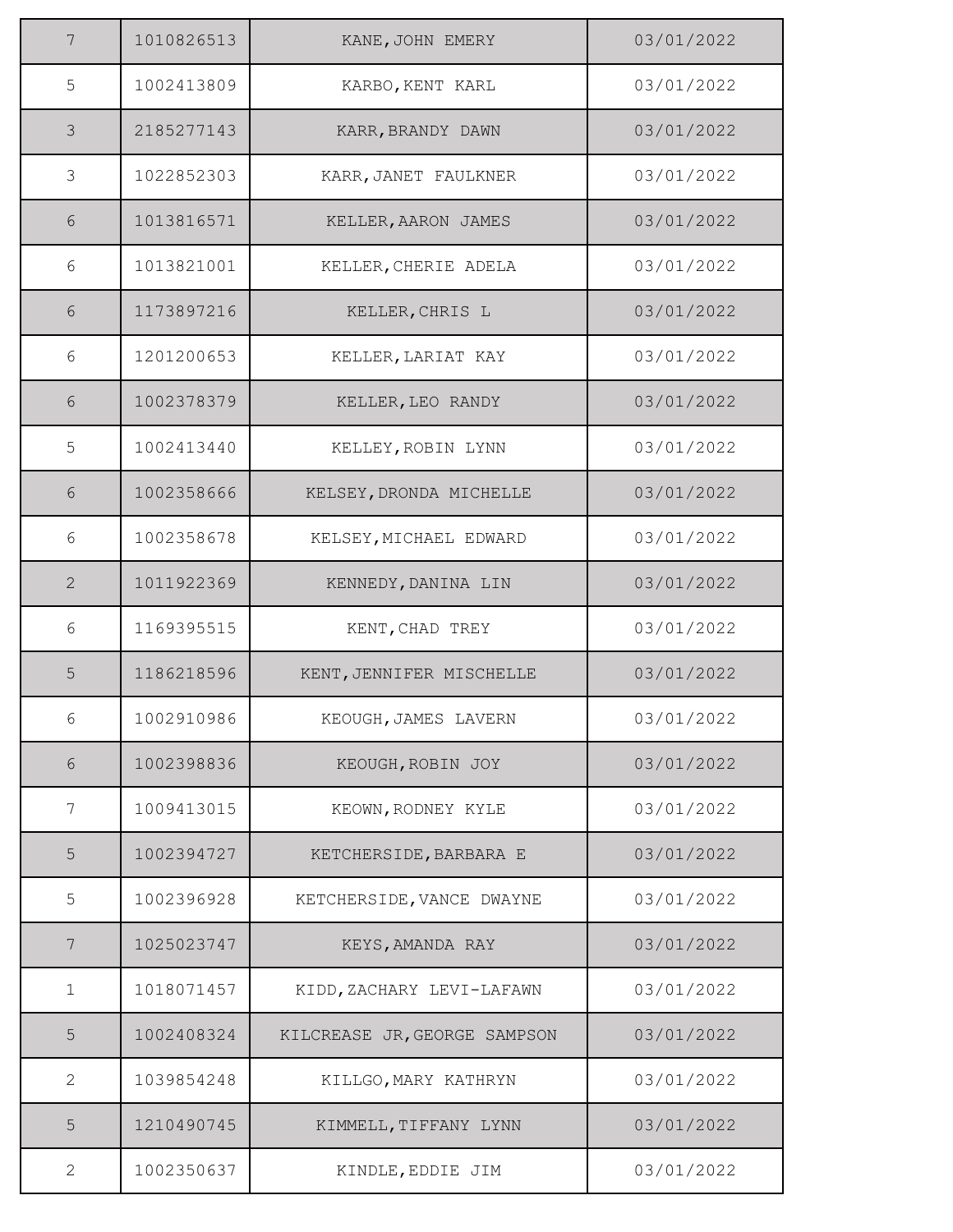| | | | |
|---|---|---|---|
| 7 | 1010826513 | KANE,JOHN EMERY | 03/01/2022 |
| 5 | 1002413809 | KARBO,KENT KARL | 03/01/2022 |
| 3 | 2185277143 | KARR,BRANDY DAWN | 03/01/2022 |
| 3 | 1022852303 | KARR,JANET FAULKNER | 03/01/2022 |
| 6 | 1013816571 | KELLER,AARON JAMES | 03/01/2022 |
| 6 | 1013821001 | KELLER,CHERIE ADELA | 03/01/2022 |
| 6 | 1173897216 | KELLER,CHRIS L | 03/01/2022 |
| 6 | 1201200653 | KELLER,LARIAT KAY | 03/01/2022 |
| 6 | 1002378379 | KELLER,LEO RANDY | 03/01/2022 |
| 5 | 1002413440 | KELLEY,ROBIN LYNN | 03/01/2022 |
| 6 | 1002358666 | KELSEY,DRONDA MICHELLE | 03/01/2022 |
| 6 | 1002358678 | KELSEY,MICHAEL EDWARD | 03/01/2022 |
| 2 | 1011922369 | KENNEDY,DANINA LIN | 03/01/2022 |
| 6 | 1169395515 | KENT,CHAD TREY | 03/01/2022 |
| 5 | 1186218596 | KENT,JENNIFER MISCHELLE | 03/01/2022 |
| 6 | 1002910986 | KEOUGH,JAMES LAVERN | 03/01/2022 |
| 6 | 1002398836 | KEOUGH,ROBIN JOY | 03/01/2022 |
| 7 | 1009413015 | KEOWN,RODNEY KYLE | 03/01/2022 |
| 5 | 1002394727 | KETCHERSIDE,BARBARA E | 03/01/2022 |
| 5 | 1002396928 | KETCHERSIDE,VANCE DWAYNE | 03/01/2022 |
| 7 | 1025023747 | KEYS,AMANDA RAY | 03/01/2022 |
| 1 | 1018071457 | KIDD,ZACHARY LEVI-LAFAWN | 03/01/2022 |
| 5 | 1002408324 | KILCREASE JR,GEORGE SAMPSON | 03/01/2022 |
| 2 | 1039854248 | KILLGO,MARY KATHRYN | 03/01/2022 |
| 5 | 1210490745 | KIMMELL,TIFFANY LYNN | 03/01/2022 |
| 2 | 1002350637 | KINDLE,EDDIE JIM | 03/01/2022 |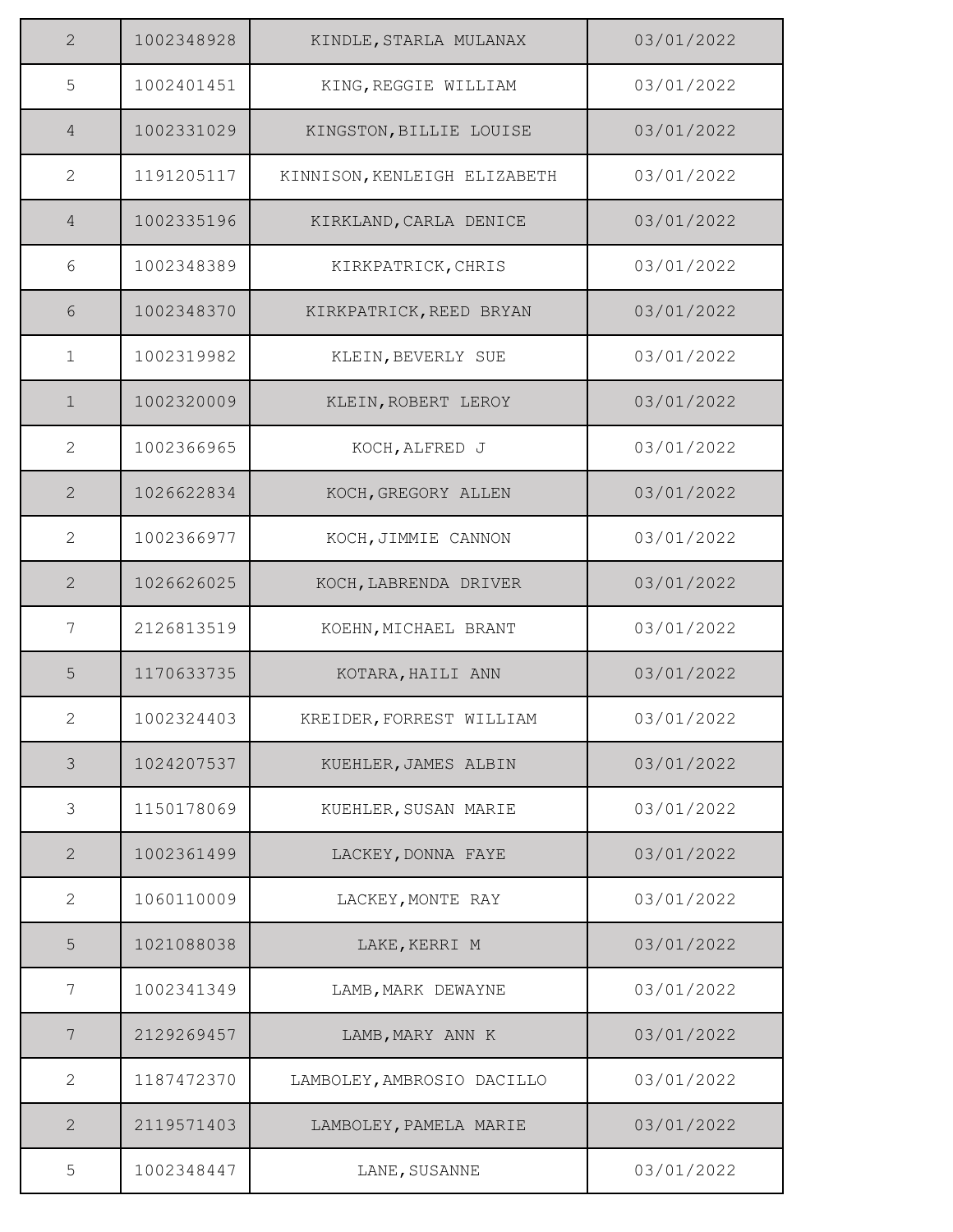| | | | |
|---|---|---|---|
| 2 | 1002348928 | KINDLE,STARLA MULANAX | 03/01/2022 |
| 5 | 1002401451 | KING,REGGIE WILLIAM | 03/01/2022 |
| 4 | 1002331029 | KINGSTON,BILLIE LOUISE | 03/01/2022 |
| 2 | 1191205117 | KINNISON,KENLEIGH ELIZABETH | 03/01/2022 |
| 4 | 1002335196 | KIRKLAND,CARLA DENICE | 03/01/2022 |
| 6 | 1002348389 | KIRKPATRICK,CHRIS | 03/01/2022 |
| 6 | 1002348370 | KIRKPATRICK,REED BRYAN | 03/01/2022 |
| 1 | 1002319982 | KLEIN,BEVERLY SUE | 03/01/2022 |
| 1 | 1002320009 | KLEIN,ROBERT LEROY | 03/01/2022 |
| 2 | 1002366965 | KOCH,ALFRED J | 03/01/2022 |
| 2 | 1026622834 | KOCH,GREGORY ALLEN | 03/01/2022 |
| 2 | 1002366977 | KOCH,JIMMIE CANNON | 03/01/2022 |
| 2 | 1026626025 | KOCH,LABRENDA DRIVER | 03/01/2022 |
| 7 | 2126813519 | KOEHN,MICHAEL BRANT | 03/01/2022 |
| 5 | 1170633735 | KOTARA,HAILI ANN | 03/01/2022 |
| 2 | 1002324403 | KREIDER,FORREST WILLIAM | 03/01/2022 |
| 3 | 1024207537 | KUEHLER,JAMES ALBIN | 03/01/2022 |
| 3 | 1150178069 | KUEHLER,SUSAN MARIE | 03/01/2022 |
| 2 | 1002361499 | LACKEY,DONNA FAYE | 03/01/2022 |
| 2 | 1060110009 | LACKEY,MONTE RAY | 03/01/2022 |
| 5 | 1021088038 | LAKE,KERRI M | 03/01/2022 |
| 7 | 1002341349 | LAMB,MARK DEWAYNE | 03/01/2022 |
| 7 | 2129269457 | LAMB,MARY ANN K | 03/01/2022 |
| 2 | 1187472370 | LAMBOLEY,AMBROSIO DACILLO | 03/01/2022 |
| 2 | 2119571403 | LAMBOLEY,PAMELA MARIE | 03/01/2022 |
| 5 | 1002348447 | LANE,SUSANNE | 03/01/2022 |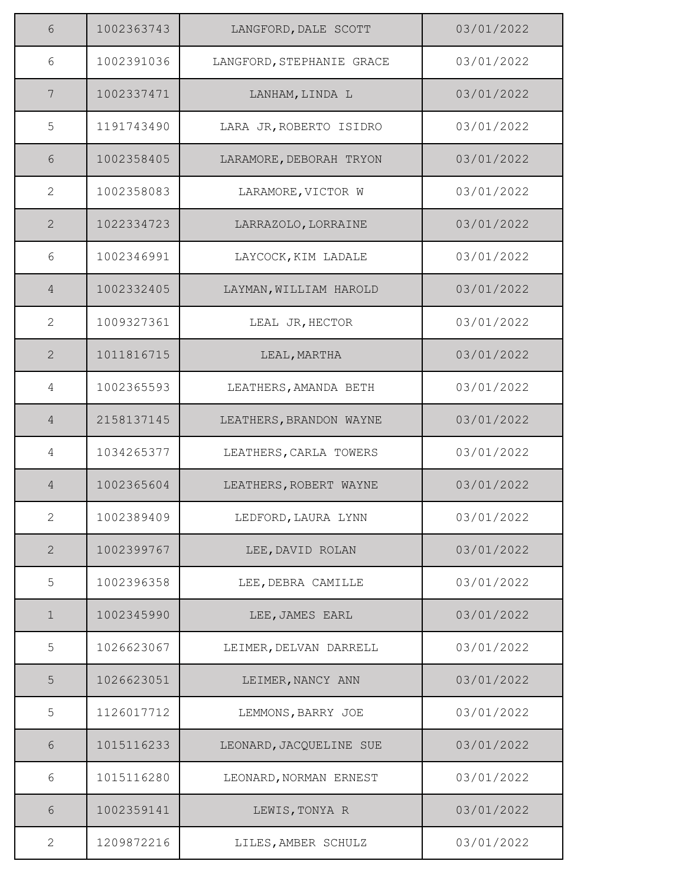| | | | |
|---|---|---|---|
| 6 | 1002363743 | LANGFORD,DALE SCOTT | 03/01/2022 |
| 6 | 1002391036 | LANGFORD,STEPHANIE GRACE | 03/01/2022 |
| 7 | 1002337471 | LANHAM,LINDA L | 03/01/2022 |
| 5 | 1191743490 | LARA JR,ROBERTO ISIDRO | 03/01/2022 |
| 6 | 1002358405 | LARAMORE,DEBORAH TRYON | 03/01/2022 |
| 2 | 1002358083 | LARAMORE,VICTOR W | 03/01/2022 |
| 2 | 1022334723 | LARRAZOLO,LORRAINE | 03/01/2022 |
| 6 | 1002346991 | LAYCOCK,KIM LADALE | 03/01/2022 |
| 4 | 1002332405 | LAYMAN,WILLIAM HAROLD | 03/01/2022 |
| 2 | 1009327361 | LEAL JR,HECTOR | 03/01/2022 |
| 2 | 1011816715 | LEAL,MARTHA | 03/01/2022 |
| 4 | 1002365593 | LEATHERS,AMANDA BETH | 03/01/2022 |
| 4 | 2158137145 | LEATHERS,BRANDON WAYNE | 03/01/2022 |
| 4 | 1034265377 | LEATHERS,CARLA TOWERS | 03/01/2022 |
| 4 | 1002365604 | LEATHERS,ROBERT WAYNE | 03/01/2022 |
| 2 | 1002389409 | LEDFORD,LAURA LYNN | 03/01/2022 |
| 2 | 1002399767 | LEE,DAVID ROLAN | 03/01/2022 |
| 5 | 1002396358 | LEE,DEBRA CAMILLE | 03/01/2022 |
| 1 | 1002345990 | LEE,JAMES EARL | 03/01/2022 |
| 5 | 1026623067 | LEIMER,DELVAN DARRELL | 03/01/2022 |
| 5 | 1026623051 | LEIMER,NANCY ANN | 03/01/2022 |
| 5 | 1126017712 | LEMMONS,BARRY JOE | 03/01/2022 |
| 6 | 1015116233 | LEONARD,JACQUELINE SUE | 03/01/2022 |
| 6 | 1015116280 | LEONARD,NORMAN ERNEST | 03/01/2022 |
| 6 | 1002359141 | LEWIS,TONYA R | 03/01/2022 |
| 2 | 1209872216 | LILES,AMBER SCHULZ | 03/01/2022 |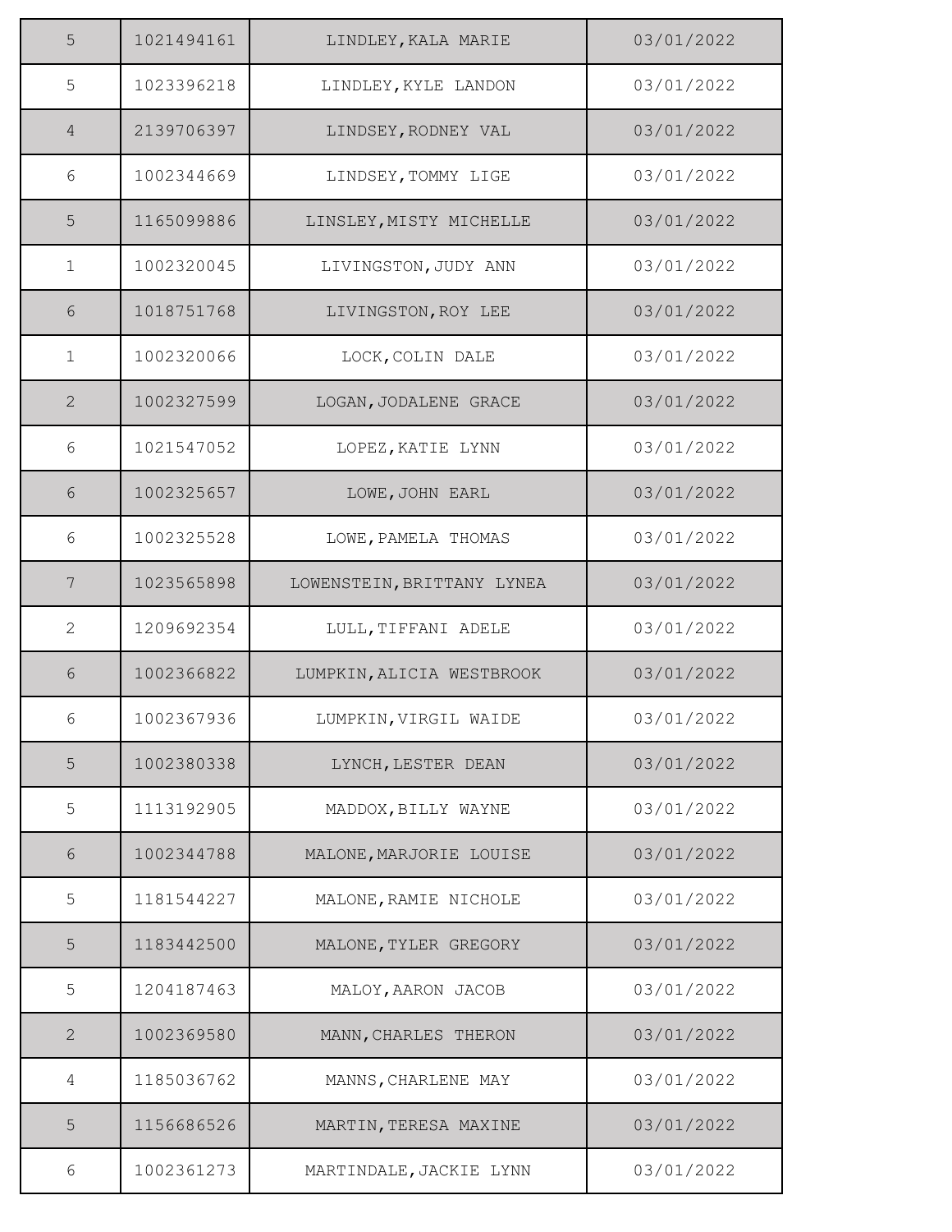| | | | |
|---|---|---|---|
| 5 | 1021494161 | LINDLEY,KALA MARIE | 03/01/2022 |
| 5 | 1023396218 | LINDLEY,KYLE LANDON | 03/01/2022 |
| 4 | 2139706397 | LINDSEY,RODNEY VAL | 03/01/2022 |
| 6 | 1002344669 | LINDSEY,TOMMY LIGE | 03/01/2022 |
| 5 | 1165099886 | LINSLEY,MISTY MICHELLE | 03/01/2022 |
| 1 | 1002320045 | LIVINGSTON,JUDY ANN | 03/01/2022 |
| 6 | 1018751768 | LIVINGSTON,ROY LEE | 03/01/2022 |
| 1 | 1002320066 | LOCK,COLIN DALE | 03/01/2022 |
| 2 | 1002327599 | LOGAN,JODALENE GRACE | 03/01/2022 |
| 6 | 1021547052 | LOPEZ,KATIE LYNN | 03/01/2022 |
| 6 | 1002325657 | LOWE,JOHN EARL | 03/01/2022 |
| 6 | 1002325528 | LOWE,PAMELA THOMAS | 03/01/2022 |
| 7 | 1023565898 | LOWENSTEIN,BRITTANY LYNEA | 03/01/2022 |
| 2 | 1209692354 | LULL,TIFFANI ADELE | 03/01/2022 |
| 6 | 1002366822 | LUMPKIN,ALICIA WESTBROOK | 03/01/2022 |
| 6 | 1002367936 | LUMPKIN,VIRGIL WAIDE | 03/01/2022 |
| 5 | 1002380338 | LYNCH,LESTER DEAN | 03/01/2022 |
| 5 | 1113192905 | MADDOX,BILLY WAYNE | 03/01/2022 |
| 6 | 1002344788 | MALONE,MARJORIE LOUISE | 03/01/2022 |
| 5 | 1181544227 | MALONE,RAMIE NICHOLE | 03/01/2022 |
| 5 | 1183442500 | MALONE,TYLER GREGORY | 03/01/2022 |
| 5 | 1204187463 | MALOY,AARON JACOB | 03/01/2022 |
| 2 | 1002369580 | MANN,CHARLES THERON | 03/01/2022 |
| 4 | 1185036762 | MANNS,CHARLENE MAY | 03/01/2022 |
| 5 | 1156686526 | MARTIN,TERESA MAXINE | 03/01/2022 |
| 6 | 1002361273 | MARTINDALE,JACKIE LYNN | 03/01/2022 |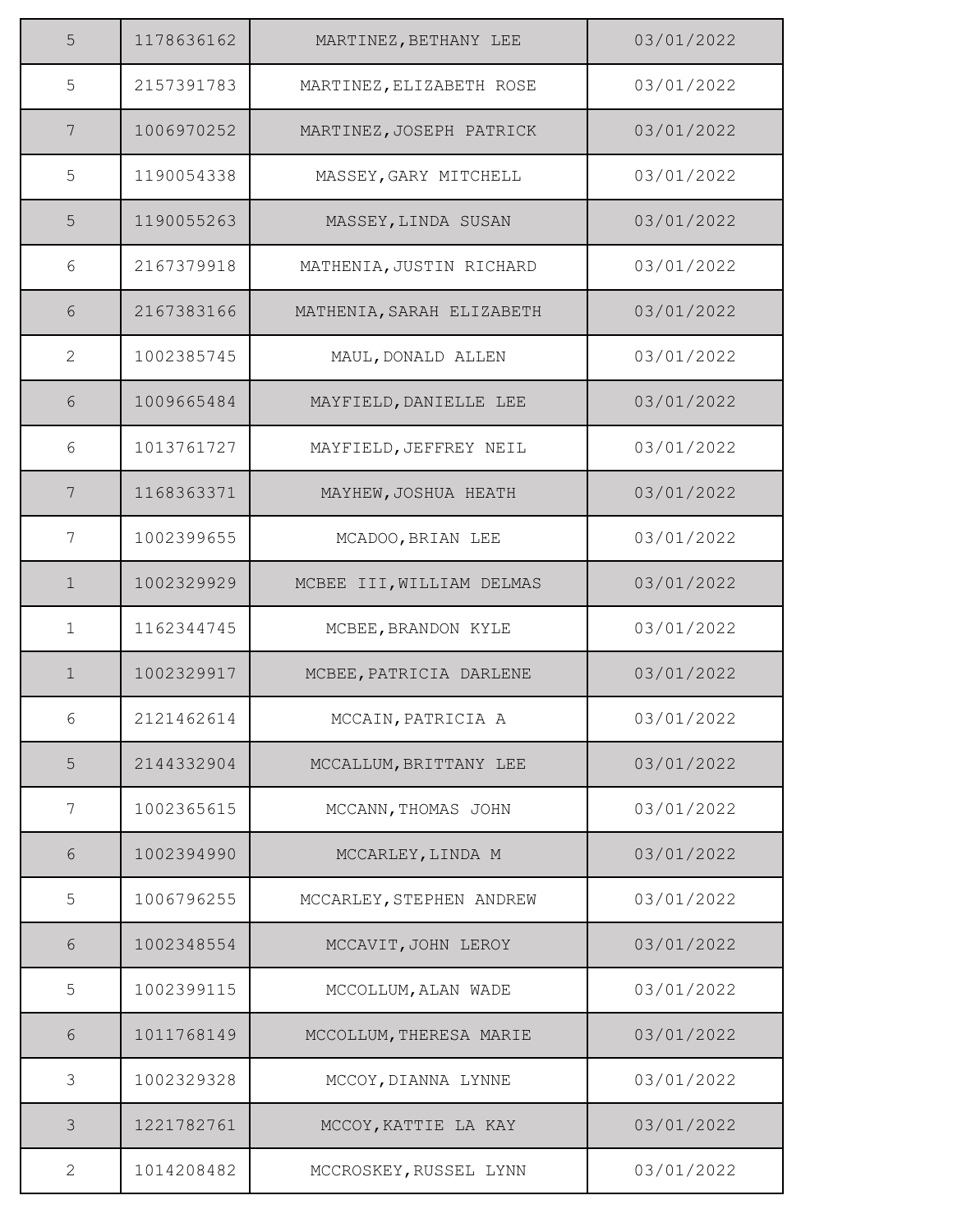| | | | |
|---|---|---|---|
| 5 | 1178636162 | MARTINEZ,BETHANY LEE | 03/01/2022 |
| 5 | 2157391783 | MARTINEZ,ELIZABETH ROSE | 03/01/2022 |
| 7 | 1006970252 | MARTINEZ,JOSEPH PATRICK | 03/01/2022 |
| 5 | 1190054338 | MASSEY,GARY MITCHELL | 03/01/2022 |
| 5 | 1190055263 | MASSEY,LINDA SUSAN | 03/01/2022 |
| 6 | 2167379918 | MATHENIA,JUSTIN RICHARD | 03/01/2022 |
| 6 | 2167383166 | MATHENIA,SARAH ELIZABETH | 03/01/2022 |
| 2 | 1002385745 | MAUL,DONALD ALLEN | 03/01/2022 |
| 6 | 1009665484 | MAYFIELD,DANIELLE LEE | 03/01/2022 |
| 6 | 1013761727 | MAYFIELD,JEFFREY NEIL | 03/01/2022 |
| 7 | 1168363371 | MAYHEW,JOSHUA HEATH | 03/01/2022 |
| 7 | 1002399655 | MCADOO,BRIAN LEE | 03/01/2022 |
| 1 | 1002329929 | MCBEE III,WILLIAM DELMAS | 03/01/2022 |
| 1 | 1162344745 | MCBEE,BRANDON KYLE | 03/01/2022 |
| 1 | 1002329917 | MCBEE,PATRICIA DARLENE | 03/01/2022 |
| 6 | 2121462614 | MCCAIN,PATRICIA A | 03/01/2022 |
| 5 | 2144332904 | MCCALLUM,BRITTANY LEE | 03/01/2022 |
| 7 | 1002365615 | MCCANN,THOMAS JOHN | 03/01/2022 |
| 6 | 1002394990 | MCCARLEY,LINDA M | 03/01/2022 |
| 5 | 1006796255 | MCCARLEY,STEPHEN ANDREW | 03/01/2022 |
| 6 | 1002348554 | MCCAVIT,JOHN LEROY | 03/01/2022 |
| 5 | 1002399115 | MCCOLLUM,ALAN WADE | 03/01/2022 |
| 6 | 1011768149 | MCCOLLUM,THERESA MARIE | 03/01/2022 |
| 3 | 1002329328 | MCCOY,DIANNA LYNNE | 03/01/2022 |
| 3 | 1221782761 | MCCOY,KATTIE LA KAY | 03/01/2022 |
| 2 | 1014208482 | MCCROSKEY,RUSSEL LYNN | 03/01/2022 |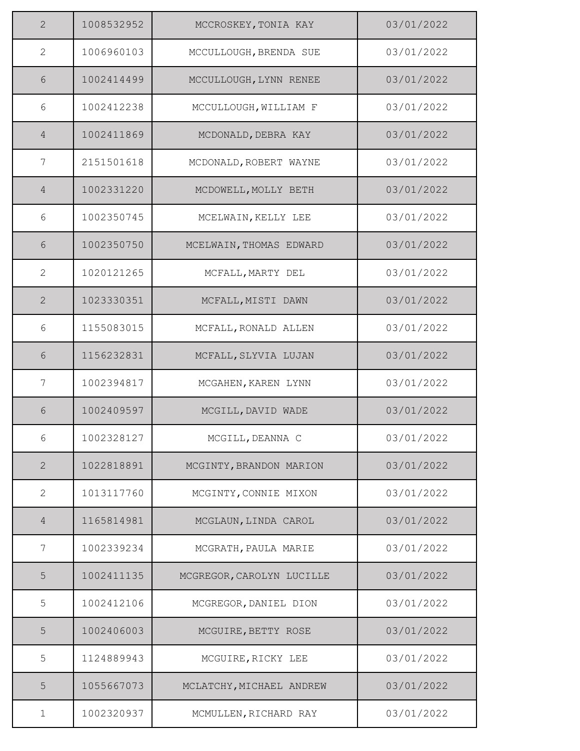| | | | |
|---|---|---|---|
| 2 | 1008532952 | MCCROSKEY,TONIA KAY | 03/01/2022 |
| 2 | 1006960103 | MCCULLOUGH,BRENDA SUE | 03/01/2022 |
| 6 | 1002414499 | MCCULLOUGH,LYNN RENEE | 03/01/2022 |
| 6 | 1002412238 | MCCULLOUGH,WILLIAM F | 03/01/2022 |
| 4 | 1002411869 | MCDONALD,DEBRA KAY | 03/01/2022 |
| 7 | 2151501618 | MCDONALD,ROBERT WAYNE | 03/01/2022 |
| 4 | 1002331220 | MCDOWELL,MOLLY BETH | 03/01/2022 |
| 6 | 1002350745 | MCELWAIN,KELLY LEE | 03/01/2022 |
| 6 | 1002350750 | MCELWAIN,THOMAS EDWARD | 03/01/2022 |
| 2 | 1020121265 | MCFALL,MARTY DEL | 03/01/2022 |
| 2 | 1023330351 | MCFALL,MISTI DAWN | 03/01/2022 |
| 6 | 1155083015 | MCFALL,RONALD ALLEN | 03/01/2022 |
| 6 | 1156232831 | MCFALL,SLYVIA LUJAN | 03/01/2022 |
| 7 | 1002394817 | MCGAHEN,KAREN LYNN | 03/01/2022 |
| 6 | 1002409597 | MCGILL,DAVID WADE | 03/01/2022 |
| 6 | 1002328127 | MCGILL,DEANNA C | 03/01/2022 |
| 2 | 1022818891 | MCGINTY,BRANDON MARION | 03/01/2022 |
| 2 | 1013117760 | MCGINTY,CONNIE MIXON | 03/01/2022 |
| 4 | 1165814981 | MCGLAUN,LINDA CAROL | 03/01/2022 |
| 7 | 1002339234 | MCGRATH,PAULA MARIE | 03/01/2022 |
| 5 | 1002411135 | MCGREGOR,CAROLYN LUCILLE | 03/01/2022 |
| 5 | 1002412106 | MCGREGOR,DANIEL DION | 03/01/2022 |
| 5 | 1002406003 | MCGUIRE,BETTY ROSE | 03/01/2022 |
| 5 | 1124889943 | MCGUIRE,RICKY LEE | 03/01/2022 |
| 5 | 1055667073 | MCLATCHY,MICHAEL ANDREW | 03/01/2022 |
| 1 | 1002320937 | MCMULLEN,RICHARD RAY | 03/01/2022 |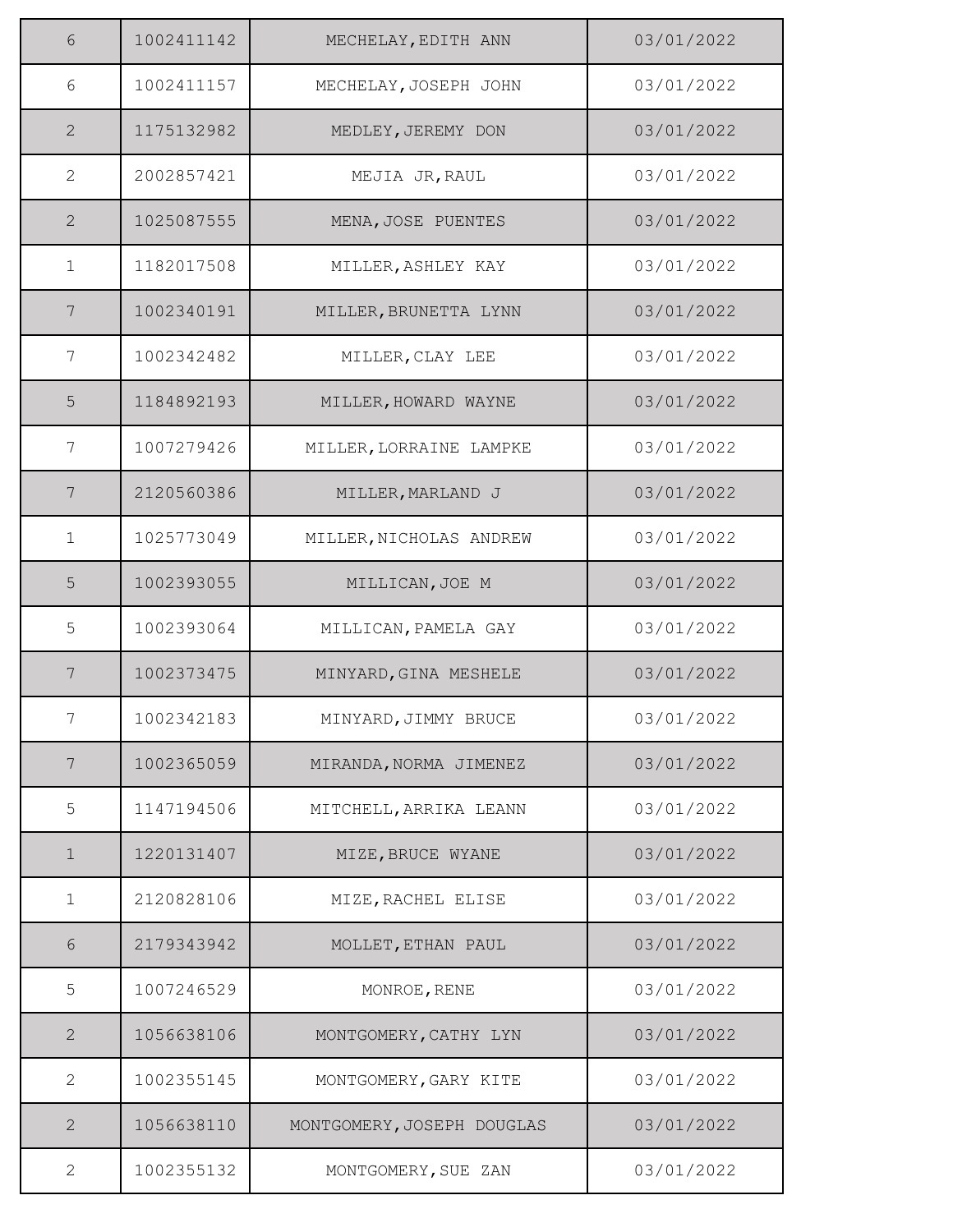| | | | |
|---|---|---|---|
| 6 | 1002411142 | MECHELAY,EDITH ANN | 03/01/2022 |
| 6 | 1002411157 | MECHELAY,JOSEPH JOHN | 03/01/2022 |
| 2 | 1175132982 | MEDLEY,JEREMY DON | 03/01/2022 |
| 2 | 2002857421 | MEJIA JR,RAUL | 03/01/2022 |
| 2 | 1025087555 | MENA,JOSE PUENTES | 03/01/2022 |
| 1 | 1182017508 | MILLER,ASHLEY KAY | 03/01/2022 |
| 7 | 1002340191 | MILLER,BRUNETTA LYNN | 03/01/2022 |
| 7 | 1002342482 | MILLER,CLAY LEE | 03/01/2022 |
| 5 | 1184892193 | MILLER,HOWARD WAYNE | 03/01/2022 |
| 7 | 1007279426 | MILLER,LORRAINE LAMPKE | 03/01/2022 |
| 7 | 2120560386 | MILLER,MARLAND J | 03/01/2022 |
| 1 | 1025773049 | MILLER,NICHOLAS ANDREW | 03/01/2022 |
| 5 | 1002393055 | MILLICAN,JOE M | 03/01/2022 |
| 5 | 1002393064 | MILLICAN,PAMELA GAY | 03/01/2022 |
| 7 | 1002373475 | MINYARD,GINA MESHELE | 03/01/2022 |
| 7 | 1002342183 | MINYARD,JIMMY BRUCE | 03/01/2022 |
| 7 | 1002365059 | MIRANDA,NORMA JIMENEZ | 03/01/2022 |
| 5 | 1147194506 | MITCHELL,ARRIKA LEANN | 03/01/2022 |
| 1 | 1220131407 | MIZE,BRUCE WYANE | 03/01/2022 |
| 1 | 2120828106 | MIZE,RACHEL ELISE | 03/01/2022 |
| 6 | 2179343942 | MOLLET,ETHAN PAUL | 03/01/2022 |
| 5 | 1007246529 | MONROE,RENE | 03/01/2022 |
| 2 | 1056638106 | MONTGOMERY,CATHY LYN | 03/01/2022 |
| 2 | 1002355145 | MONTGOMERY,GARY KITE | 03/01/2022 |
| 2 | 1056638110 | MONTGOMERY,JOSEPH DOUGLAS | 03/01/2022 |
| 2 | 1002355132 | MONTGOMERY,SUE ZAN | 03/01/2022 |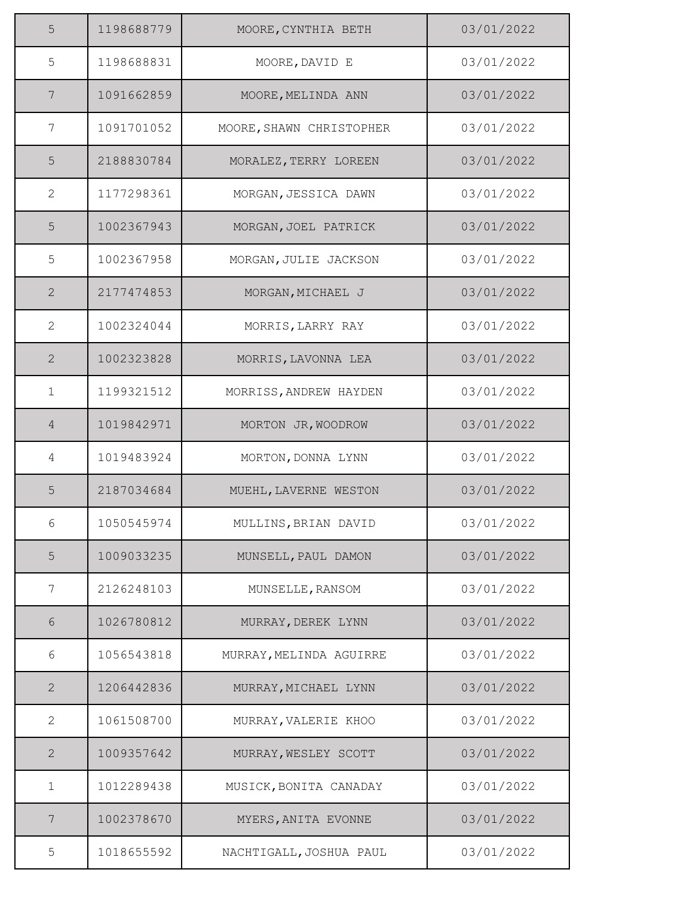| | | | |
|---|---|---|---|
| 5 | 1198688779 | MOORE,CYNTHIA BETH | 03/01/2022 |
| 5 | 1198688831 | MOORE,DAVID E | 03/01/2022 |
| 7 | 1091662859 | MOORE,MELINDA ANN | 03/01/2022 |
| 7 | 1091701052 | MOORE,SHAWN CHRISTOPHER | 03/01/2022 |
| 5 | 2188830784 | MORALEZ,TERRY LOREEN | 03/01/2022 |
| 2 | 1177298361 | MORGAN,JESSICA DAWN | 03/01/2022 |
| 5 | 1002367943 | MORGAN,JOEL PATRICK | 03/01/2022 |
| 5 | 1002367958 | MORGAN,JULIE JACKSON | 03/01/2022 |
| 2 | 2177474853 | MORGAN,MICHAEL J | 03/01/2022 |
| 2 | 1002324044 | MORRIS,LARRY RAY | 03/01/2022 |
| 2 | 1002323828 | MORRIS,LAVONNA LEA | 03/01/2022 |
| 1 | 1199321512 | MORRISS,ANDREW HAYDEN | 03/01/2022 |
| 4 | 1019842971 | MORTON JR,WOODROW | 03/01/2022 |
| 4 | 1019483924 | MORTON,DONNA LYNN | 03/01/2022 |
| 5 | 2187034684 | MUEHL,LAVERNE WESTON | 03/01/2022 |
| 6 | 1050545974 | MULLINS,BRIAN DAVID | 03/01/2022 |
| 5 | 1009033235 | MUNSELL,PAUL DAMON | 03/01/2022 |
| 7 | 2126248103 | MUNSELLE,RANSOM | 03/01/2022 |
| 6 | 1026780812 | MURRAY,DEREK LYNN | 03/01/2022 |
| 6 | 1056543818 | MURRAY,MELINDA AGUIRRE | 03/01/2022 |
| 2 | 1206442836 | MURRAY,MICHAEL LYNN | 03/01/2022 |
| 2 | 1061508700 | MURRAY,VALERIE KHOO | 03/01/2022 |
| 2 | 1009357642 | MURRAY,WESLEY SCOTT | 03/01/2022 |
| 1 | 1012289438 | MUSICK,BONITA CANADAY | 03/01/2022 |
| 7 | 1002378670 | MYERS,ANITA EVONNE | 03/01/2022 |
| 5 | 1018655592 | NACHTIGALL,JOSHUA PAUL | 03/01/2022 |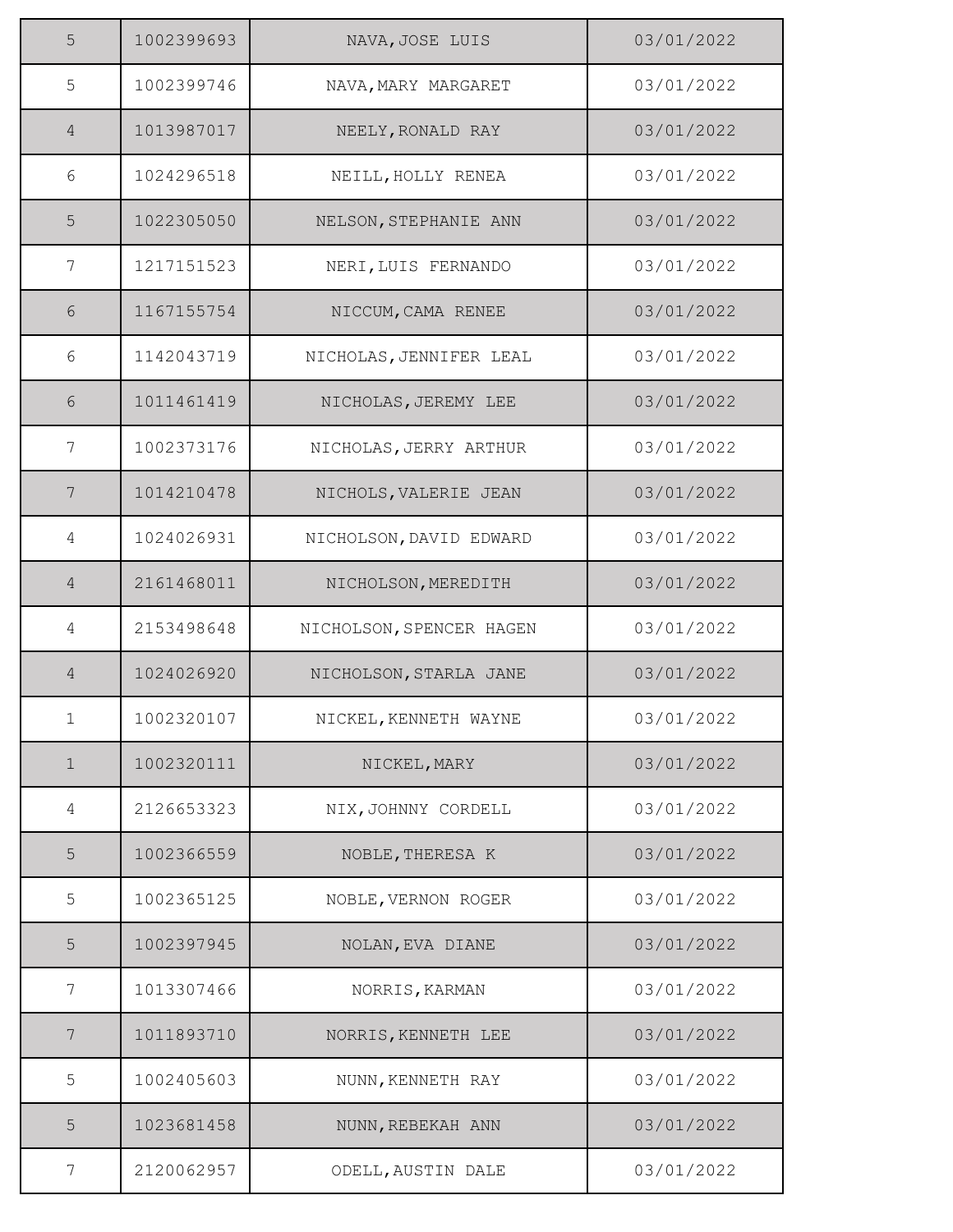| 5 | 1002399693 | NAVA,JOSE LUIS | 03/01/2022 |
|---|---|---|---|
| 5 | 1002399746 | NAVA,MARY MARGARET | 03/01/2022 |
| 4 | 1013987017 | NEELY,RONALD RAY | 03/01/2022 |
| 6 | 1024296518 | NEILL,HOLLY RENEA | 03/01/2022 |
| 5 | 1022305050 | NELSON,STEPHANIE ANN | 03/01/2022 |
| 7 | 1217151523 | NERI,LUIS FERNANDO | 03/01/2022 |
| 6 | 1167155754 | NICCUM,CAMA RENEE | 03/01/2022 |
| 6 | 1142043719 | NICHOLAS,JENNIFER LEAL | 03/01/2022 |
| 6 | 1011461419 | NICHOLAS,JEREMY LEE | 03/01/2022 |
| 7 | 1002373176 | NICHOLAS,JERRY ARTHUR | 03/01/2022 |
| 7 | 1014210478 | NICHOLS,VALERIE JEAN | 03/01/2022 |
| 4 | 1024026931 | NICHOLSON,DAVID EDWARD | 03/01/2022 |
| 4 | 2161468011 | NICHOLSON,MEREDITH | 03/01/2022 |
| 4 | 2153498648 | NICHOLSON,SPENCER HAGEN | 03/01/2022 |
| 4 | 1024026920 | NICHOLSON,STARLA JANE | 03/01/2022 |
| 1 | 1002320107 | NICKEL,KENNETH WAYNE | 03/01/2022 |
| 1 | 1002320111 | NICKEL,MARY | 03/01/2022 |
| 4 | 2126653323 | NIX,JOHNNY CORDELL | 03/01/2022 |
| 5 | 1002366559 | NOBLE,THERESA K | 03/01/2022 |
| 5 | 1002365125 | NOBLE,VERNON ROGER | 03/01/2022 |
| 5 | 1002397945 | NOLAN,EVA DIANE | 03/01/2022 |
| 7 | 1013307466 | NORRIS,KARMAN | 03/01/2022 |
| 7 | 1011893710 | NORRIS,KENNETH LEE | 03/01/2022 |
| 5 | 1002405603 | NUNN,KENNETH RAY | 03/01/2022 |
| 5 | 1023681458 | NUNN,REBEKAH ANN | 03/01/2022 |
| 7 | 2120062957 | ODELL,AUSTIN DALE | 03/01/2022 |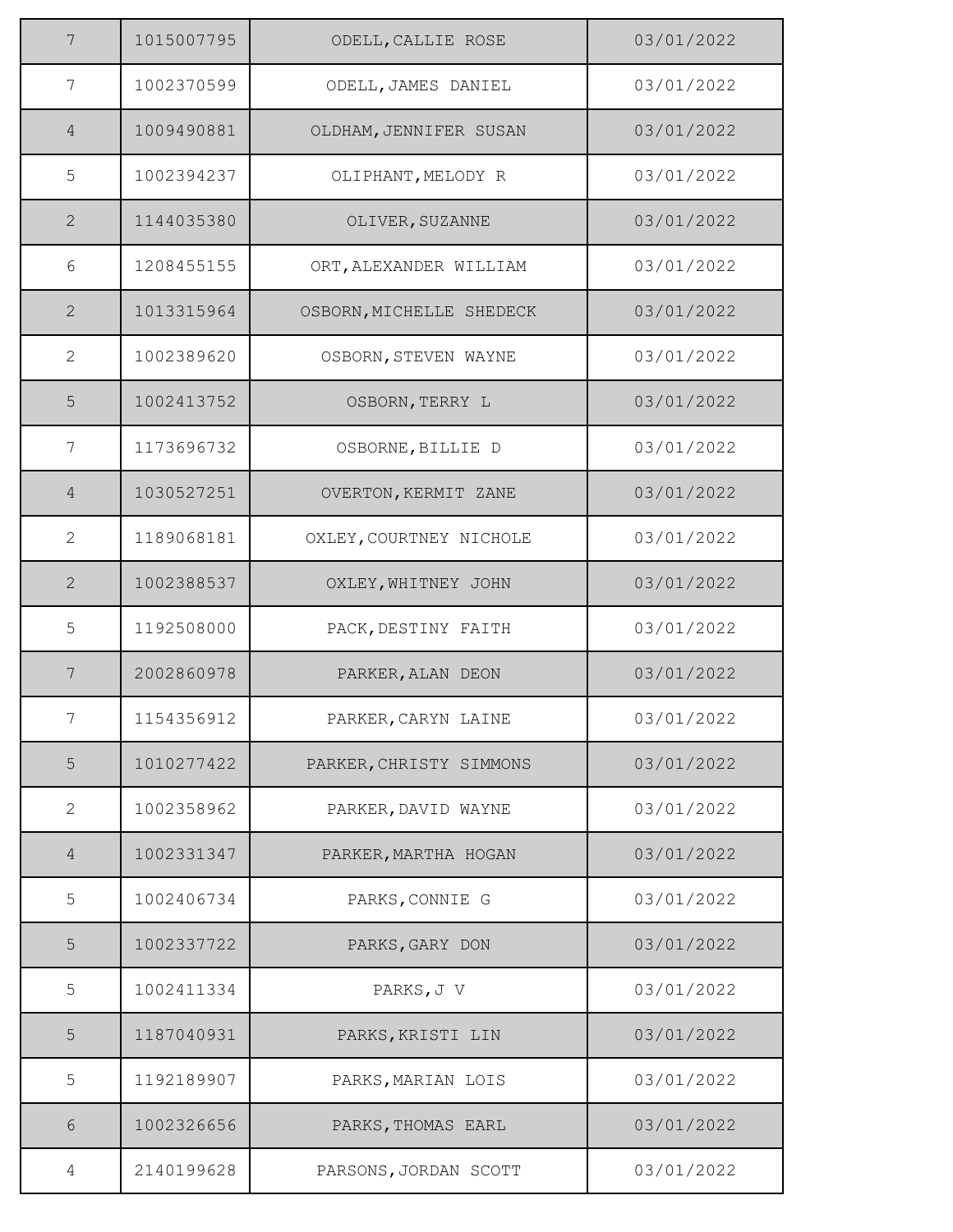| 7 | 1015007795 | ODELL,CALLIE ROSE | 03/01/2022 |
|---|---|---|---|
| 7 | 1002370599 | ODELL,JAMES DANIEL | 03/01/2022 |
| 4 | 1009490881 | OLDHAM,JENNIFER SUSAN | 03/01/2022 |
| 5 | 1002394237 | OLIPHANT,MELODY R | 03/01/2022 |
| 2 | 1144035380 | OLIVER,SUZANNE | 03/01/2022 |
| 6 | 1208455155 | ORT,ALEXANDER WILLIAM | 03/01/2022 |
| 2 | 1013315964 | OSBORN,MICHELLE SHEDECK | 03/01/2022 |
| 2 | 1002389620 | OSBORN,STEVEN WAYNE | 03/01/2022 |
| 5 | 1002413752 | OSBORN,TERRY L | 03/01/2022 |
| 7 | 1173696732 | OSBORNE,BILLIE D | 03/01/2022 |
| 4 | 1030527251 | OVERTON,KERMIT ZANE | 03/01/2022 |
| 2 | 1189068181 | OXLEY,COURTNEY NICHOLE | 03/01/2022 |
| 2 | 1002388537 | OXLEY,WHITNEY JOHN | 03/01/2022 |
| 5 | 1192508000 | PACK,DESTINY FAITH | 03/01/2022 |
| 7 | 2002860978 | PARKER,ALAN DEON | 03/01/2022 |
| 7 | 1154356912 | PARKER,CARYN LAINE | 03/01/2022 |
| 5 | 1010277422 | PARKER,CHRISTY SIMMONS | 03/01/2022 |
| 2 | 1002358962 | PARKER,DAVID WAYNE | 03/01/2022 |
| 4 | 1002331347 | PARKER,MARTHA HOGAN | 03/01/2022 |
| 5 | 1002406734 | PARKS,CONNIE G | 03/01/2022 |
| 5 | 1002337722 | PARKS,GARY DON | 03/01/2022 |
| 5 | 1002411334 | PARKS,J V | 03/01/2022 |
| 5 | 1187040931 | PARKS,KRISTI LIN | 03/01/2022 |
| 5 | 1192189907 | PARKS,MARIAN LOIS | 03/01/2022 |
| 6 | 1002326656 | PARKS,THOMAS EARL | 03/01/2022 |
| 4 | 2140199628 | PARSONS,JORDAN SCOTT | 03/01/2022 |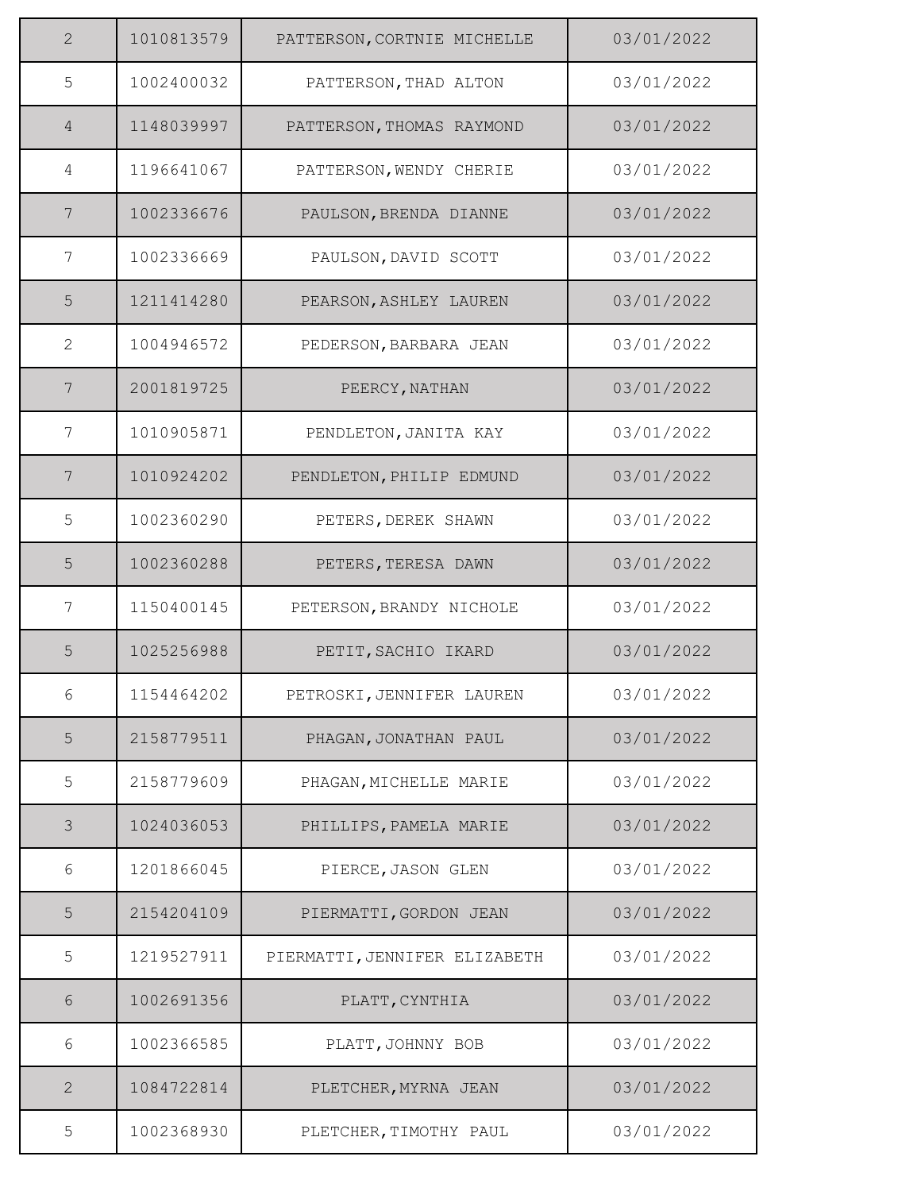| | | | |
|---|---|---|---|
| 2 | 1010813579 | PATTERSON,CORTNIE MICHELLE | 03/01/2022 |
| 5 | 1002400032 | PATTERSON,THAD ALTON | 03/01/2022 |
| 4 | 1148039997 | PATTERSON,THOMAS RAYMOND | 03/01/2022 |
| 4 | 1196641067 | PATTERSON,WENDY CHERIE | 03/01/2022 |
| 7 | 1002336676 | PAULSON,BRENDA DIANNE | 03/01/2022 |
| 7 | 1002336669 | PAULSON,DAVID SCOTT | 03/01/2022 |
| 5 | 1211414280 | PEARSON,ASHLEY LAUREN | 03/01/2022 |
| 2 | 1004946572 | PEDERSON,BARBARA JEAN | 03/01/2022 |
| 7 | 2001819725 | PEERCY,NATHAN | 03/01/2022 |
| 7 | 1010905871 | PENDLETON,JANITA KAY | 03/01/2022 |
| 7 | 1010924202 | PENDLETON,PHILIP EDMUND | 03/01/2022 |
| 5 | 1002360290 | PETERS,DEREK SHAWN | 03/01/2022 |
| 5 | 1002360288 | PETERS,TERESA DAWN | 03/01/2022 |
| 7 | 1150400145 | PETERSON,BRANDY NICHOLE | 03/01/2022 |
| 5 | 1025256988 | PETIT,SACHIO IKARD | 03/01/2022 |
| 6 | 1154464202 | PETROSKI,JENNIFER LAUREN | 03/01/2022 |
| 5 | 2158779511 | PHAGAN,JONATHAN PAUL | 03/01/2022 |
| 5 | 2158779609 | PHAGAN,MICHELLE MARIE | 03/01/2022 |
| 3 | 1024036053 | PHILLIPS,PAMELA MARIE | 03/01/2022 |
| 6 | 1201866045 | PIERCE,JASON GLEN | 03/01/2022 |
| 5 | 2154204109 | PIERMATTI,GORDON JEAN | 03/01/2022 |
| 5 | 1219527911 | PIERMATTI,JENNIFER ELIZABETH | 03/01/2022 |
| 6 | 1002691356 | PLATT,CYNTHIA | 03/01/2022 |
| 6 | 1002366585 | PLATT,JOHNNY BOB | 03/01/2022 |
| 2 | 1084722814 | PLETCHER,MYRNA JEAN | 03/01/2022 |
| 5 | 1002368930 | PLETCHER,TIMOTHY PAUL | 03/01/2022 |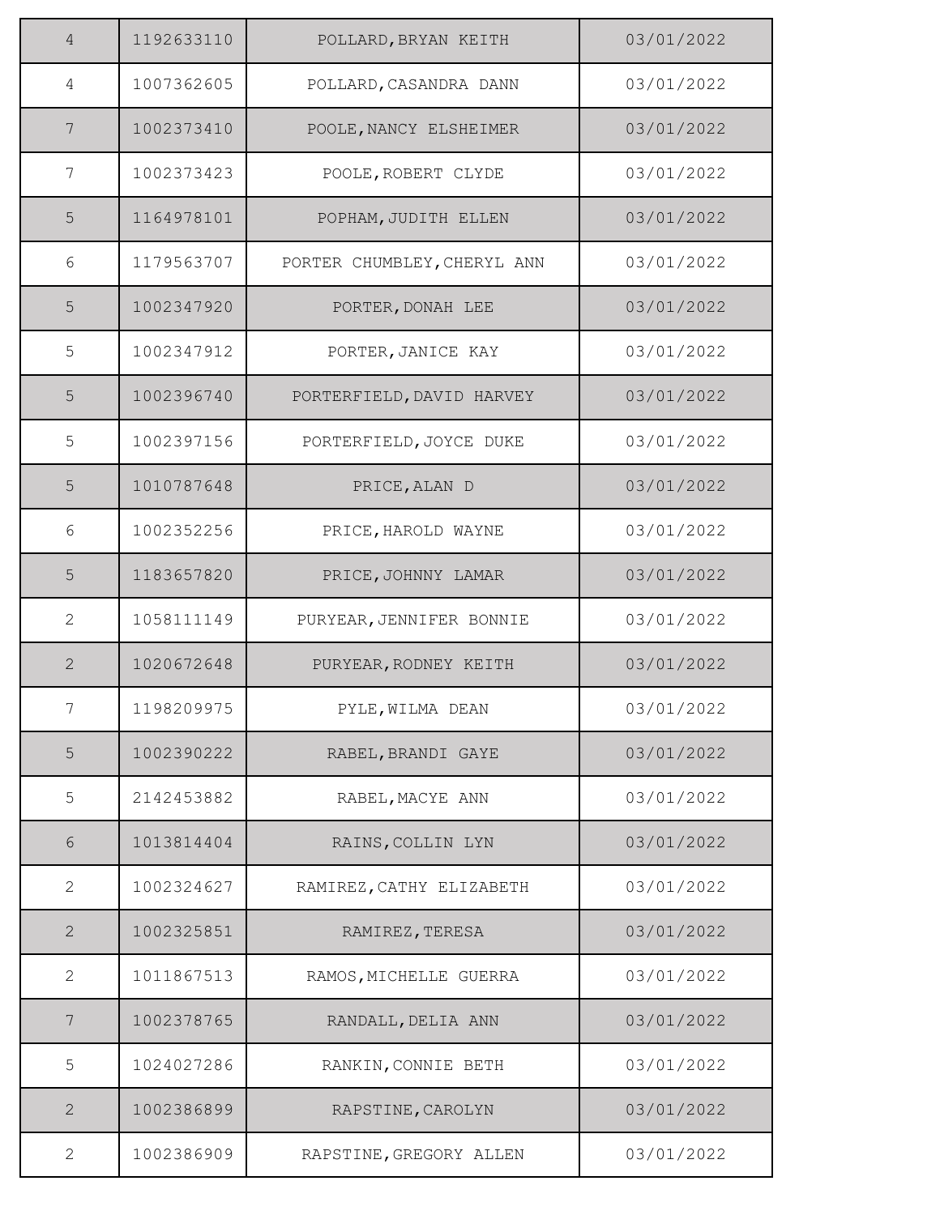| | | | |
|---|---|---|---|
| 4 | 1192633110 | POLLARD,BRYAN KEITH | 03/01/2022 |
| 4 | 1007362605 | POLLARD,CASANDRA DANN | 03/01/2022 |
| 7 | 1002373410 | POOLE,NANCY ELSHEIMER | 03/01/2022 |
| 7 | 1002373423 | POOLE,ROBERT CLYDE | 03/01/2022 |
| 5 | 1164978101 | POPHAM,JUDITH ELLEN | 03/01/2022 |
| 6 | 1179563707 | PORTER CHUMBLEY,CHERYL ANN | 03/01/2022 |
| 5 | 1002347920 | PORTER,DONAH LEE | 03/01/2022 |
| 5 | 1002347912 | PORTER,JANICE KAY | 03/01/2022 |
| 5 | 1002396740 | PORTERFIELD,DAVID HARVEY | 03/01/2022 |
| 5 | 1002397156 | PORTERFIELD,JOYCE DUKE | 03/01/2022 |
| 5 | 1010787648 | PRICE,ALAN D | 03/01/2022 |
| 6 | 1002352256 | PRICE,HAROLD WAYNE | 03/01/2022 |
| 5 | 1183657820 | PRICE,JOHNNY LAMAR | 03/01/2022 |
| 2 | 1058111149 | PURYEAR,JENNIFER BONNIE | 03/01/2022 |
| 2 | 1020672648 | PURYEAR,RODNEY KEITH | 03/01/2022 |
| 7 | 1198209975 | PYLE,WILMA DEAN | 03/01/2022 |
| 5 | 1002390222 | RABEL,BRANDI GAYE | 03/01/2022 |
| 5 | 2142453882 | RABEL,MACYE ANN | 03/01/2022 |
| 6 | 1013814404 | RAINS,COLLIN LYN | 03/01/2022 |
| 2 | 1002324627 | RAMIREZ,CATHY ELIZABETH | 03/01/2022 |
| 2 | 1002325851 | RAMIREZ,TERESA | 03/01/2022 |
| 2 | 1011867513 | RAMOS,MICHELLE GUERRA | 03/01/2022 |
| 7 | 1002378765 | RANDALL,DELIA ANN | 03/01/2022 |
| 5 | 1024027286 | RANKIN,CONNIE BETH | 03/01/2022 |
| 2 | 1002386899 | RAPSTINE,CAROLYN | 03/01/2022 |
| 2 | 1002386909 | RAPSTINE,GREGORY ALLEN | 03/01/2022 |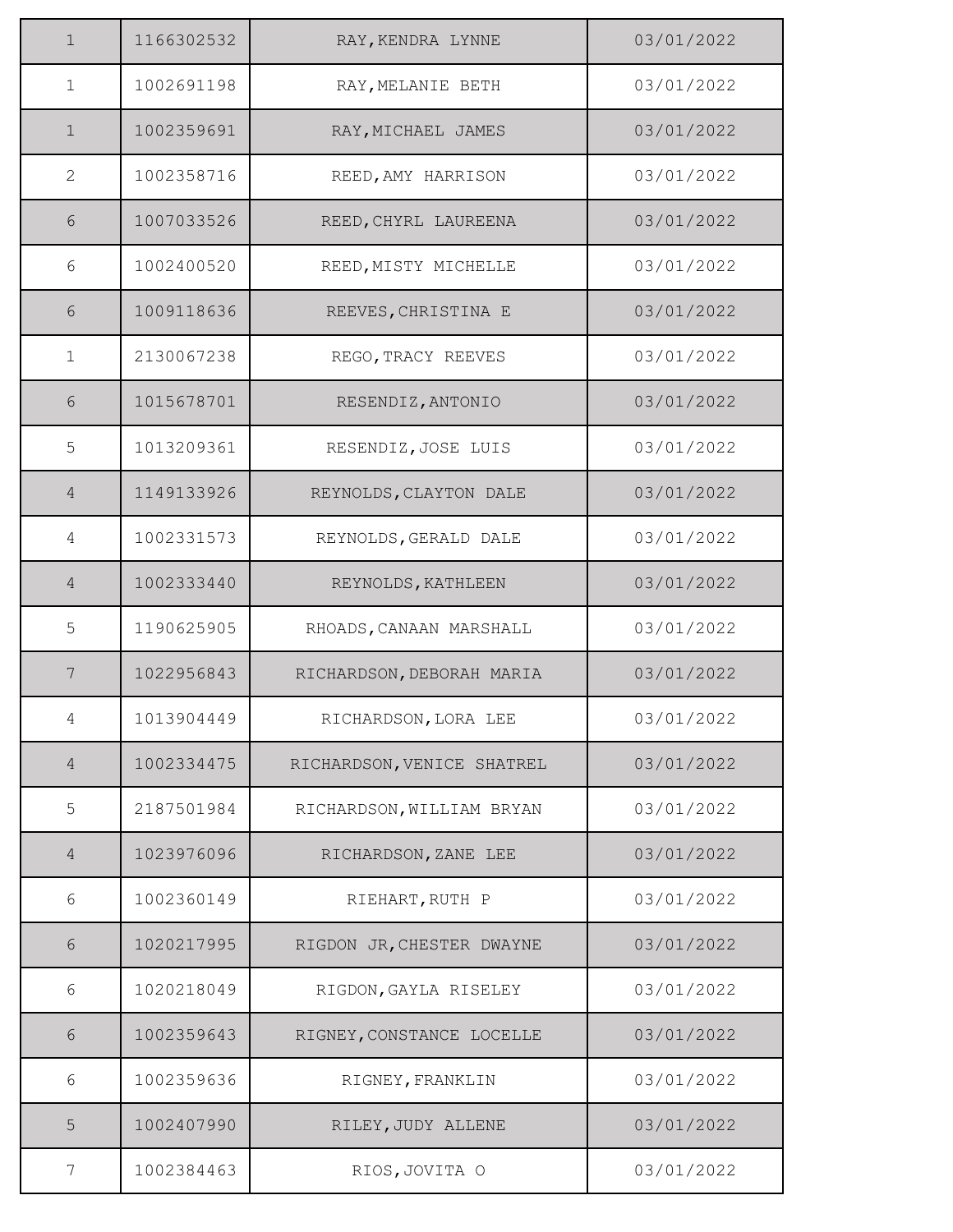| 1 | 1166302532 | RAY,KENDRA LYNNE | 03/01/2022 |
|---|---|---|---|
| 1 | 1002691198 | RAY,MELANIE BETH | 03/01/2022 |
| 1 | 1002359691 | RAY,MICHAEL JAMES | 03/01/2022 |
| 2 | 1002358716 | REED,AMY HARRISON | 03/01/2022 |
| 6 | 1007033526 | REED,CHYRL LAUREENA | 03/01/2022 |
| 6 | 1002400520 | REED,MISTY MICHELLE | 03/01/2022 |
| 6 | 1009118636 | REEVES,CHRISTINA E | 03/01/2022 |
| 1 | 2130067238 | REGO,TRACY REEVES | 03/01/2022 |
| 6 | 1015678701 | RESENDIZ,ANTONIO | 03/01/2022 |
| 5 | 1013209361 | RESENDIZ,JOSE LUIS | 03/01/2022 |
| 4 | 1149133926 | REYNOLDS,CLAYTON DALE | 03/01/2022 |
| 4 | 1002331573 | REYNOLDS,GERALD DALE | 03/01/2022 |
| 4 | 1002333440 | REYNOLDS,KATHLEEN | 03/01/2022 |
| 5 | 1190625905 | RHOADS,CANAAN MARSHALL | 03/01/2022 |
| 7 | 1022956843 | RICHARDSON,DEBORAH MARIA | 03/01/2022 |
| 4 | 1013904449 | RICHARDSON,LORA LEE | 03/01/2022 |
| 4 | 1002334475 | RICHARDSON,VENICE SHATREL | 03/01/2022 |
| 5 | 2187501984 | RICHARDSON,WILLIAM BRYAN | 03/01/2022 |
| 4 | 1023976096 | RICHARDSON,ZANE LEE | 03/01/2022 |
| 6 | 1002360149 | RIEHART,RUTH P | 03/01/2022 |
| 6 | 1020217995 | RIGDON JR,CHESTER DWAYNE | 03/01/2022 |
| 6 | 1020218049 | RIGDON,GAYLA RISELEY | 03/01/2022 |
| 6 | 1002359643 | RIGNEY,CONSTANCE LOCELLE | 03/01/2022 |
| 6 | 1002359636 | RIGNEY,FRANKLIN | 03/01/2022 |
| 5 | 1002407990 | RILEY,JUDY ALLENE | 03/01/2022 |
| 7 | 1002384463 | RIOS,JOVITA O | 03/01/2022 |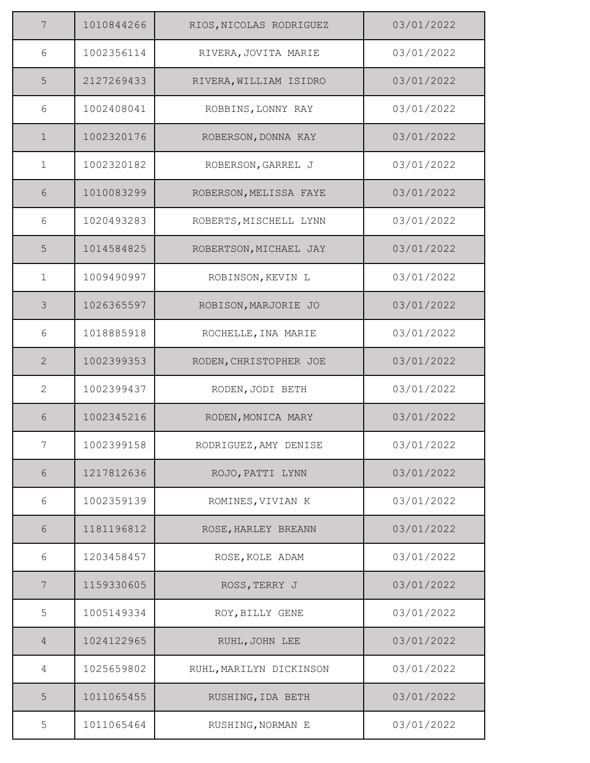| | | | |
|---|---|---|---|
| 7 | 1010844266 | RIOS,NICOLAS RODRIGUEZ | 03/01/2022 |
| 6 | 1002356114 | RIVERA,JOVITA MARIE | 03/01/2022 |
| 5 | 2127269433 | RIVERA,WILLIAM ISIDRO | 03/01/2022 |
| 6 | 1002408041 | ROBBINS,LONNY RAY | 03/01/2022 |
| 1 | 1002320176 | ROBERSON,DONNA KAY | 03/01/2022 |
| 1 | 1002320182 | ROBERSON,GARREL J | 03/01/2022 |
| 6 | 1010083299 | ROBERSON,MELISSA FAYE | 03/01/2022 |
| 6 | 1020493283 | ROBERTS,MISCHELL LYNN | 03/01/2022 |
| 5 | 1014584825 | ROBERTSON,MICHAEL JAY | 03/01/2022 |
| 1 | 1009490997 | ROBINSON,KEVIN L | 03/01/2022 |
| 3 | 1026365597 | ROBISON,MARJORIE JO | 03/01/2022 |
| 6 | 1018885918 | ROCHELLE,INA MARIE | 03/01/2022 |
| 2 | 1002399353 | RODEN,CHRISTOPHER JOE | 03/01/2022 |
| 2 | 1002399437 | RODEN,JODI BETH | 03/01/2022 |
| 6 | 1002345216 | RODEN,MONICA MARY | 03/01/2022 |
| 7 | 1002399158 | RODRIGUEZ,AMY DENISE | 03/01/2022 |
| 6 | 1217812636 | ROJO,PATTI LYNN | 03/01/2022 |
| 6 | 1002359139 | ROMINES,VIVIAN K | 03/01/2022 |
| 6 | 1181196812 | ROSE,HARLEY BREANN | 03/01/2022 |
| 6 | 1203458457 | ROSE,KOLE ADAM | 03/01/2022 |
| 7 | 1159330605 | ROSS,TERRY J | 03/01/2022 |
| 5 | 1005149334 | ROY,BILLY GENE | 03/01/2022 |
| 4 | 1024122965 | RUHL,JOHN LEE | 03/01/2022 |
| 4 | 1025659802 | RUHL,MARILYN DICKINSON | 03/01/2022 |
| 5 | 1011065455 | RUSHING,IDA BETH | 03/01/2022 |
| 5 | 1011065464 | RUSHING,NORMAN E | 03/01/2022 |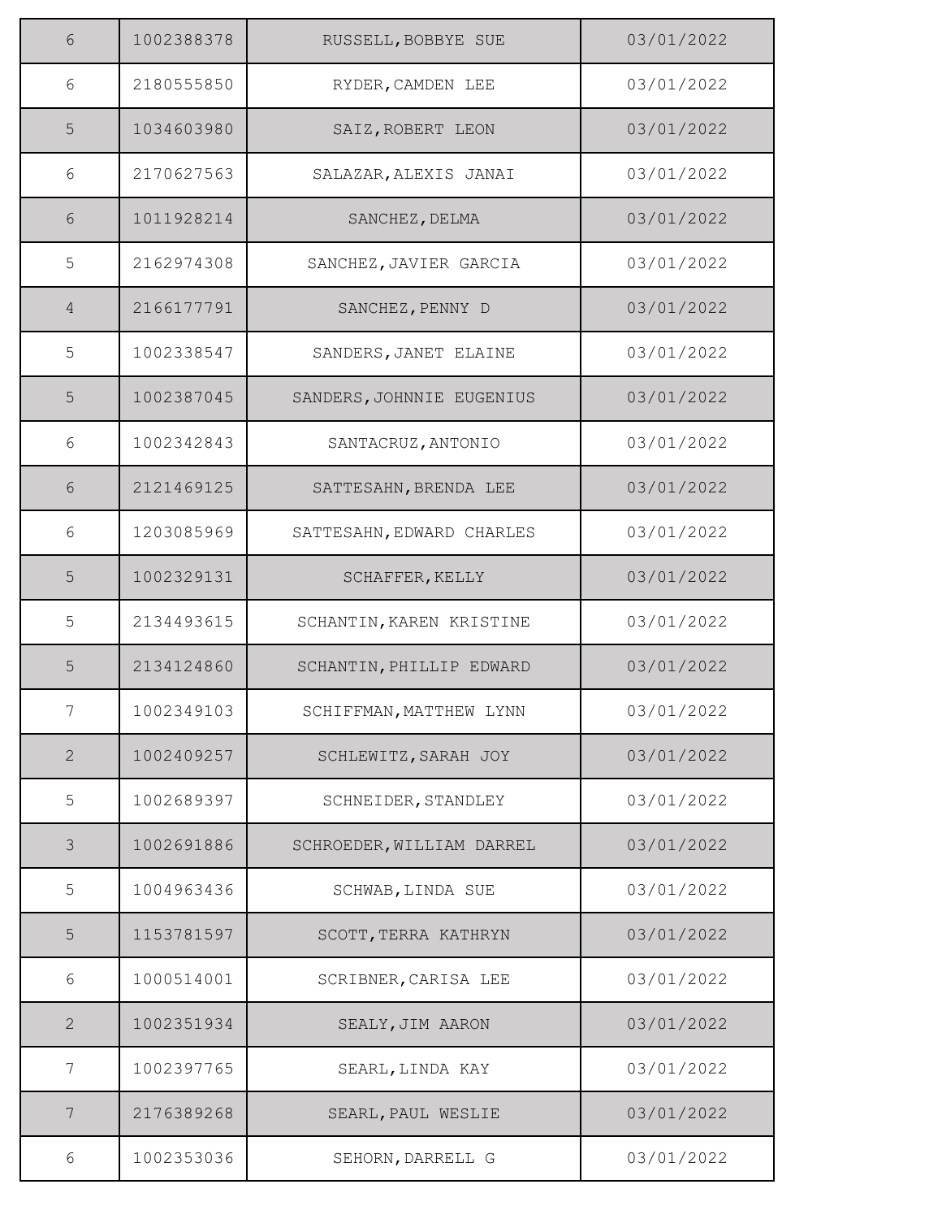| | | | |
|---|---|---|---|
| 6 | 1002388378 | RUSSELL,BOBBYE SUE | 03/01/2022 |
| 6 | 2180555850 | RYDER,CAMDEN LEE | 03/01/2022 |
| 5 | 1034603980 | SAIZ,ROBERT LEON | 03/01/2022 |
| 6 | 2170627563 | SALAZAR,ALEXIS JANAI | 03/01/2022 |
| 6 | 1011928214 | SANCHEZ,DELMA | 03/01/2022 |
| 5 | 2162974308 | SANCHEZ,JAVIER GARCIA | 03/01/2022 |
| 4 | 2166177791 | SANCHEZ,PENNY D | 03/01/2022 |
| 5 | 1002338547 | SANDERS,JANET ELAINE | 03/01/2022 |
| 5 | 1002387045 | SANDERS,JOHNNIE EUGENIUS | 03/01/2022 |
| 6 | 1002342843 | SANTACRUZ,ANTONIO | 03/01/2022 |
| 6 | 2121469125 | SATTESAHN,BRENDA LEE | 03/01/2022 |
| 6 | 1203085969 | SATTESAHN,EDWARD CHARLES | 03/01/2022 |
| 5 | 1002329131 | SCHAFFER,KELLY | 03/01/2022 |
| 5 | 2134493615 | SCHANTIN,KAREN KRISTINE | 03/01/2022 |
| 5 | 2134124860 | SCHANTIN,PHILLIP EDWARD | 03/01/2022 |
| 7 | 1002349103 | SCHIFFMAN,MATTHEW LYNN | 03/01/2022 |
| 2 | 1002409257 | SCHLEWITZ,SARAH JOY | 03/01/2022 |
| 5 | 1002689397 | SCHNEIDER,STANDLEY | 03/01/2022 |
| 3 | 1002691886 | SCHROEDER,WILLIAM DARREL | 03/01/2022 |
| 5 | 1004963436 | SCHWAB,LINDA SUE | 03/01/2022 |
| 5 | 1153781597 | SCOTT,TERRA KATHRYN | 03/01/2022 |
| 6 | 1000514001 | SCRIBNER,CARISA LEE | 03/01/2022 |
| 2 | 1002351934 | SEALY,JIM AARON | 03/01/2022 |
| 7 | 1002397765 | SEARL,LINDA KAY | 03/01/2022 |
| 7 | 2176389268 | SEARL,PAUL WESLIE | 03/01/2022 |
| 6 | 1002353036 | SEHORN,DARRELL G | 03/01/2022 |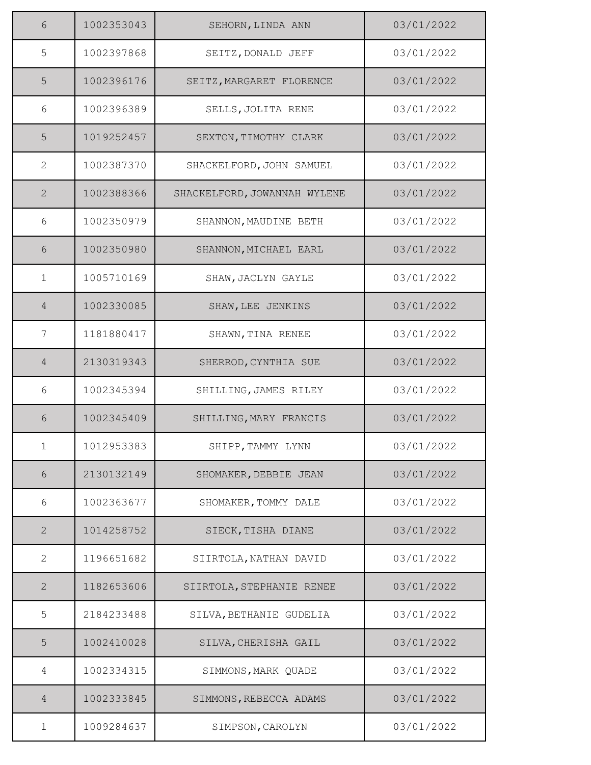| | | | |
|---|---|---|---|
| 6 | 1002353043 | SEHORN,LINDA ANN | 03/01/2022 |
| 5 | 1002397868 | SEITZ,DONALD JEFF | 03/01/2022 |
| 5 | 1002396176 | SEITZ,MARGARET FLORENCE | 03/01/2022 |
| 6 | 1002396389 | SELLS,JOLITA RENE | 03/01/2022 |
| 5 | 1019252457 | SEXTON,TIMOTHY CLARK | 03/01/2022 |
| 2 | 1002387370 | SHACKELFORD,JOHN SAMUEL | 03/01/2022 |
| 2 | 1002388366 | SHACKELFORD,JOWANNAH WYLENE | 03/01/2022 |
| 6 | 1002350979 | SHANNON,MAUDINE BETH | 03/01/2022 |
| 6 | 1002350980 | SHANNON,MICHAEL EARL | 03/01/2022 |
| 1 | 1005710169 | SHAW,JACLYN GAYLE | 03/01/2022 |
| 4 | 1002330085 | SHAW,LEE JENKINS | 03/01/2022 |
| 7 | 1181880417 | SHAWN,TINA RENEE | 03/01/2022 |
| 4 | 2130319343 | SHERROD,CYNTHIA SUE | 03/01/2022 |
| 6 | 1002345394 | SHILLING,JAMES RILEY | 03/01/2022 |
| 6 | 1002345409 | SHILLING,MARY FRANCIS | 03/01/2022 |
| 1 | 1012953383 | SHIPP,TAMMY LYNN | 03/01/2022 |
| 6 | 2130132149 | SHOMAKER,DEBBIE JEAN | 03/01/2022 |
| 6 | 1002363677 | SHOMAKER,TOMMY DALE | 03/01/2022 |
| 2 | 1014258752 | SIECK,TISHA DIANE | 03/01/2022 |
| 2 | 1196651682 | SIIRTOLA,NATHAN DAVID | 03/01/2022 |
| 2 | 1182653606 | SIIRTOLA,STEPHANIE RENEE | 03/01/2022 |
| 5 | 2184233488 | SILVA,BETHANIE GUDELIA | 03/01/2022 |
| 5 | 1002410028 | SILVA,CHERISHA GAIL | 03/01/2022 |
| 4 | 1002334315 | SIMMONS,MARK QUADE | 03/01/2022 |
| 4 | 1002333845 | SIMMONS,REBECCA ADAMS | 03/01/2022 |
| 1 | 1009284637 | SIMPSON,CAROLYN | 03/01/2022 |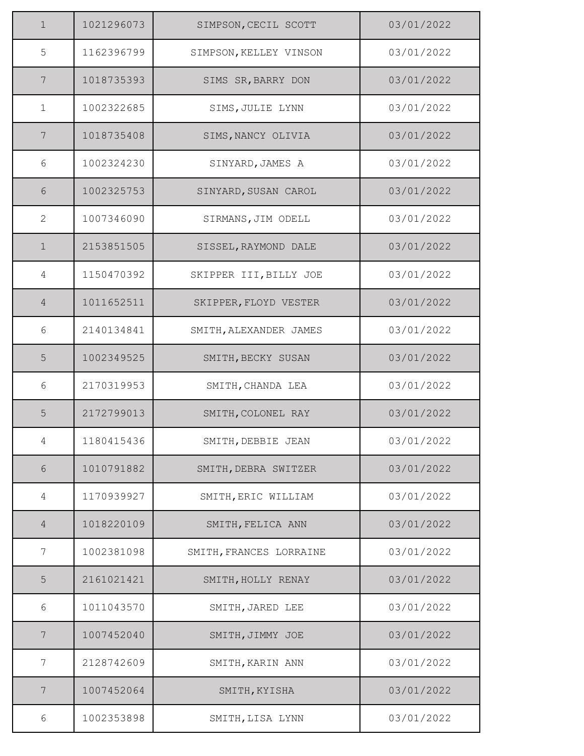| | | | |
|---|---|---|---|
| 1 | 1021296073 | SIMPSON,CECIL SCOTT | 03/01/2022 |
| 5 | 1162396799 | SIMPSON,KELLEY VINSON | 03/01/2022 |
| 7 | 1018735393 | SIMS SR,BARRY DON | 03/01/2022 |
| 1 | 1002322685 | SIMS,JULIE LYNN | 03/01/2022 |
| 7 | 1018735408 | SIMS,NANCY OLIVIA | 03/01/2022 |
| 6 | 1002324230 | SINYARD,JAMES A | 03/01/2022 |
| 6 | 1002325753 | SINYARD,SUSAN CAROL | 03/01/2022 |
| 2 | 1007346090 | SIRMANS,JIM ODELL | 03/01/2022 |
| 1 | 2153851505 | SISSEL,RAYMOND DALE | 03/01/2022 |
| 4 | 1150470392 | SKIPPER III,BILLY JOE | 03/01/2022 |
| 4 | 1011652511 | SKIPPER,FLOYD VESTER | 03/01/2022 |
| 6 | 2140134841 | SMITH,ALEXANDER JAMES | 03/01/2022 |
| 5 | 1002349525 | SMITH,BECKY SUSAN | 03/01/2022 |
| 6 | 2170319953 | SMITH,CHANDA LEA | 03/01/2022 |
| 5 | 2172799013 | SMITH,COLONEL RAY | 03/01/2022 |
| 4 | 1180415436 | SMITH,DEBBIE JEAN | 03/01/2022 |
| 6 | 1010791882 | SMITH,DEBRA SWITZER | 03/01/2022 |
| 4 | 1170939927 | SMITH,ERIC WILLIAM | 03/01/2022 |
| 4 | 1018220109 | SMITH,FELICA ANN | 03/01/2022 |
| 7 | 1002381098 | SMITH,FRANCES LORRAINE | 03/01/2022 |
| 5 | 2161021421 | SMITH,HOLLY RENAY | 03/01/2022 |
| 6 | 1011043570 | SMITH,JARED LEE | 03/01/2022 |
| 7 | 1007452040 | SMITH,JIMMY JOE | 03/01/2022 |
| 7 | 2128742609 | SMITH,KARIN ANN | 03/01/2022 |
| 7 | 1007452064 | SMITH,KYISHA | 03/01/2022 |
| 6 | 1002353898 | SMITH,LISA LYNN | 03/01/2022 |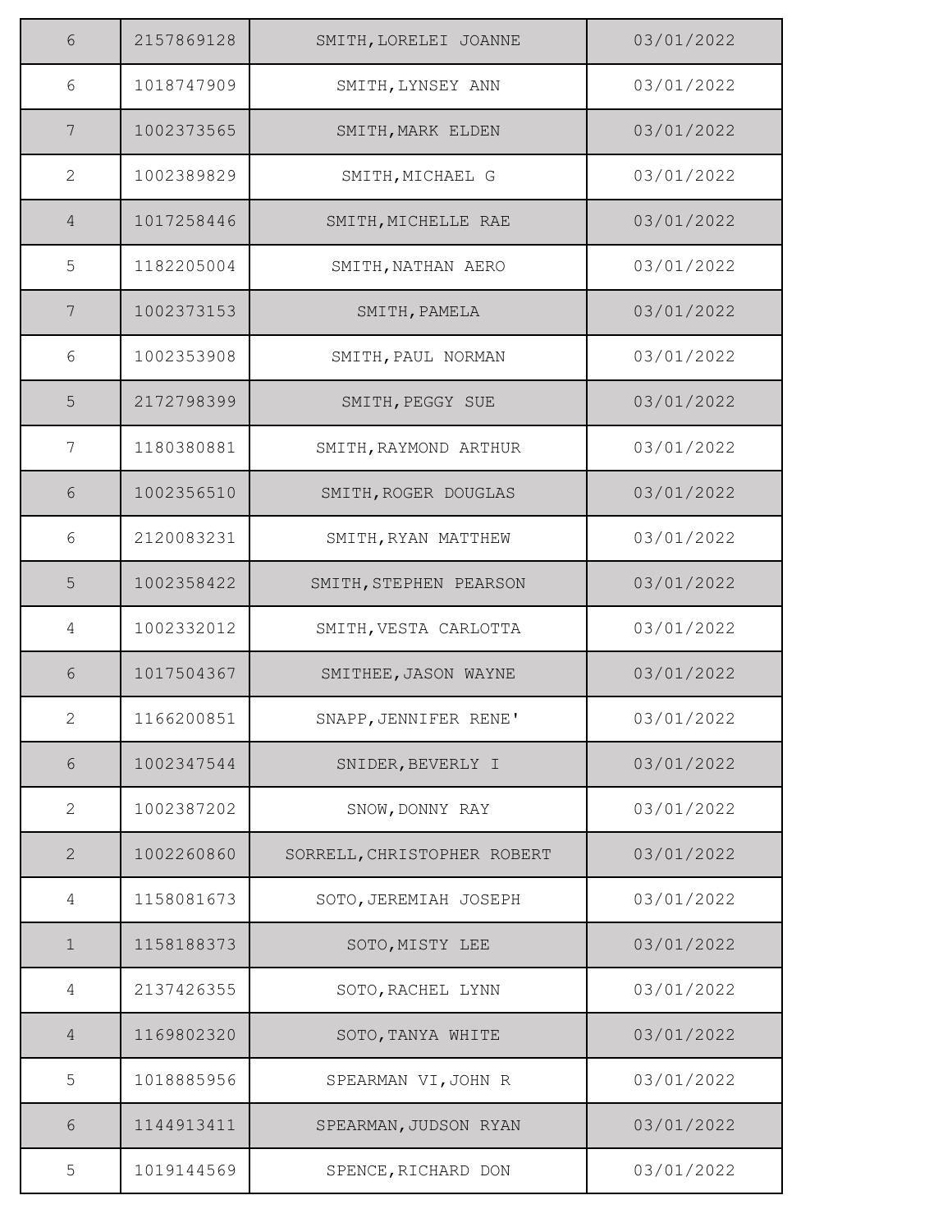| | | | |
|---|---|---|---|
| 6 | 2157869128 | SMITH,LORELEI JOANNE | 03/01/2022 |
| 6 | 1018747909 | SMITH,LYNSEY ANN | 03/01/2022 |
| 7 | 1002373565 | SMITH,MARK ELDEN | 03/01/2022 |
| 2 | 1002389829 | SMITH,MICHAEL G | 03/01/2022 |
| 4 | 1017258446 | SMITH,MICHELLE RAE | 03/01/2022 |
| 5 | 1182205004 | SMITH,NATHAN AERO | 03/01/2022 |
| 7 | 1002373153 | SMITH,PAMELA | 03/01/2022 |
| 6 | 1002353908 | SMITH,PAUL NORMAN | 03/01/2022 |
| 5 | 2172798399 | SMITH,PEGGY SUE | 03/01/2022 |
| 7 | 1180380881 | SMITH,RAYMOND ARTHUR | 03/01/2022 |
| 6 | 1002356510 | SMITH,ROGER DOUGLAS | 03/01/2022 |
| 6 | 2120083231 | SMITH,RYAN MATTHEW | 03/01/2022 |
| 5 | 1002358422 | SMITH,STEPHEN PEARSON | 03/01/2022 |
| 4 | 1002332012 | SMITH,VESTA CARLOTTA | 03/01/2022 |
| 6 | 1017504367 | SMITHEE,JASON WAYNE | 03/01/2022 |
| 2 | 1166200851 | SNAPP,JENNIFER RENE' | 03/01/2022 |
| 6 | 1002347544 | SNIDER,BEVERLY I | 03/01/2022 |
| 2 | 1002387202 | SNOW,DONNY RAY | 03/01/2022 |
| 2 | 1002260860 | SORRELL,CHRISTOPHER ROBERT | 03/01/2022 |
| 4 | 1158081673 | SOTO,JEREMIAH JOSEPH | 03/01/2022 |
| 1 | 1158188373 | SOTO,MISTY LEE | 03/01/2022 |
| 4 | 2137426355 | SOTO,RACHEL LYNN | 03/01/2022 |
| 4 | 1169802320 | SOTO,TANYA WHITE | 03/01/2022 |
| 5 | 1018885956 | SPEARMAN VI,JOHN R | 03/01/2022 |
| 6 | 1144913411 | SPEARMAN,JUDSON RYAN | 03/01/2022 |
| 5 | 1019144569 | SPENCE,RICHARD DON | 03/01/2022 |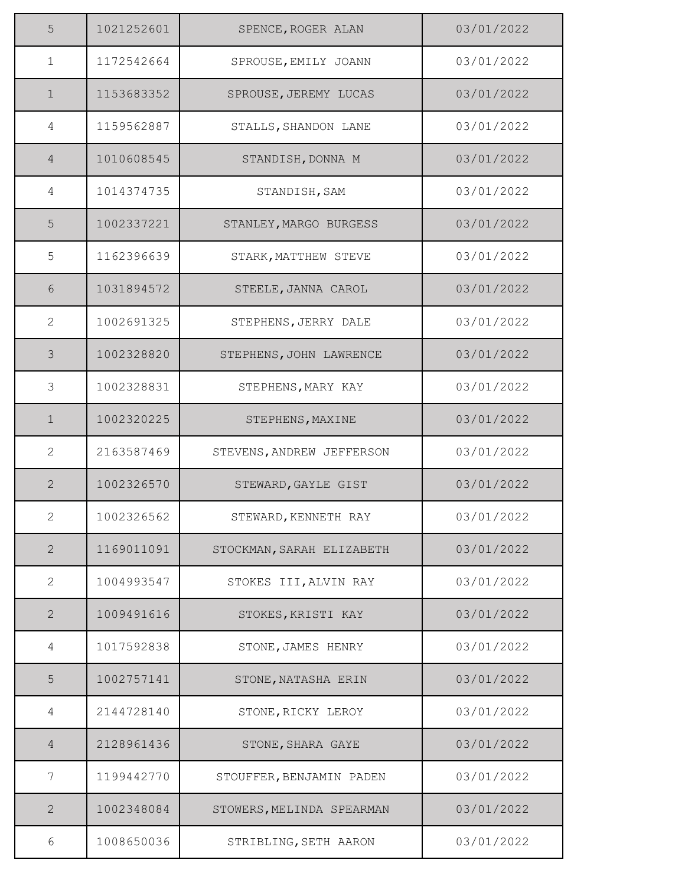| | | | |
|---|---|---|---|
| 5 | 1021252601 | SPENCE,ROGER ALAN | 03/01/2022 |
| 1 | 1172542664 | SPROUSE,EMILY JOANN | 03/01/2022 |
| 1 | 1153683352 | SPROUSE,JEREMY LUCAS | 03/01/2022 |
| 4 | 1159562887 | STALLS,SHANDON LANE | 03/01/2022 |
| 4 | 1010608545 | STANDISH,DONNA M | 03/01/2022 |
| 4 | 1014374735 | STANDISH,SAM | 03/01/2022 |
| 5 | 1002337221 | STANLEY,MARGO BURGESS | 03/01/2022 |
| 5 | 1162396639 | STARK,MATTHEW STEVE | 03/01/2022 |
| 6 | 1031894572 | STEELE,JANNA CAROL | 03/01/2022 |
| 2 | 1002691325 | STEPHENS,JERRY DALE | 03/01/2022 |
| 3 | 1002328820 | STEPHENS,JOHN LAWRENCE | 03/01/2022 |
| 3 | 1002328831 | STEPHENS,MARY KAY | 03/01/2022 |
| 1 | 1002320225 | STEPHENS,MAXINE | 03/01/2022 |
| 2 | 2163587469 | STEVENS,ANDREW JEFFERSON | 03/01/2022 |
| 2 | 1002326570 | STEWARD,GAYLE GIST | 03/01/2022 |
| 2 | 1002326562 | STEWARD,KENNETH RAY | 03/01/2022 |
| 2 | 1169011091 | STOCKMAN,SARAH ELIZABETH | 03/01/2022 |
| 2 | 1004993547 | STOKES III,ALVIN RAY | 03/01/2022 |
| 2 | 1009491616 | STOKES,KRISTI KAY | 03/01/2022 |
| 4 | 1017592838 | STONE,JAMES HENRY | 03/01/2022 |
| 5 | 1002757141 | STONE,NATASHA ERIN | 03/01/2022 |
| 4 | 2144728140 | STONE,RICKY LEROY | 03/01/2022 |
| 4 | 2128961436 | STONE,SHARA GAYE | 03/01/2022 |
| 7 | 1199442770 | STOUFFER,BENJAMIN PADEN | 03/01/2022 |
| 2 | 1002348084 | STOWERS,MELINDA SPEARMAN | 03/01/2022 |
| 6 | 1008650036 | STRIBLING,SETH AARON | 03/01/2022 |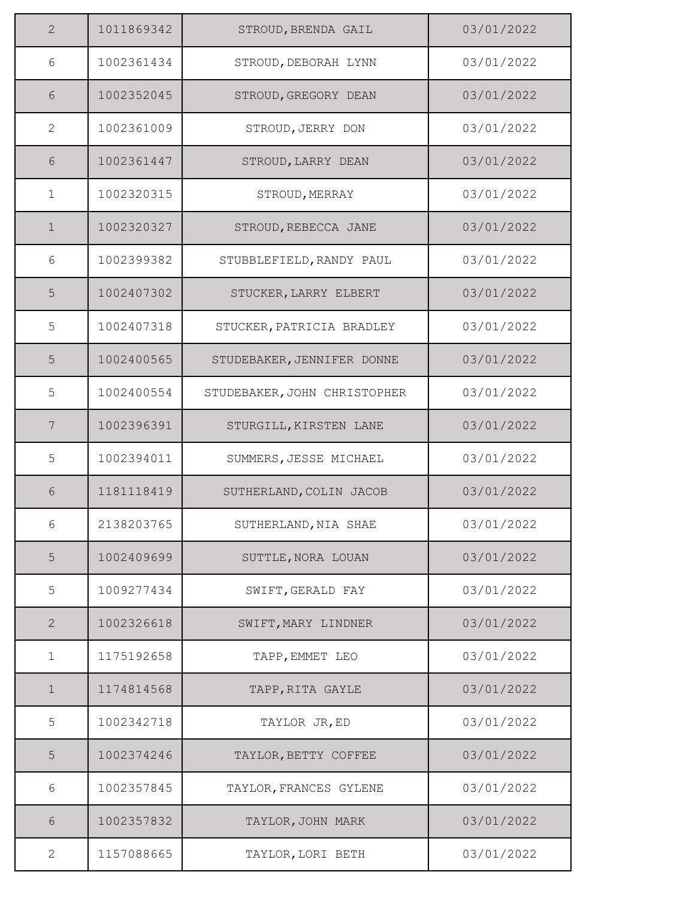| | | | |
|---|---|---|---|
| 2 | 1011869342 | STROUD,BRENDA GAIL | 03/01/2022 |
| 6 | 1002361434 | STROUD,DEBORAH LYNN | 03/01/2022 |
| 6 | 1002352045 | STROUD,GREGORY DEAN | 03/01/2022 |
| 2 | 1002361009 | STROUD,JERRY DON | 03/01/2022 |
| 6 | 1002361447 | STROUD,LARRY DEAN | 03/01/2022 |
| 1 | 1002320315 | STROUD,MERRAY | 03/01/2022 |
| 1 | 1002320327 | STROUD,REBECCA JANE | 03/01/2022 |
| 6 | 1002399382 | STUBBLEFIELD,RANDY PAUL | 03/01/2022 |
| 5 | 1002407302 | STUCKER,LARRY ELBERT | 03/01/2022 |
| 5 | 1002407318 | STUCKER,PATRICIA BRADLEY | 03/01/2022 |
| 5 | 1002400565 | STUDEBAKER,JENNIFER DONNE | 03/01/2022 |
| 5 | 1002400554 | STUDEBAKER,JOHN CHRISTOPHER | 03/01/2022 |
| 7 | 1002396391 | STURGILL,KIRSTEN LANE | 03/01/2022 |
| 5 | 1002394011 | SUMMERS,JESSE MICHAEL | 03/01/2022 |
| 6 | 1181118419 | SUTHERLAND,COLIN JACOB | 03/01/2022 |
| 6 | 2138203765 | SUTHERLAND,NIA SHAE | 03/01/2022 |
| 5 | 1002409699 | SUTTLE,NORA LOUAN | 03/01/2022 |
| 5 | 1009277434 | SWIFT,GERALD FAY | 03/01/2022 |
| 2 | 1002326618 | SWIFT,MARY LINDNER | 03/01/2022 |
| 1 | 1175192658 | TAPP,EMMET LEO | 03/01/2022 |
| 1 | 1174814568 | TAPP,RITA GAYLE | 03/01/2022 |
| 5 | 1002342718 | TAYLOR JR,ED | 03/01/2022 |
| 5 | 1002374246 | TAYLOR,BETTY COFFEE | 03/01/2022 |
| 6 | 1002357845 | TAYLOR,FRANCES GYLENE | 03/01/2022 |
| 6 | 1002357832 | TAYLOR,JOHN MARK | 03/01/2022 |
| 2 | 1157088665 | TAYLOR,LORI BETH | 03/01/2022 |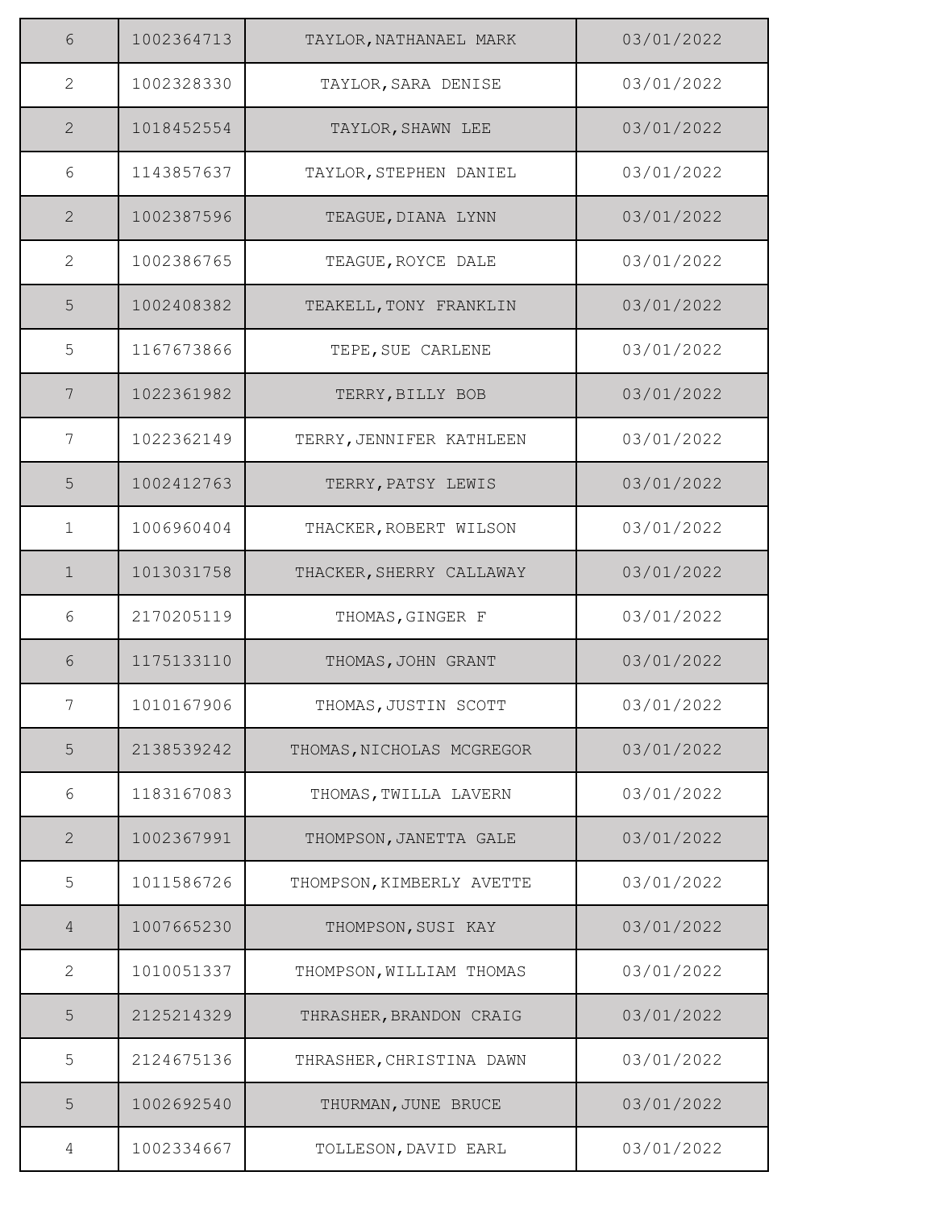| | | | |
|---|---|---|---|
| 6 | 1002364713 | TAYLOR,NATHANAEL MARK | 03/01/2022 |
| 2 | 1002328330 | TAYLOR,SARA DENISE | 03/01/2022 |
| 2 | 1018452554 | TAYLOR,SHAWN LEE | 03/01/2022 |
| 6 | 1143857637 | TAYLOR,STEPHEN DANIEL | 03/01/2022 |
| 2 | 1002387596 | TEAGUE,DIANA LYNN | 03/01/2022 |
| 2 | 1002386765 | TEAGUE,ROYCE DALE | 03/01/2022 |
| 5 | 1002408382 | TEAKELL,TONY FRANKLIN | 03/01/2022 |
| 5 | 1167673866 | TEPE,SUE CARLENE | 03/01/2022 |
| 7 | 1022361982 | TERRY,BILLY BOB | 03/01/2022 |
| 7 | 1022362149 | TERRY,JENNIFER KATHLEEN | 03/01/2022 |
| 5 | 1002412763 | TERRY,PATSY LEWIS | 03/01/2022 |
| 1 | 1006960404 | THACKER,ROBERT WILSON | 03/01/2022 |
| 1 | 1013031758 | THACKER,SHERRY CALLAWAY | 03/01/2022 |
| 6 | 2170205119 | THOMAS,GINGER F | 03/01/2022 |
| 6 | 1175133110 | THOMAS,JOHN GRANT | 03/01/2022 |
| 7 | 1010167906 | THOMAS,JUSTIN SCOTT | 03/01/2022 |
| 5 | 2138539242 | THOMAS,NICHOLAS MCGREGOR | 03/01/2022 |
| 6 | 1183167083 | THOMAS,TWILLA LAVERN | 03/01/2022 |
| 2 | 1002367991 | THOMPSON,JANETTA GALE | 03/01/2022 |
| 5 | 1011586726 | THOMPSON,KIMBERLY AVETTE | 03/01/2022 |
| 4 | 1007665230 | THOMPSON,SUSI KAY | 03/01/2022 |
| 2 | 1010051337 | THOMPSON,WILLIAM THOMAS | 03/01/2022 |
| 5 | 2125214329 | THRASHER,BRANDON CRAIG | 03/01/2022 |
| 5 | 2124675136 | THRASHER,CHRISTINA DAWN | 03/01/2022 |
| 5 | 1002692540 | THURMAN,JUNE BRUCE | 03/01/2022 |
| 4 | 1002334667 | TOLLESON,DAVID EARL | 03/01/2022 |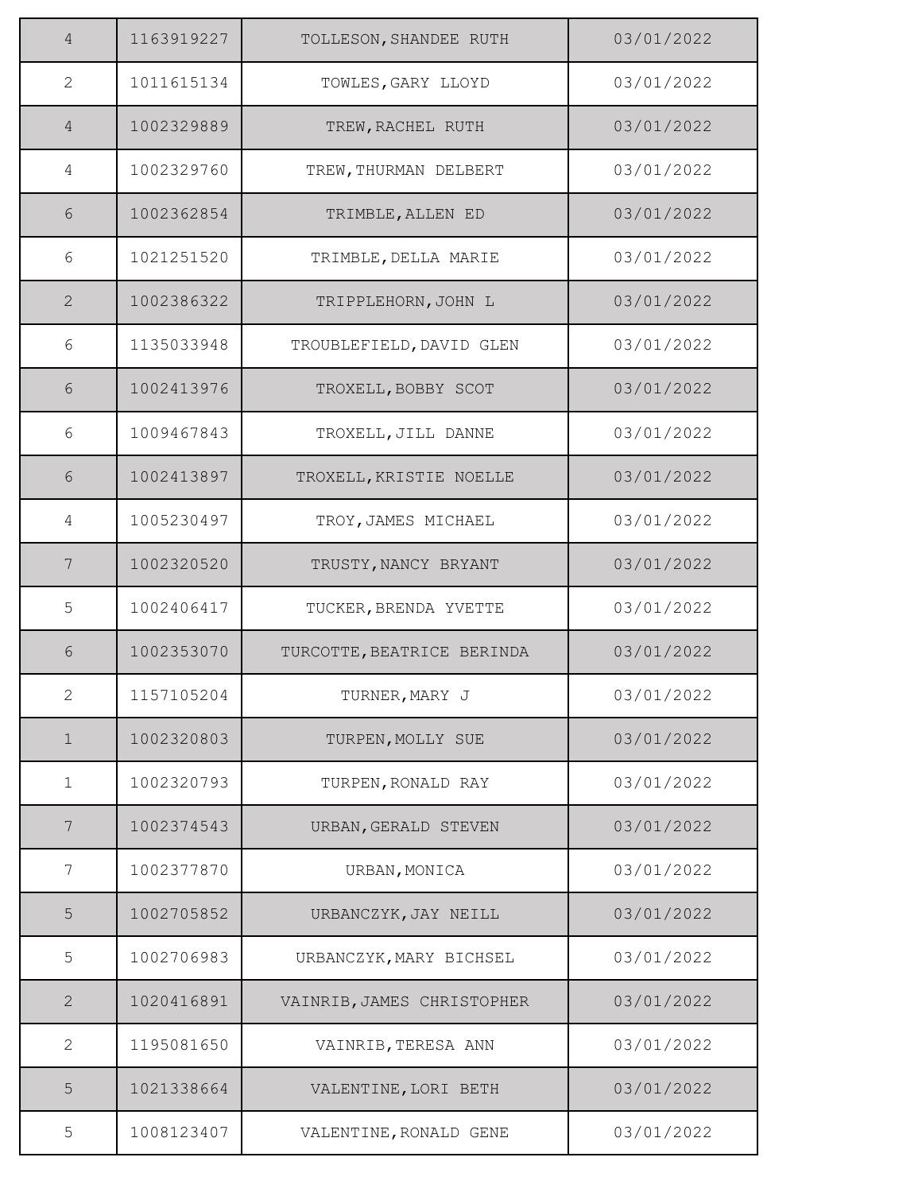| | | | |
|---|---|---|---|
| 4 | 1163919227 | TOLLESON,SHANDEE RUTH | 03/01/2022 |
| 2 | 1011615134 | TOWLES,GARY LLOYD | 03/01/2022 |
| 4 | 1002329889 | TREW,RACHEL RUTH | 03/01/2022 |
| 4 | 1002329760 | TREW,THURMAN DELBERT | 03/01/2022 |
| 6 | 1002362854 | TRIMBLE,ALLEN ED | 03/01/2022 |
| 6 | 1021251520 | TRIMBLE,DELLA MARIE | 03/01/2022 |
| 2 | 1002386322 | TRIPPLEHORN,JOHN L | 03/01/2022 |
| 6 | 1135033948 | TROUBLEFIELD,DAVID GLEN | 03/01/2022 |
| 6 | 1002413976 | TROXELL,BOBBY SCOT | 03/01/2022 |
| 6 | 1009467843 | TROXELL,JILL DANNE | 03/01/2022 |
| 6 | 1002413897 | TROXELL,KRISTIE NOELLE | 03/01/2022 |
| 4 | 1005230497 | TROY,JAMES MICHAEL | 03/01/2022 |
| 7 | 1002320520 | TRUSTY,NANCY BRYANT | 03/01/2022 |
| 5 | 1002406417 | TUCKER,BRENDA YVETTE | 03/01/2022 |
| 6 | 1002353070 | TURCOTTE,BEATRICE BERINDA | 03/01/2022 |
| 2 | 1157105204 | TURNER,MARY J | 03/01/2022 |
| 1 | 1002320803 | TURPEN,MOLLY SUE | 03/01/2022 |
| 1 | 1002320793 | TURPEN,RONALD RAY | 03/01/2022 |
| 7 | 1002374543 | URBAN,GERALD STEVEN | 03/01/2022 |
| 7 | 1002377870 | URBAN,MONICA | 03/01/2022 |
| 5 | 1002705852 | URBANCZYK,JAY NEILL | 03/01/2022 |
| 5 | 1002706983 | URBANCZYK,MARY BICHSEL | 03/01/2022 |
| 2 | 1020416891 | VAINRIB,JAMES CHRISTOPHER | 03/01/2022 |
| 2 | 1195081650 | VAINRIB,TERESA ANN | 03/01/2022 |
| 5 | 1021338664 | VALENTINE,LORI BETH | 03/01/2022 |
| 5 | 1008123407 | VALENTINE,RONALD GENE | 03/01/2022 |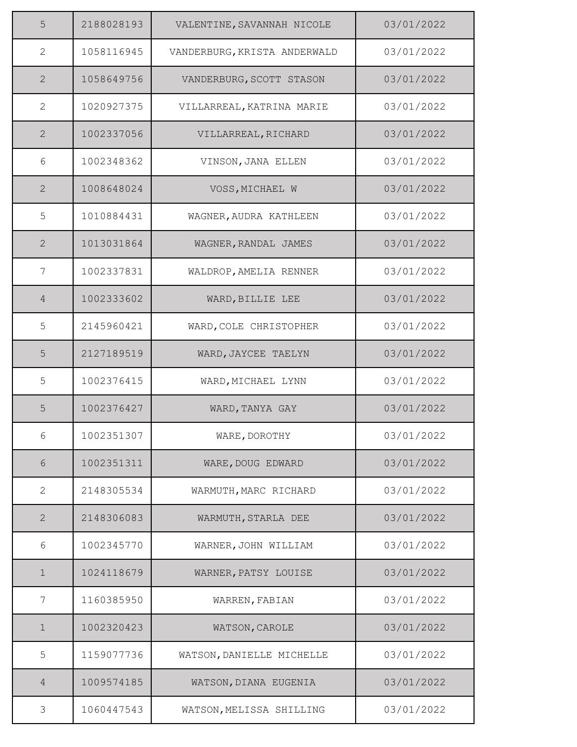| | | | |
|---|---|---|---|
| 5 | 2188028193 | VALENTINE,SAVANNAH NICOLE | 03/01/2022 |
| 2 | 1058116945 | VANDERBURG,KRISTA ANDERWALD | 03/01/2022 |
| 2 | 1058649756 | VANDERBURG,SCOTT STASON | 03/01/2022 |
| 2 | 1020927375 | VILLARREAL,KATRINA MARIE | 03/01/2022 |
| 2 | 1002337056 | VILLARREAL,RICHARD | 03/01/2022 |
| 6 | 1002348362 | VINSON,JANA ELLEN | 03/01/2022 |
| 2 | 1008648024 | VOSS,MICHAEL W | 03/01/2022 |
| 5 | 1010884431 | WAGNER,AUDRA KATHLEEN | 03/01/2022 |
| 2 | 1013031864 | WAGNER,RANDAL JAMES | 03/01/2022 |
| 7 | 1002337831 | WALDROP,AMELIA RENNER | 03/01/2022 |
| 4 | 1002333602 | WARD,BILLIE LEE | 03/01/2022 |
| 5 | 2145960421 | WARD,COLE CHRISTOPHER | 03/01/2022 |
| 5 | 2127189519 | WARD,JAYCEE TAELYN | 03/01/2022 |
| 5 | 1002376415 | WARD,MICHAEL LYNN | 03/01/2022 |
| 5 | 1002376427 | WARD,TANYA GAY | 03/01/2022 |
| 6 | 1002351307 | WARE,DOROTHY | 03/01/2022 |
| 6 | 1002351311 | WARE,DOUG EDWARD | 03/01/2022 |
| 2 | 2148305534 | WARMUTH,MARC RICHARD | 03/01/2022 |
| 2 | 2148306083 | WARMUTH,STARLA DEE | 03/01/2022 |
| 6 | 1002345770 | WARNER,JOHN WILLIAM | 03/01/2022 |
| 1 | 1024118679 | WARNER,PATSY LOUISE | 03/01/2022 |
| 7 | 1160385950 | WARREN,FABIAN | 03/01/2022 |
| 1 | 1002320423 | WATSON,CAROLE | 03/01/2022 |
| 5 | 1159077736 | WATSON,DANIELLE MICHELLE | 03/01/2022 |
| 4 | 1009574185 | WATSON,DIANA EUGENIA | 03/01/2022 |
| 3 | 1060447543 | WATSON,MELISSA SHILLING | 03/01/2022 |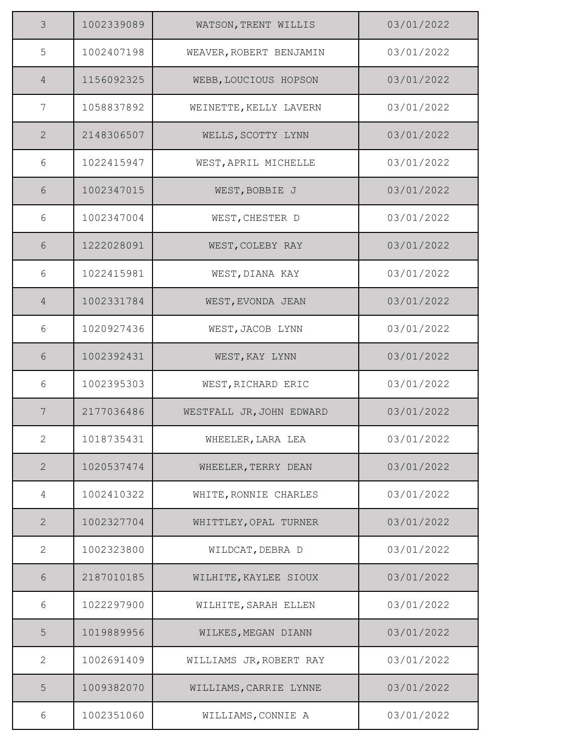| | | | |
|---|---|---|---|
| 3 | 1002339089 | WATSON,TRENT WILLIS | 03/01/2022 |
| 5 | 1002407198 | WEAVER,ROBERT BENJAMIN | 03/01/2022 |
| 4 | 1156092325 | WEBB,LOUCIOUS HOPSON | 03/01/2022 |
| 7 | 1058837892 | WEINETTE,KELLY LAVERN | 03/01/2022 |
| 2 | 2148306507 | WELLS,SCOTTY LYNN | 03/01/2022 |
| 6 | 1022415947 | WEST,APRIL MICHELLE | 03/01/2022 |
| 6 | 1002347015 | WEST,BOBBIE J | 03/01/2022 |
| 6 | 1002347004 | WEST,CHESTER D | 03/01/2022 |
| 6 | 1222028091 | WEST,COLEBY RAY | 03/01/2022 |
| 6 | 1022415981 | WEST,DIANA KAY | 03/01/2022 |
| 4 | 1002331784 | WEST,EVONDA JEAN | 03/01/2022 |
| 6 | 1020927436 | WEST,JACOB LYNN | 03/01/2022 |
| 6 | 1002392431 | WEST,KAY LYNN | 03/01/2022 |
| 6 | 1002395303 | WEST,RICHARD ERIC | 03/01/2022 |
| 7 | 2177036486 | WESTFALL JR,JOHN EDWARD | 03/01/2022 |
| 2 | 1018735431 | WHEELER,LARA LEA | 03/01/2022 |
| 2 | 1020537474 | WHEELER,TERRY DEAN | 03/01/2022 |
| 4 | 1002410322 | WHITE,RONNIE CHARLES | 03/01/2022 |
| 2 | 1002327704 | WHITTLEY,OPAL TURNER | 03/01/2022 |
| 2 | 1002323800 | WILDCAT,DEBRA D | 03/01/2022 |
| 6 | 2187010185 | WILHITE,KAYLEE SIOUX | 03/01/2022 |
| 6 | 1022297900 | WILHITE,SARAH ELLEN | 03/01/2022 |
| 5 | 1019889956 | WILKES,MEGAN DIANN | 03/01/2022 |
| 2 | 1002691409 | WILLIAMS JR,ROBERT RAY | 03/01/2022 |
| 5 | 1009382070 | WILLIAMS,CARRIE LYNNE | 03/01/2022 |
| 6 | 1002351060 | WILLIAMS,CONNIE A | 03/01/2022 |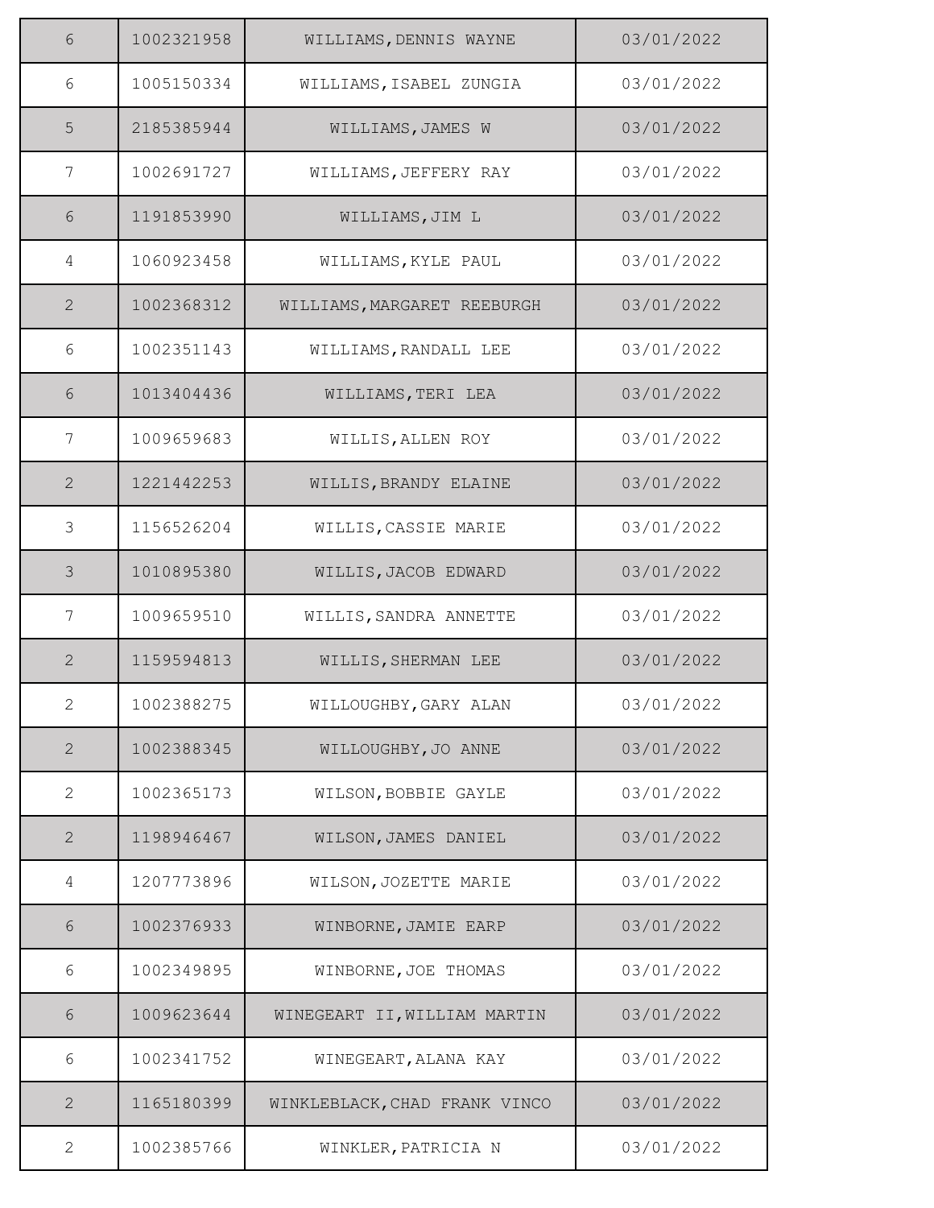| | | | |
|---|---|---|---|
| 6 | 1002321958 | WILLIAMS,DENNIS WAYNE | 03/01/2022 |
| 6 | 1005150334 | WILLIAMS,ISABEL ZUNGIA | 03/01/2022 |
| 5 | 2185385944 | WILLIAMS,JAMES W | 03/01/2022 |
| 7 | 1002691727 | WILLIAMS,JEFFERY RAY | 03/01/2022 |
| 6 | 1191853990 | WILLIAMS,JIM L | 03/01/2022 |
| 4 | 1060923458 | WILLIAMS,KYLE PAUL | 03/01/2022 |
| 2 | 1002368312 | WILLIAMS,MARGARET REEBURGH | 03/01/2022 |
| 6 | 1002351143 | WILLIAMS,RANDALL LEE | 03/01/2022 |
| 6 | 1013404436 | WILLIAMS,TERI LEA | 03/01/2022 |
| 7 | 1009659683 | WILLIS,ALLEN ROY | 03/01/2022 |
| 2 | 1221442253 | WILLIS,BRANDY ELAINE | 03/01/2022 |
| 3 | 1156526204 | WILLIS,CASSIE MARIE | 03/01/2022 |
| 3 | 1010895380 | WILLIS,JACOB EDWARD | 03/01/2022 |
| 7 | 1009659510 | WILLIS,SANDRA ANNETTE | 03/01/2022 |
| 2 | 1159594813 | WILLIS,SHERMAN LEE | 03/01/2022 |
| 2 | 1002388275 | WILLOUGHBY,GARY ALAN | 03/01/2022 |
| 2 | 1002388345 | WILLOUGHBY,JO ANNE | 03/01/2022 |
| 2 | 1002365173 | WILSON,BOBBIE GAYLE | 03/01/2022 |
| 2 | 1198946467 | WILSON,JAMES DANIEL | 03/01/2022 |
| 4 | 1207773896 | WILSON,JOZETTE MARIE | 03/01/2022 |
| 6 | 1002376933 | WINBORNE,JAMIE EARP | 03/01/2022 |
| 6 | 1002349895 | WINBORNE,JOE THOMAS | 03/01/2022 |
| 6 | 1009623644 | WINEGEART II,WILLIAM MARTIN | 03/01/2022 |
| 6 | 1002341752 | WINEGEART,ALANA KAY | 03/01/2022 |
| 2 | 1165180399 | WINKLEBLACK,CHAD FRANK VINCO | 03/01/2022 |
| 2 | 1002385766 | WINKLER,PATRICIA N | 03/01/2022 |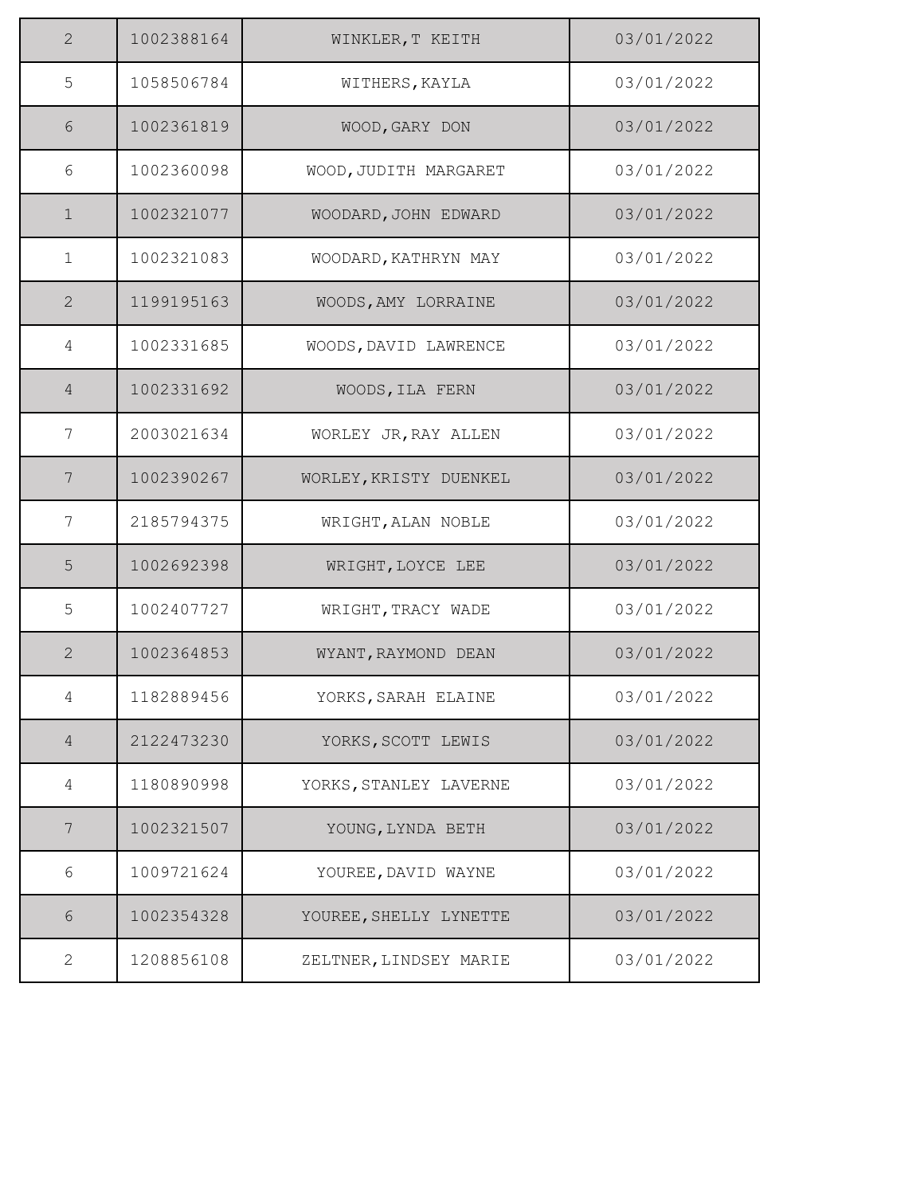| | | | |
|---|---|---|---|
| 2 | 1002388164 | WINKLER,T KEITH | 03/01/2022 |
| 5 | 1058506784 | WITHERS,KAYLA | 03/01/2022 |
| 6 | 1002361819 | WOOD,GARY DON | 03/01/2022 |
| 6 | 1002360098 | WOOD,JUDITH MARGARET | 03/01/2022 |
| 1 | 1002321077 | WOODARD,JOHN EDWARD | 03/01/2022 |
| 1 | 1002321083 | WOODARD,KATHRYN MAY | 03/01/2022 |
| 2 | 1199195163 | WOODS,AMY LORRAINE | 03/01/2022 |
| 4 | 1002331685 | WOODS,DAVID LAWRENCE | 03/01/2022 |
| 4 | 1002331692 | WOODS,ILA FERN | 03/01/2022 |
| 7 | 2003021634 | WORLEY JR,RAY ALLEN | 03/01/2022 |
| 7 | 1002390267 | WORLEY,KRISTY DUENKEL | 03/01/2022 |
| 7 | 2185794375 | WRIGHT,ALAN NOBLE | 03/01/2022 |
| 5 | 1002692398 | WRIGHT,LOYCE LEE | 03/01/2022 |
| 5 | 1002407727 | WRIGHT,TRACY WADE | 03/01/2022 |
| 2 | 1002364853 | WYANT,RAYMOND DEAN | 03/01/2022 |
| 4 | 1182889456 | YORKS,SARAH ELAINE | 03/01/2022 |
| 4 | 2122473230 | YORKS,SCOTT LEWIS | 03/01/2022 |
| 4 | 1180890998 | YORKS,STANLEY LAVERNE | 03/01/2022 |
| 7 | 1002321507 | YOUNG,LYNDA BETH | 03/01/2022 |
| 6 | 1009721624 | YOUREE,DAVID WAYNE | 03/01/2022 |
| 6 | 1002354328 | YOUREE,SHELLY LYNETTE | 03/01/2022 |
| 2 | 1208856108 | ZELTNER,LINDSEY MARIE | 03/01/2022 |